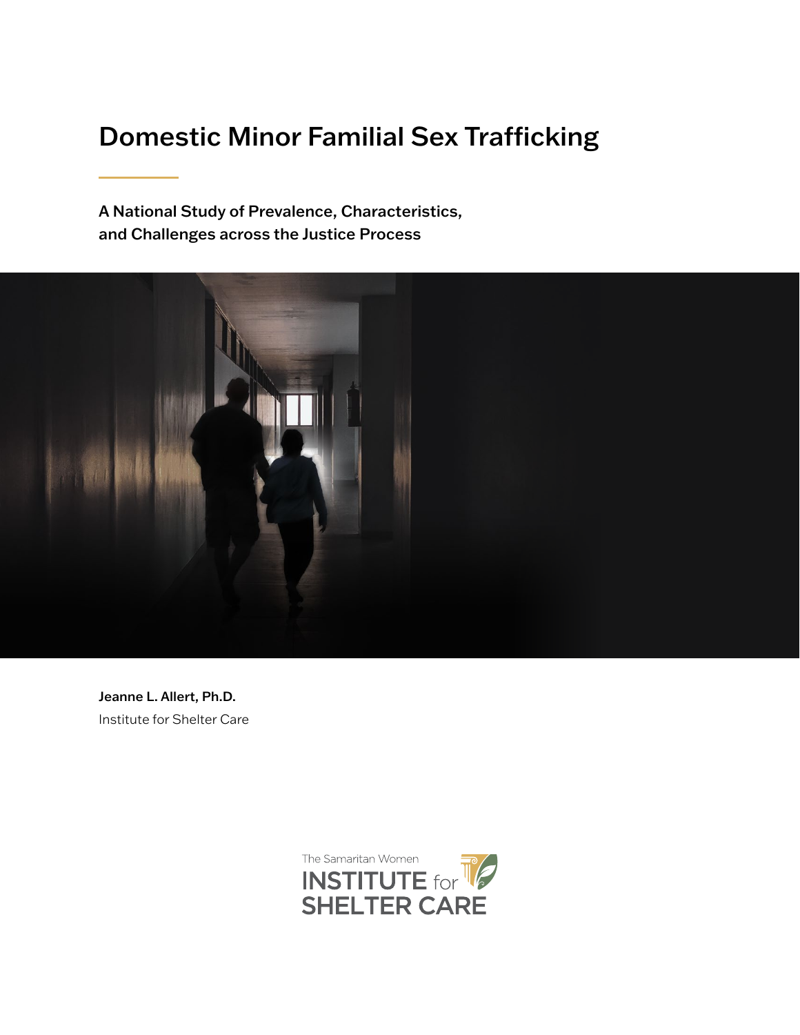# Domestic Minor Familial Sex Trafficking

**A National Study of Prevalence, Characteristics, and Challenges across the Justice Process**

**Jeanne L. Allert, Ph.D.**
Institute for Shelter Care

The Samaritan Women
INSTITUTE for
SHELTER CARE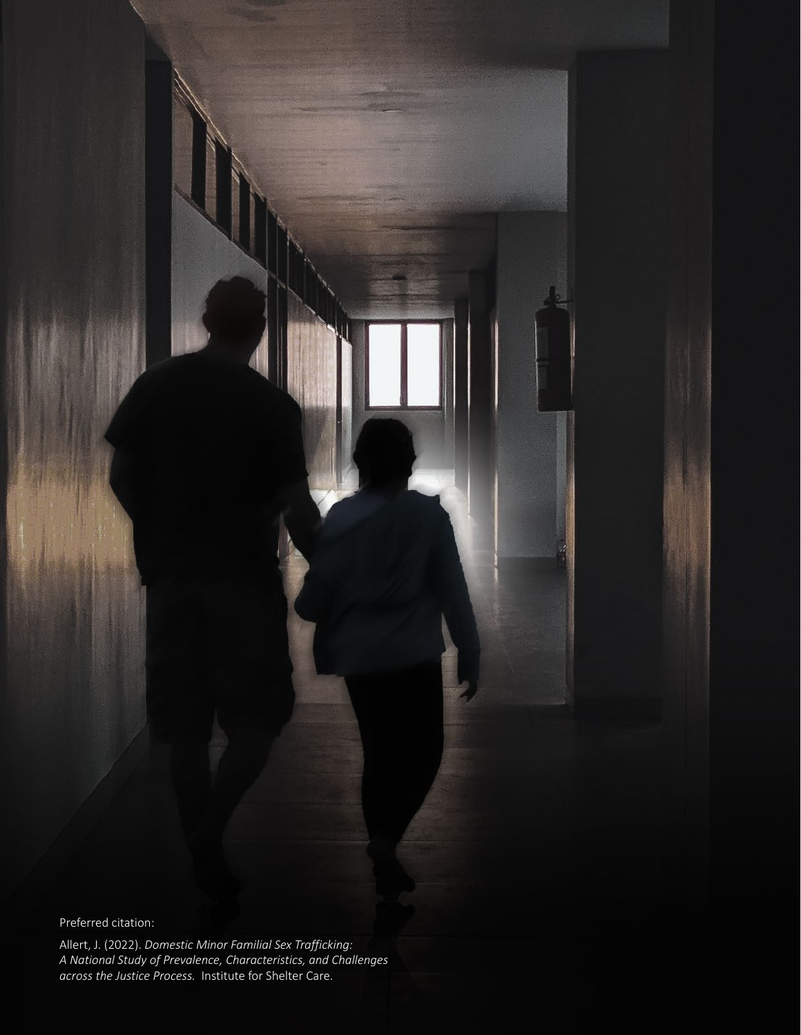Preferred citation:

Allert, J. (2022). *Domestic Minor Familial Sex Trafficking: A National Study of Prevalence, Characteristics, and Challenges across the Justice Process.* Institute for Shelter Care.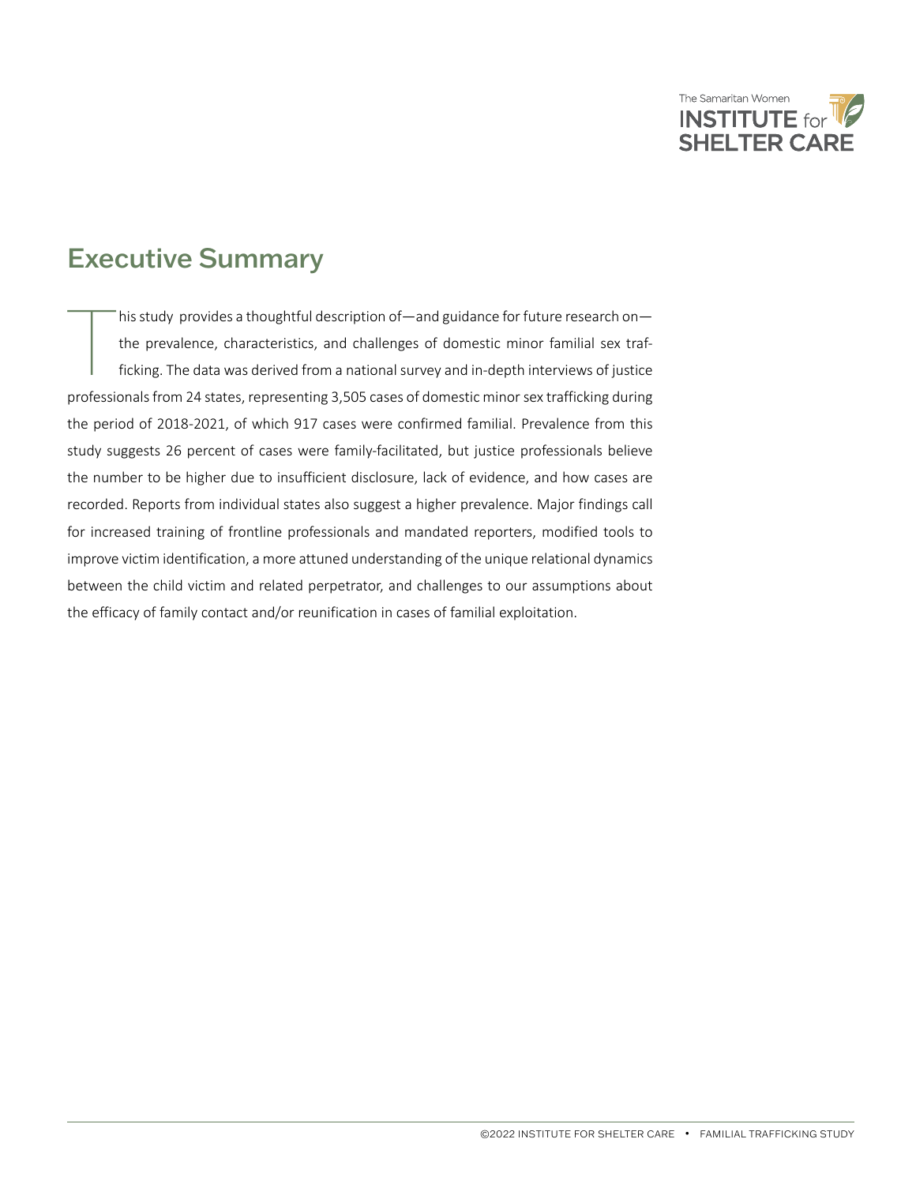## Executive Summary

This study provides a thoughtful description of—and guidance for future research on—the prevalence, characteristics, and challenges of domestic minor familial sex trafficking. The data was derived from a national survey and in-depth interviews of justice professionals from 24 states, representing 3,505 cases of domestic minor sex trafficking during the period of 2018-2021, of which 917 cases were confirmed familial. Prevalence from this study suggests 26 percent of cases were family-facilitated, but justice professionals believe the number to be higher due to insufficient disclosure, lack of evidence, and how cases are recorded. Reports from individual states also suggest a higher prevalence. Major findings call for increased training of frontline professionals and mandated reporters, modified tools to improve victim identification, a more attuned understanding of the unique relational dynamics between the child victim and related perpetrator, and challenges to our assumptions about the efficacy of family contact and/or reunification in cases of familial exploitation.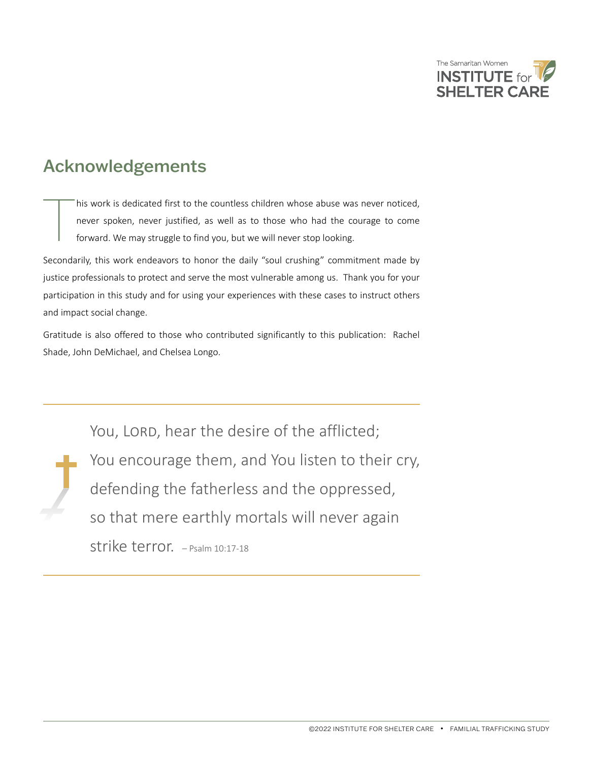## Acknowledgements

This work is dedicated first to the countless children whose abuse was never noticed, never spoken, never justified, as well as to those who had the courage to come forward. We may struggle to find you, but we will never stop looking.

Secondarily, this work endeavors to honor the daily "soul crushing" commitment made by justice professionals to protect and serve the most vulnerable among us. Thank you for your participation in this study and for using your experiences with these cases to instruct others and impact social change.

Gratitude is also offered to those who contributed significantly to this publication: Rachel Shade, John DeMichael, and Chelsea Longo.

---

You, LORD, hear the desire of the afflicted;
You encourage them, and You listen to their cry,
defending the fatherless and the oppressed,
so that mere earthly mortals will never again
strike terror. – Psalm 10:17-18

---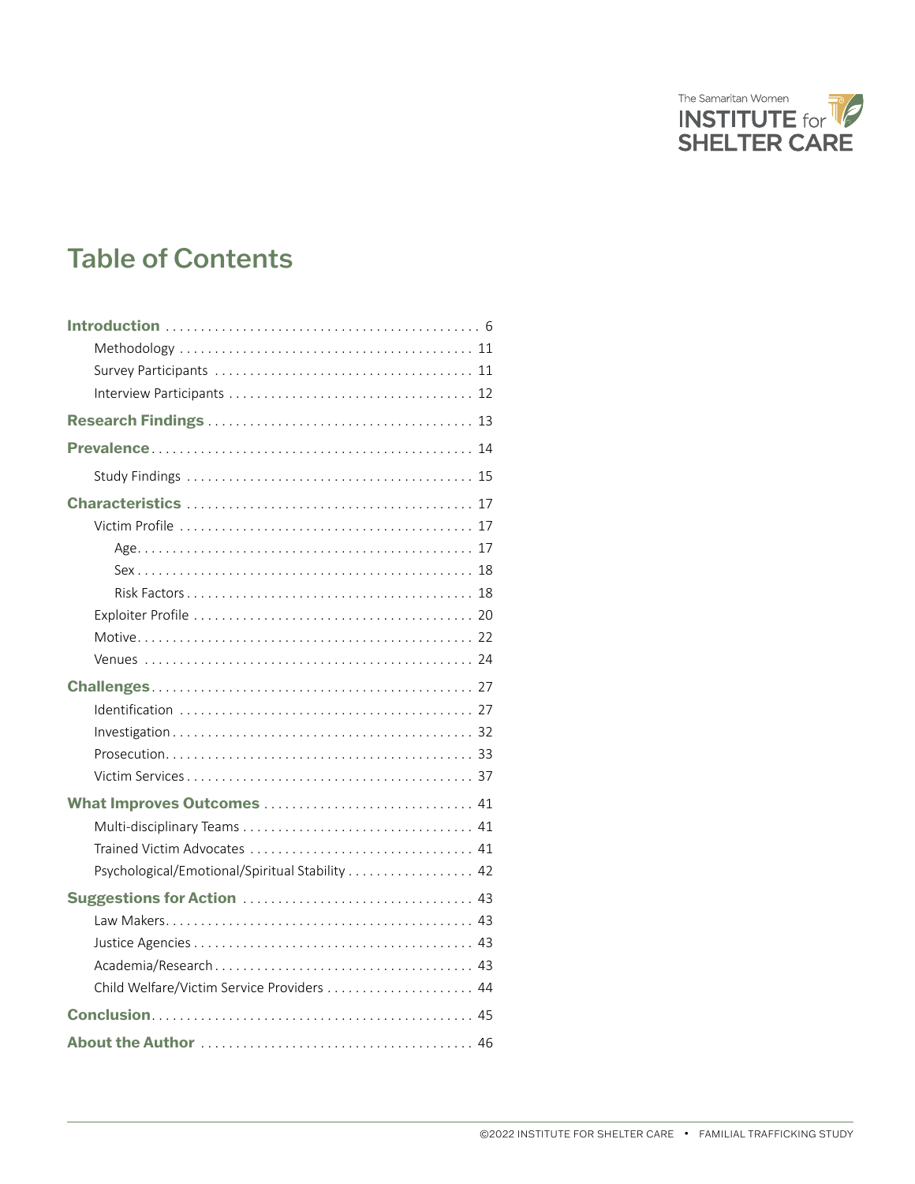# Table of Contents

**Introduction** . . . . . . . . . . . . . . . . . . . . . . . . . . . . . . . . . . . . . . . . . . . . 6

- Methodology . . . . . . . . . . . . . . . . . . . . . . . . . . . . . . . . . . . . . . . . . 11
- Survey Participants . . . . . . . . . . . . . . . . . . . . . . . . . . . . . . . . . . . . 11
- Interview Participants . . . . . . . . . . . . . . . . . . . . . . . . . . . . . . . . . . 12

**Research Findings** . . . . . . . . . . . . . . . . . . . . . . . . . . . . . . . . . . . . . 13

**Prevalence** . . . . . . . . . . . . . . . . . . . . . . . . . . . . . . . . . . . . . . . . . . . . 14

- Study Findings . . . . . . . . . . . . . . . . . . . . . . . . . . . . . . . . . . . . . . . . 15

**Characteristics** . . . . . . . . . . . . . . . . . . . . . . . . . . . . . . . . . . . . . . . . 17

- Victim Profile . . . . . . . . . . . . . . . . . . . . . . . . . . . . . . . . . . . . . . . . . 17
  - Age . . . . . . . . . . . . . . . . . . . . . . . . . . . . . . . . . . . . . . . . . . . . . . . 17
  - Sex . . . . . . . . . . . . . . . . . . . . . . . . . . . . . . . . . . . . . . . . . . . . . . . 18
  - Risk Factors . . . . . . . . . . . . . . . . . . . . . . . . . . . . . . . . . . . . . . . . 18
- Exploiter Profile . . . . . . . . . . . . . . . . . . . . . . . . . . . . . . . . . . . . . . 20
- Motive . . . . . . . . . . . . . . . . . . . . . . . . . . . . . . . . . . . . . . . . . . . . . . . 22
- Venues . . . . . . . . . . . . . . . . . . . . . . . . . . . . . . . . . . . . . . . . . . . . . . 24

**Challenges** . . . . . . . . . . . . . . . . . . . . . . . . . . . . . . . . . . . . . . . . . . . . 27

- Identification . . . . . . . . . . . . . . . . . . . . . . . . . . . . . . . . . . . . . . . . . 27
- Investigation . . . . . . . . . . . . . . . . . . . . . . . . . . . . . . . . . . . . . . . . . . 32
- Prosecution . . . . . . . . . . . . . . . . . . . . . . . . . . . . . . . . . . . . . . . . . . . 33
- Victim Services . . . . . . . . . . . . . . . . . . . . . . . . . . . . . . . . . . . . . . . . 37

**What Improves Outcomes** . . . . . . . . . . . . . . . . . . . . . . . . . . . . . 41

- Multi-disciplinary Teams . . . . . . . . . . . . . . . . . . . . . . . . . . . . . . . . 41
- Trained Victim Advocates . . . . . . . . . . . . . . . . . . . . . . . . . . . . . . . 41
- Psychological/Emotional/Spiritual Stability . . . . . . . . . . . . . . . . . . 42

**Suggestions for Action** . . . . . . . . . . . . . . . . . . . . . . . . . . . . . . . . 43

- Law Makers . . . . . . . . . . . . . . . . . . . . . . . . . . . . . . . . . . . . . . . . . . . 43
- Justice Agencies . . . . . . . . . . . . . . . . . . . . . . . . . . . . . . . . . . . . . . . . 43
- Academia/Research . . . . . . . . . . . . . . . . . . . . . . . . . . . . . . . . . . . . 43
- Child Welfare/Victim Service Providers . . . . . . . . . . . . . . . . . . . . . 44

**Conclusion** . . . . . . . . . . . . . . . . . . . . . . . . . . . . . . . . . . . . . . . . . . . . . 45

**About the Author** . . . . . . . . . . . . . . . . . . . . . . . . . . . . . . . . . . . . . . 46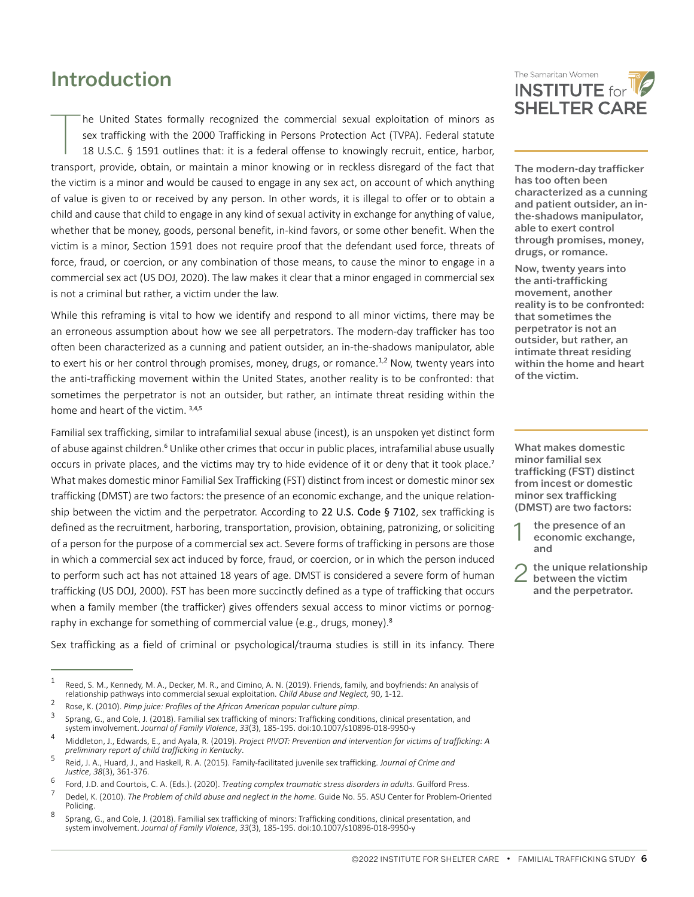# Introduction

The United States formally recognized the commercial sexual exploitation of minors as sex trafficking with the 2000 Trafficking in Persons Protection Act (TVPA). Federal statute 18 U.S.C. § 1591 outlines that: it is a federal offense to knowingly recruit, entice, harbor, transport, provide, obtain, or maintain a minor knowing or in reckless disregard of the fact that the victim is a minor and would be caused to engage in any sex act, on account of which anything of value is given to or received by any person. In other words, it is illegal to offer or to obtain a child and cause that child to engage in any kind of sexual activity in exchange for anything of value, whether that be money, goods, personal benefit, in-kind favors, or some other benefit. When the victim is a minor, Section 1591 does not require proof that the defendant used force, threats of force, fraud, or coercion, or any combination of those means, to cause the minor to engage in a commercial sex act (US DOJ, 2020). The law makes it clear that a minor engaged in commercial sex is not a criminal but rather, a victim under the law.

While this reframing is vital to how we identify and respond to all minor victims, there may be an erroneous assumption about how we see all perpetrators. The modern-day trafficker has too often been characterized as a cunning and patient outsider, an in-the-shadows manipulator, able to exert his or her control through promises, money, drugs, or romance.[1,2] Now, twenty years into the anti-trafficking movement within the United States, another reality is to be confronted: that sometimes the perpetrator is not an outsider, but rather, an intimate threat residing within the home and heart of the victim.[3,4,5]

**The modern-day trafficker has too often been characterized as a cunning and patient outsider, an in-the-shadows manipulator, able to exert control through promises, money, drugs, or romance.**

**Now, twenty years into the anti-trafficking movement, another reality is to be confronted: that sometimes the perpetrator is not an outsider, but rather, an intimate threat residing within the home and heart of the victim.**

Familial sex trafficking, similar to intrafamilial sexual abuse (incest), is an unspoken yet distinct form of abuse against children.[6] Unlike other crimes that occur in public places, intrafamilial abuse usually occurs in private places, and the victims may try to hide evidence of it or deny that it took place.[7] What makes domestic minor Familial Sex Trafficking (FST) distinct from incest or domestic minor sex trafficking (DMST) are two factors: the presence of an economic exchange, and the unique relationship between the victim and the perpetrator. According to 22 U.S. Code § 7102, sex trafficking is defined as the recruitment, harboring, transportation, provision, obtaining, patronizing, or soliciting of a person for the purpose of a commercial sex act. Severe forms of trafficking in persons are those in which a commercial sex act induced by force, fraud, or coercion, or in which the person induced to perform such act has not attained 18 years of age. DMST is considered a severe form of human trafficking (US DOJ, 2000). FST has been more succinctly defined as a type of trafficking that occurs when a family member (the trafficker) gives offenders sexual access to minor victims or pornography in exchange for something of commercial value (e.g., drugs, money).[8]

**What makes domestic minor familial sex trafficking (FST) distinct from incest or domestic minor sex trafficking (DMST) are two factors:**

1. **the presence of an economic exchange, and**
2. **the unique relationship between the victim and the perpetrator.**

Sex trafficking as a field of criminal or psychological/trauma studies is still in its infancy. There

---

1 Reed, S. M., Kennedy, M. A., Decker, M. R., and Cimino, A. N. (2019). Friends, family, and boyfriends: An analysis of relationship pathways into commercial sexual exploitation. *Child Abuse and Neglect,* 90, 1-12.

2 Rose, K. (2010). *Pimp juice: Profiles of the African American popular culture pimp*.

3 Sprang, G., and Cole, J. (2018). Familial sex trafficking of minors: Trafficking conditions, clinical presentation, and system involvement. *Journal of Family Violence*, *33*(3), 185-195. doi:10.1007/s10896-018-9950-y

4 Middleton, J., Edwards, E., and Ayala, R. (2019). *Project PIVOT: Prevention and intervention for victims of trafficking: A preliminary report of child trafficking in Kentucky*.

5 Reid, J. A., Huard, J., and Haskell, R. A. (2015). Family-facilitated juvenile sex trafficking. *Journal of Crime and Justice*, *38*(3), 361-376.

6 Ford, J.D. and Courtois, C. A. (Eds.). (2020). *Treating complex traumatic stress disorders in adults.* Guilford Press.

7 Dedel, K. (2010). *The Problem of child abuse and neglect in the home.* Guide No. 55. ASU Center for Problem-Oriented Policing.

8 Sprang, G., and Cole, J. (2018). Familial sex trafficking of minors: Trafficking conditions, clinical presentation, and system involvement. *Journal of Family Violence*, *33*(3), 185-195. doi:10.1007/s10896-018-9950-y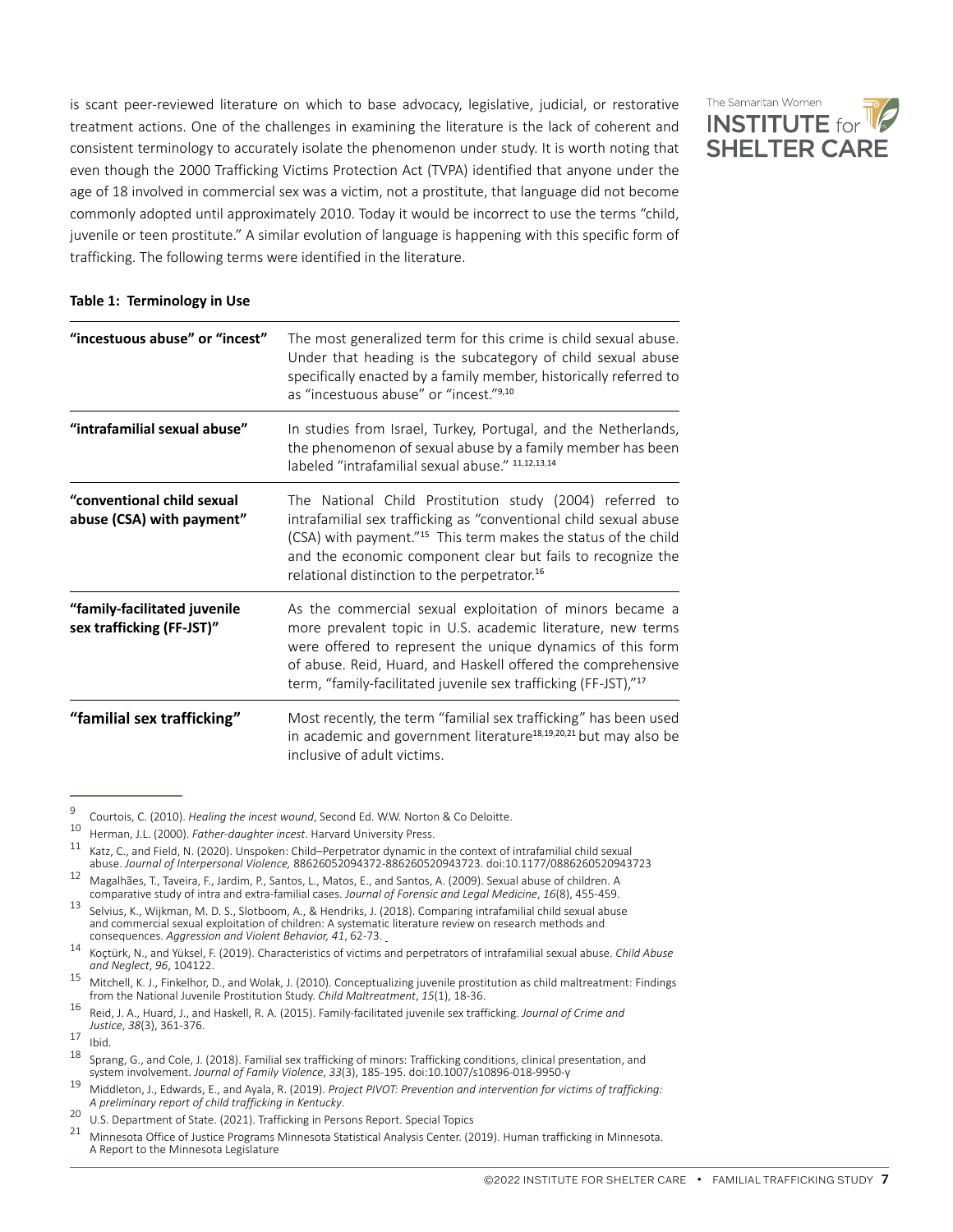is scant peer-reviewed literature on which to base advocacy, legislative, judicial, or restorative treatment actions. One of the challenges in examining the literature is the lack of coherent and consistent terminology to accurately isolate the phenomenon under study. It is worth noting that even though the 2000 Trafficking Victims Protection Act (TVPA) identified that anyone under the age of 18 involved in commercial sex was a victim, not a prostitute, that language did not become commonly adopted until approximately 2010. Today it would be incorrect to use the terms "child, juvenile or teen prostitute." A similar evolution of language is happening with this specific form of trafficking. The following terms were identified in the literature.

**Table 1: Terminology in Use**

| | |
|---|---|
| **"incestuous abuse" or "incest"** | The most generalized term for this crime is child sexual abuse. Under that heading is the subcategory of child sexual abuse specifically enacted by a family member, historically referred to as "incestuous abuse" or "incest."[9,10] |
| **"intrafamilial sexual abuse"** | In studies from Israel, Turkey, Portugal, and the Netherlands, the phenomenon of sexual abuse by a family member has been labeled "intrafamilial sexual abuse." [11,12,13,14] |
| **"conventional child sexual abuse (CSA) with payment"** | The National Child Prostitution study (2004) referred to intrafamilial sex trafficking as "conventional child sexual abuse (CSA) with payment."[15] This term makes the status of the child and the economic component clear but fails to recognize the relational distinction to the perpetrator.[16] |
| **"family-facilitated juvenile sex trafficking (FF-JST)"** | As the commercial sexual exploitation of minors became a more prevalent topic in U.S. academic literature, new terms were offered to represent the unique dynamics of this form of abuse. Reid, Huard, and Haskell offered the comprehensive term, "family-facilitated juvenile sex trafficking (FF-JST),"[17] |
| **"familial sex trafficking"** | Most recently, the term "familial sex trafficking" has been used in academic and government literature[18,19,20,21] but may also be inclusive of adult victims. |

---

[9] Courtois, C. (2010). *Healing the incest wound*, Second Ed. W.W. Norton & Co Deloitte.

[10] Herman, J.L. (2000). *Father-daughter incest*. Harvard University Press.

[11] Katz, C., and Field, N. (2020). Unspoken: Child–Perpetrator dynamic in the context of intrafamilial child sexual abuse. *Journal of Interpersonal Violence,* 88626052094372-886260520943723. doi:10.1177/0886260520943723

[12] Magalhães, T., Taveira, F., Jardim, P., Santos, L., Matos, E., and Santos, A. (2009). Sexual abuse of children. A comparative study of intra and extra-familial cases. *Journal of Forensic and Legal Medicine*, *16*(8), 455-459.

[13] Selvius, K., Wijkman, M. D. S., Slotboom, A., & Hendriks, J. (2018). Comparing intrafamilial child sexual abuse and commercial sexual exploitation of children: A systematic literature review on research methods and consequences. *Aggression and Violent Behavior, 41*, 62-73.

[14] Koçtürk, N., and Yüksel, F. (2019). Characteristics of victims and perpetrators of intrafamilial sexual abuse. *Child Abuse and Neglect*, *96*, 104122.

[15] Mitchell, K. J., Finkelhor, D., and Wolak, J. (2010). Conceptualizing juvenile prostitution as child maltreatment: Findings from the National Juvenile Prostitution Study. *Child Maltreatment*, *15*(1), 18-36.

[16] Reid, J. A., Huard, J., and Haskell, R. A. (2015). Family-facilitated juvenile sex trafficking. *Journal of Crime and Justice*, *38*(3), 361-376.

[17] Ibid.

[18] Sprang, G., and Cole, J. (2018). Familial sex trafficking of minors: Trafficking conditions, clinical presentation, and system involvement. *Journal of Family Violence*, *33*(3), 185-195. doi:10.1007/s10896-018-9950-y

[19] Middleton, J., Edwards, E., and Ayala, R. (2019). *Project PIVOT: Prevention and intervention for victims of trafficking: A preliminary report of child trafficking in Kentucky*.

[20] U.S. Department of State. (2021). Trafficking in Persons Report. Special Topics

[21] Minnesota Office of Justice Programs Minnesota Statistical Analysis Center. (2019). Human trafficking in Minnesota. A Report to the Minnesota Legislature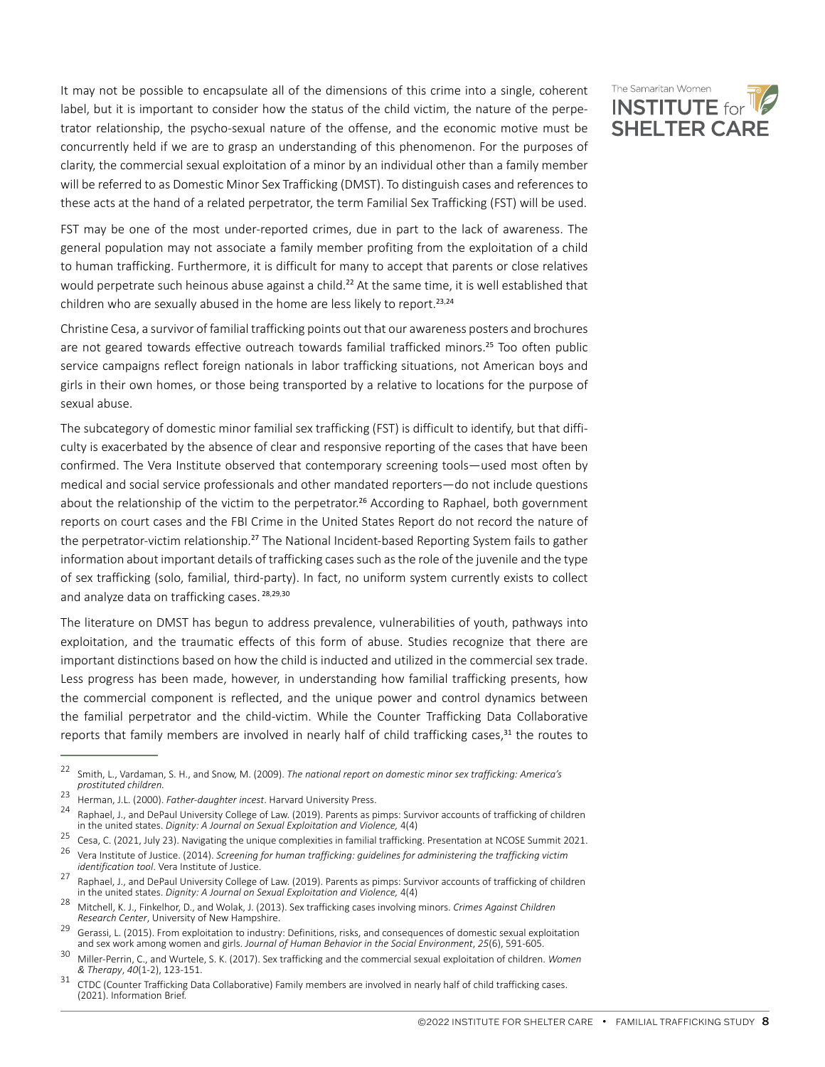It may not be possible to encapsulate all of the dimensions of this crime into a single, coherent label, but it is important to consider how the status of the child victim, the nature of the perpetrator relationship, the psycho-sexual nature of the offense, and the economic motive must be concurrently held if we are to grasp an understanding of this phenomenon. For the purposes of clarity, the commercial sexual exploitation of a minor by an individual other than a family member will be referred to as Domestic Minor Sex Trafficking (DMST). To distinguish cases and references to these acts at the hand of a related perpetrator, the term Familial Sex Trafficking (FST) will be used.

FST may be one of the most under-reported crimes, due in part to the lack of awareness. The general population may not associate a family member profiting from the exploitation of a child to human trafficking. Furthermore, it is difficult for many to accept that parents or close relatives would perpetrate such heinous abuse against a child.[22] At the same time, it is well established that children who are sexually abused in the home are less likely to report.[23,24]

Christine Cesa, a survivor of familial trafficking points out that our awareness posters and brochures are not geared towards effective outreach towards familial trafficked minors.[25] Too often public service campaigns reflect foreign nationals in labor trafficking situations, not American boys and girls in their own homes, or those being transported by a relative to locations for the purpose of sexual abuse.

The subcategory of domestic minor familial sex trafficking (FST) is difficult to identify, but that difficulty is exacerbated by the absence of clear and responsive reporting of the cases that have been confirmed. The Vera Institute observed that contemporary screening tools—used most often by medical and social service professionals and other mandated reporters—do not include questions about the relationship of the victim to the perpetrator.[26] According to Raphael, both government reports on court cases and the FBI Crime in the United States Report do not record the nature of the perpetrator-victim relationship.[27] The National Incident-based Reporting System fails to gather information about important details of trafficking cases such as the role of the juvenile and the type of sex trafficking (solo, familial, third-party). In fact, no uniform system currently exists to collect and analyze data on trafficking cases.[28,29,30]

The literature on DMST has begun to address prevalence, vulnerabilities of youth, pathways into exploitation, and the traumatic effects of this form of abuse. Studies recognize that there are important distinctions based on how the child is inducted and utilized in the commercial sex trade. Less progress has been made, however, in understanding how familial trafficking presents, how the commercial component is reflected, and the unique power and control dynamics between the familial perpetrator and the child-victim. While the Counter Trafficking Data Collaborative reports that family members are involved in nearly half of child trafficking cases,[31] the routes to

---

22 Smith, L., Vardaman, S. H., and Snow, M. (2009). *The national report on domestic minor sex trafficking: America's prostituted children.*

23 Herman, J.L. (2000). *Father-daughter incest*. Harvard University Press.

24 Raphael, J., and DePaul University College of Law. (2019). Parents as pimps: Survivor accounts of trafficking of children in the united states. *Dignity: A Journal on Sexual Exploitation and Violence,* 4(4)

25 Cesa, C. (2021, July 23). Navigating the unique complexities in familial trafficking. Presentation at NCOSE Summit 2021.

26 Vera Institute of Justice. (2014). *Screening for human trafficking: guidelines for administering the trafficking victim identification tool*. Vera Institute of Justice.

27 Raphael, J., and DePaul University College of Law. (2019). Parents as pimps: Survivor accounts of trafficking of children in the united states. *Dignity: A Journal on Sexual Exploitation and Violence,* 4(4)

28 Mitchell, K. J., Finkelhor, D., and Wolak, J. (2013). Sex trafficking cases involving minors. *Crimes Against Children Research Center*, University of New Hampshire.

29 Gerassi, L. (2015). From exploitation to industry: Definitions, risks, and consequences of domestic sexual exploitation and sex work among women and girls. *Journal of Human Behavior in the Social Environment*, *25*(6), 591-605.

30 Miller-Perrin, C., and Wurtele, S. K. (2017). Sex trafficking and the commercial sexual exploitation of children. *Women & Therapy*, *40*(1-2), 123-151.

31 CTDC (Counter Trafficking Data Collaborative) Family members are involved in nearly half of child trafficking cases. (2021). Information Brief.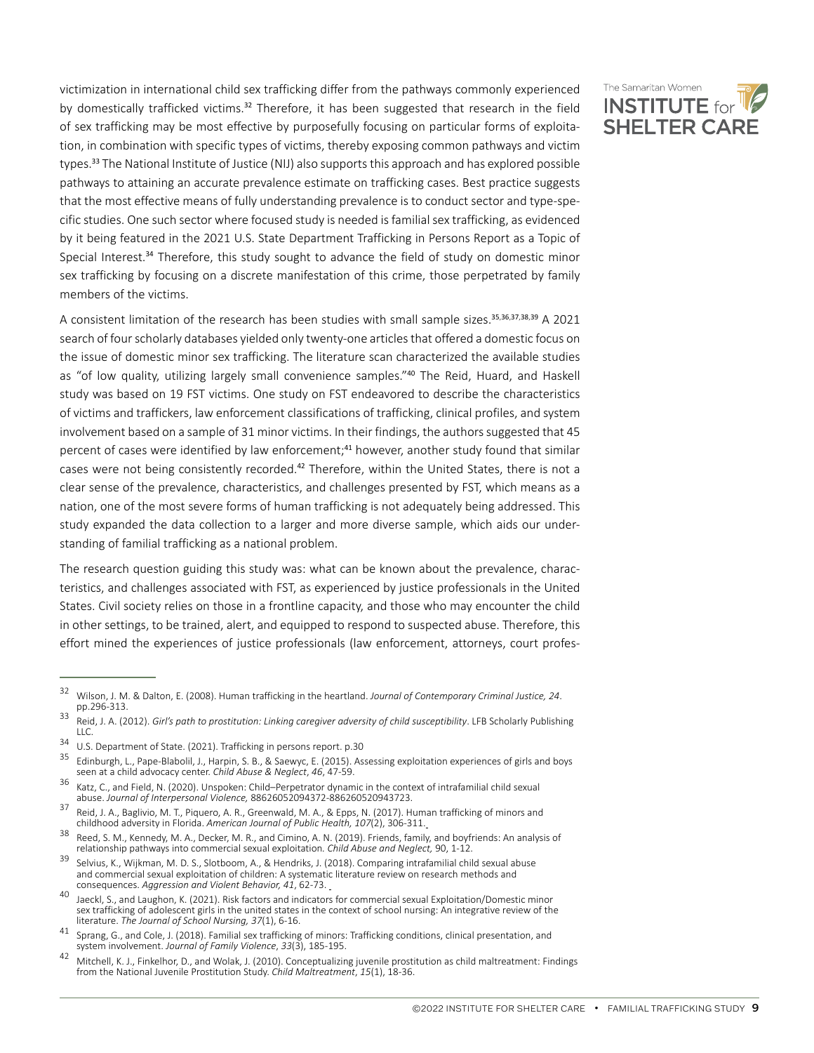victimization in international child sex trafficking differ from the pathways commonly experienced by domestically trafficked victims.[32] Therefore, it has been suggested that research in the field of sex trafficking may be most effective by purposefully focusing on particular forms of exploitation, in combination with specific types of victims, thereby exposing common pathways and victim types.[33] The National Institute of Justice (NIJ) also supports this approach and has explored possible pathways to attaining an accurate prevalence estimate on trafficking cases. Best practice suggests that the most effective means of fully understanding prevalence is to conduct sector and type-specific studies. One such sector where focused study is needed is familial sex trafficking, as evidenced by it being featured in the 2021 U.S. State Department Trafficking in Persons Report as a Topic of Special Interest.[34] Therefore, this study sought to advance the field of study on domestic minor sex trafficking by focusing on a discrete manifestation of this crime, those perpetrated by family members of the victims.

A consistent limitation of the research has been studies with small sample sizes.[35,36,37,38,39] A 2021 search of four scholarly databases yielded only twenty-one articles that offered a domestic focus on the issue of domestic minor sex trafficking. The literature scan characterized the available studies as "of low quality, utilizing largely small convenience samples."[40] The Reid, Huard, and Haskell study was based on 19 FST victims. One study on FST endeavored to describe the characteristics of victims and traffickers, law enforcement classifications of trafficking, clinical profiles, and system involvement based on a sample of 31 minor victims. In their findings, the authors suggested that 45 percent of cases were identified by law enforcement;[41] however, another study found that similar cases were not being consistently recorded.[42] Therefore, within the United States, there is not a clear sense of the prevalence, characteristics, and challenges presented by FST, which means as a nation, one of the most severe forms of human trafficking is not adequately being addressed. This study expanded the data collection to a larger and more diverse sample, which aids our understanding of familial trafficking as a national problem.

The research question guiding this study was: what can be known about the prevalence, characteristics, and challenges associated with FST, as experienced by justice professionals in the United States. Civil society relies on those in a frontline capacity, and those who may encounter the child in other settings, to be trained, alert, and equipped to respond to suspected abuse. Therefore, this effort mined the experiences of justice professionals (law enforcement, attorneys, court profes-

---

32 Wilson, J. M. & Dalton, E. (2008). Human trafficking in the heartland. *Journal of Contemporary Criminal Justice, 24*. pp.296-313.

33 Reid, J. A. (2012). *Girl's path to prostitution: Linking caregiver adversity of child susceptibility*. LFB Scholarly Publishing LLC.

34 U.S. Department of State. (2021). Trafficking in persons report. p.30

35 Edinburgh, L., Pape-Blabolil, J., Harpin, S. B., & Saewyc, E. (2015). Assessing exploitation experiences of girls and boys seen at a child advocacy center. *Child Abuse & Neglect*, *46*, 47-59.

36 Katz, C., and Field, N. (2020). Unspoken: Child–Perpetrator dynamic in the context of intrafamilial child sexual abuse. *Journal of Interpersonal Violence,* 88626052094372-886260520943723.

37 Reid, J. A., Baglivio, M. T., Piquero, A. R., Greenwald, M. A., & Epps, N. (2017). Human trafficking of minors and childhood adversity in Florida. *American Journal of Public Health, 107*(2), 306-311.

38 Reed, S. M., Kennedy, M. A., Decker, M. R., and Cimino, A. N. (2019). Friends, family, and boyfriends: An analysis of relationship pathways into commercial sexual exploitation. *Child Abuse and Neglect,* 90, 1-12.

39 Selvius, K., Wijkman, M. D. S., Slotboom, A., & Hendriks, J. (2018). Comparing intrafamilial child sexual abuse and commercial sexual exploitation of children: A systematic literature review on research methods and consequences. *Aggression and Violent Behavior, 41*, 62-73.

40 Jaeckl, S., and Laughon, K. (2021). Risk factors and indicators for commercial sexual Exploitation/Domestic minor sex trafficking of adolescent girls in the united states in the context of school nursing: An integrative review of the literature. *The Journal of School Nursing, 37*(1), 6-16.

41 Sprang, G., and Cole, J. (2018). Familial sex trafficking of minors: Trafficking conditions, clinical presentation, and system involvement. *Journal of Family Violence*, *33*(3), 185-195.

42 Mitchell, K. J., Finkelhor, D., and Wolak, J. (2010). Conceptualizing juvenile prostitution as child maltreatment: Findings from the National Juvenile Prostitution Study. *Child Maltreatment*, *15*(1), 18-36.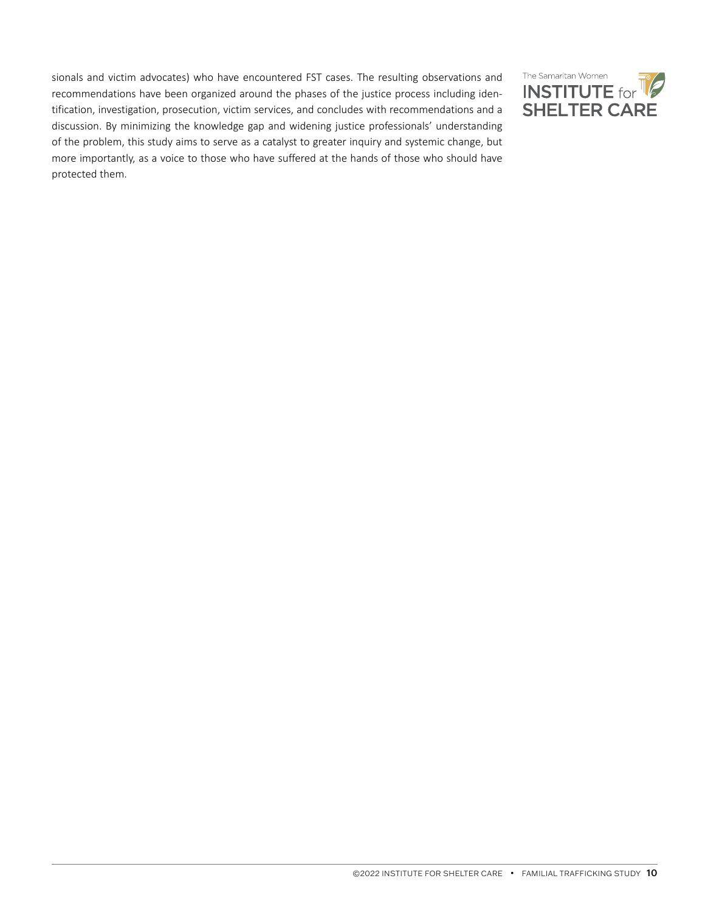sionals and victim advocates) who have encountered FST cases. The resulting observations and recommendations have been organized around the phases of the justice process including identification, investigation, prosecution, victim services, and concludes with recommendations and a discussion. By minimizing the knowledge gap and widening justice professionals' understanding of the problem, this study aims to serve as a catalyst to greater inquiry and systemic change, but more importantly, as a voice to those who have suffered at the hands of those who should have protected them.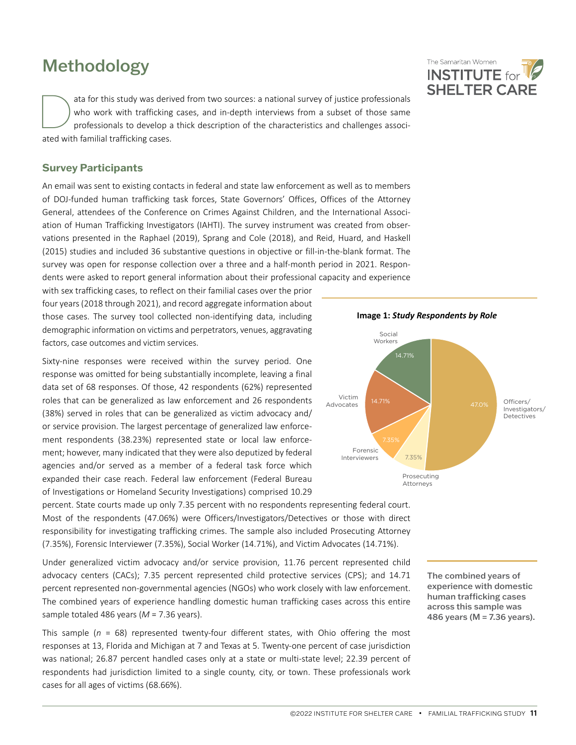# Methodology

Data for this study was derived from two sources: a national survey of justice professionals who work with trafficking cases, and in-depth interviews from a subset of those same professionals to develop a thick description of the characteristics and challenges associated with familial trafficking cases.

## Survey Participants

An email was sent to existing contacts in federal and state law enforcement as well as to members of DOJ-funded human trafficking task forces, State Governors' Offices, Offices of the Attorney General, attendees of the Conference on Crimes Against Children, and the International Association of Human Trafficking Investigators (IAHTI). The survey instrument was created from observations presented in the Raphael (2019), Sprang and Cole (2018), and Reid, Huard, and Haskell (2015) studies and included 36 substantive questions in objective or fill-in-the-blank format. The survey was open for response collection over a three and a half-month period in 2021. Respondents were asked to report general information about their professional capacity and experience with sex trafficking cases, to reflect on their familial cases over the prior four years (2018 through 2021), and record aggregate information about those cases. The survey tool collected non-identifying data, including demographic information on victims and perpetrators, venues, aggravating factors, case outcomes and victim services.

**Image 1:** ***Study Respondents by Role***

Social Workers
14.71%
Victim Advocates
14.71%
Forensic Interviewers
7.35%
Prosecuting Attorneys
7.35%
Officers/ Investigators/ Detectives
47.0%

Sixty-nine responses were received within the survey period. One response was omitted for being substantially incomplete, leaving a final data set of 68 responses. Of those, 42 respondents (62%) represented roles that can be generalized as law enforcement and 26 respondents (38%) served in roles that can be generalized as victim advocacy and/or service provision. The largest percentage of generalized law enforcement respondents (38.23%) represented state or local law enforcement; however, many indicated that they were also deputized by federal agencies and/or served as a member of a federal task force which expanded their case reach. Federal law enforcement (Federal Bureau of Investigations or Homeland Security Investigations) comprised 10.29 percent. State courts made up only 7.35 percent with no respondents representing federal court. Most of the respondents (47.06%) were Officers/Investigators/Detectives or those with direct responsibility for investigating trafficking crimes. The sample also included Prosecuting Attorney (7.35%), Forensic Interviewer (7.35%), Social Worker (14.71%), and Victim Advocates (14.71%).

Under generalized victim advocacy and/or service provision, 11.76 percent represented child advocacy centers (CACs); 7.35 percent represented child protective services (CPS); and 14.71 percent represented non-governmental agencies (NGOs) who work closely with law enforcement. The combined years of experience handling domestic human trafficking cases across this entire sample totaled 486 years ($M$ = 7.36 years).

**The combined years of experience with domestic human trafficking cases across this sample was 486 years (M = 7.36 years).**

This sample ($n$ = 68) represented twenty-four different states, with Ohio offering the most responses at 13, Florida and Michigan at 7 and Texas at 5. Twenty-one percent of case jurisdiction was national; 26.87 percent handled cases only at a state or multi-state level; 22.39 percent of respondents had jurisdiction limited to a single county, city, or town. These professionals work cases for all ages of victims (68.66%).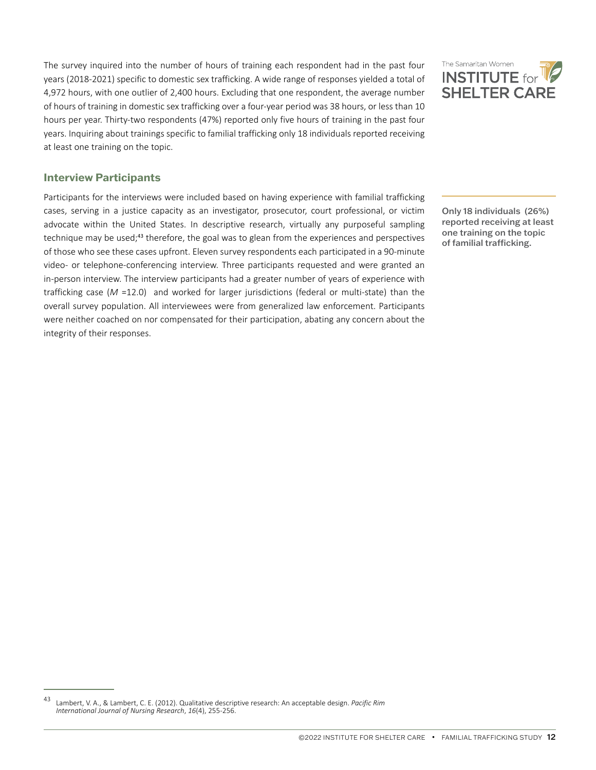The survey inquired into the number of hours of training each respondent had in the past four years (2018-2021) specific to domestic sex trafficking. A wide range of responses yielded a total of 4,972 hours, with one outlier of 2,400 hours. Excluding that one respondent, the average number of hours of training in domestic sex trafficking over a four-year period was 38 hours, or less than 10 hours per year. Thirty-two respondents (47%) reported only five hours of training in the past four years. Inquiring about trainings specific to familial trafficking only 18 individuals reported receiving at least one training on the topic.

## Interview Participants

Participants for the interviews were included based on having experience with familial trafficking cases, serving in a justice capacity as an investigator, prosecutor, court professional, or victim advocate within the United States. In descriptive research, virtually any purposeful sampling technique may be used;[43] therefore, the goal was to glean from the experiences and perspectives of those who see these cases upfront. Eleven survey respondents each participated in a 90-minute video- or telephone-conferencing interview. Three participants requested and were granted an in-person interview. The interview participants had a greater number of years of experience with trafficking case ($M$ =12.0) and worked for larger jurisdictions (federal or multi-state) than the overall survey population. All interviewees were from generalized law enforcement. Participants were neither coached on nor compensated for their participation, abating any concern about the integrity of their responses.

**Only 18 individuals (26%) reported receiving at least one training on the topic of familial trafficking.**

[43] Lambert, V. A., & Lambert, C. E. (2012). Qualitative descriptive research: An acceptable design. *Pacific Rim International Journal of Nursing Research*, *16*(4), 255-256.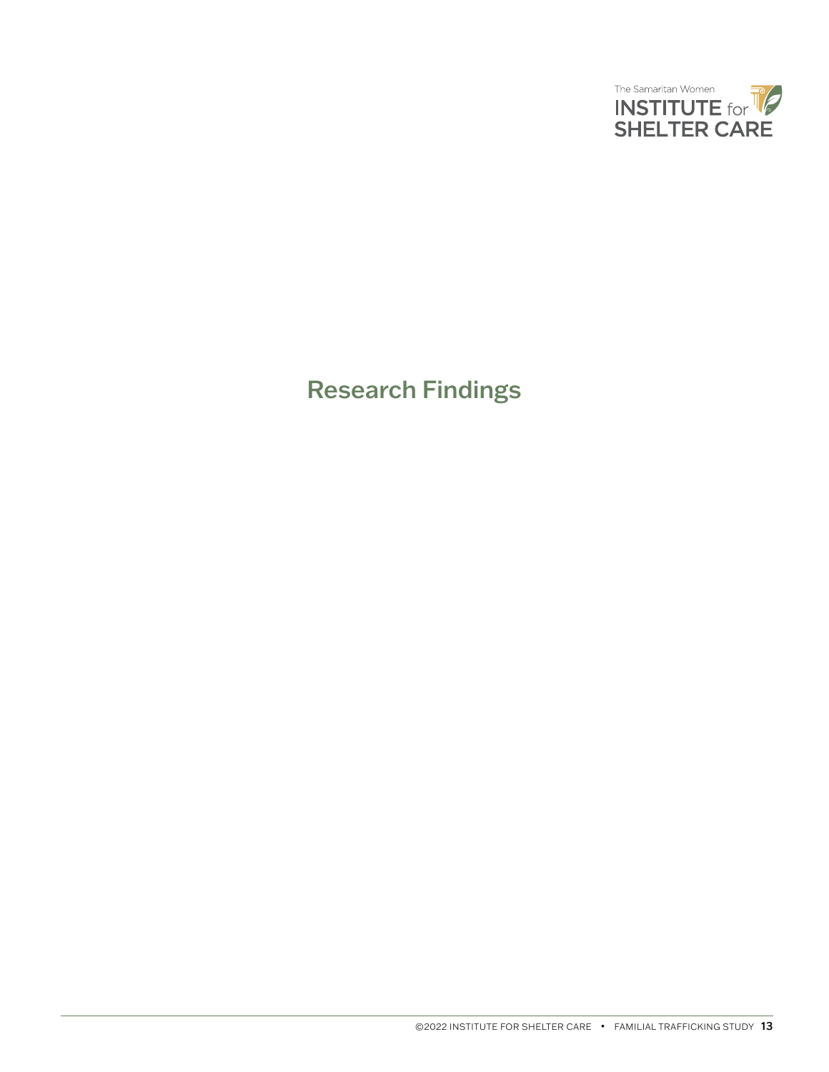# Research Findings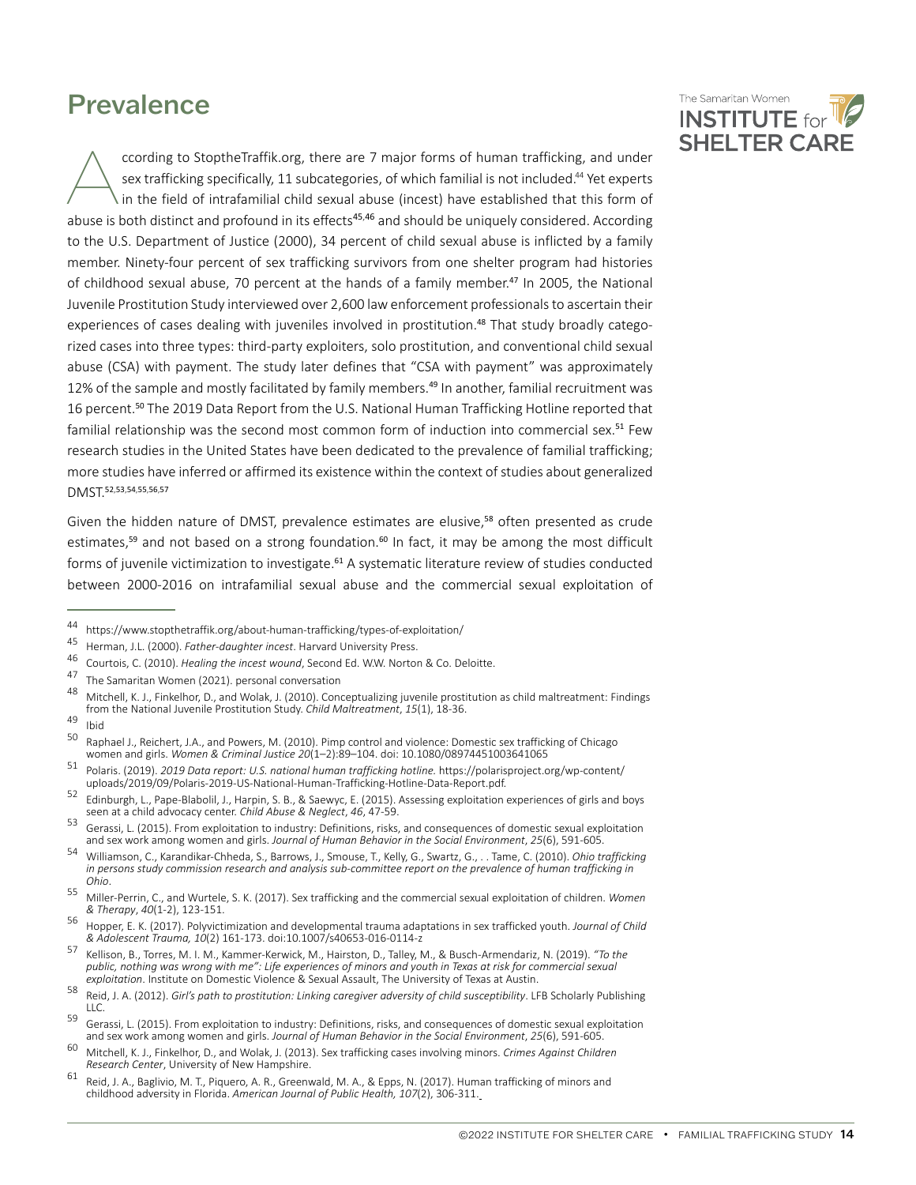# Prevalence

According to StoptheTraffik.org, there are 7 major forms of human trafficking, and under sex trafficking specifically, 11 subcategories, of which familial is not included.[44] Yet experts in the field of intrafamilial child sexual abuse (incest) have established that this form of abuse is both distinct and profound in its effects[45,46] and should be uniquely considered. According to the U.S. Department of Justice (2000), 34 percent of child sexual abuse is inflicted by a family member. Ninety-four percent of sex trafficking survivors from one shelter program had histories of childhood sexual abuse, 70 percent at the hands of a family member.[47] In 2005, the National Juvenile Prostitution Study interviewed over 2,600 law enforcement professionals to ascertain their experiences of cases dealing with juveniles involved in prostitution.[48] That study broadly categorized cases into three types: third-party exploiters, solo prostitution, and conventional child sexual abuse (CSA) with payment. The study later defines that "CSA with payment" was approximately 12% of the sample and mostly facilitated by family members.[49] In another, familial recruitment was 16 percent.[50] The 2019 Data Report from the U.S. National Human Trafficking Hotline reported that familial relationship was the second most common form of induction into commercial sex.[51] Few research studies in the United States have been dedicated to the prevalence of familial trafficking; more studies have inferred or affirmed its existence within the context of studies about generalized DMST.[52,53,54,55,56,57]

Given the hidden nature of DMST, prevalence estimates are elusive,[58] often presented as crude estimates,[59] and not based on a strong foundation.[60] In fact, it may be among the most difficult forms of juvenile victimization to investigate.[61] A systematic literature review of studies conducted between 2000-2016 on intrafamilial sexual abuse and the commercial sexual exploitation of

---

44 https://www.stopthetraffik.org/about-human-trafficking/types-of-exploitation/

45 Herman, J.L. (2000). *Father-daughter incest*. Harvard University Press.

46 Courtois, C. (2010). *Healing the incest wound*, Second Ed. W.W. Norton & Co. Deloitte.

47 The Samaritan Women (2021). personal conversation

48 Mitchell, K. J., Finkelhor, D., and Wolak, J. (2010). Conceptualizing juvenile prostitution as child maltreatment: Findings from the National Juvenile Prostitution Study. *Child Maltreatment*, *15*(1), 18-36.

49 Ibid

50 Raphael J., Reichert, J.A., and Powers, M. (2010). Pimp control and violence: Domestic sex trafficking of Chicago women and girls. *Women & Criminal Justice 20*(1–2):89–104. doi: 10.1080/08974451003641065

51 Polaris. (2019). *2019 Data report: U.S. national human trafficking hotline.* https://polarisproject.org/wp-content/uploads/2019/09/Polaris-2019-US-National-Human-Trafficking-Hotline-Data-Report.pdf.

52 Edinburgh, L., Pape-Blabolil, J., Harpin, S. B., & Saewyc, E. (2015). Assessing exploitation experiences of girls and boys seen at a child advocacy center. *Child Abuse & Neglect*, *46*, 47-59.

53 Gerassi, L. (2015). From exploitation to industry: Definitions, risks, and consequences of domestic sexual exploitation and sex work among women and girls. *Journal of Human Behavior in the Social Environment*, *25*(6), 591-605.

54 Williamson, C., Karandikar-Chheda, S., Barrows, J., Smouse, T., Kelly, G., Swartz, G., . . Tame, C. (2010). *Ohio trafficking in persons study commission research and analysis sub-committee report on the prevalence of human trafficking in Ohio*.

55 Miller-Perrin, C., and Wurtele, S. K. (2017). Sex trafficking and the commercial sexual exploitation of children. *Women & Therapy*, *40*(1-2), 123-151.

56 Hopper, E. K. (2017). Polyvictimization and developmental trauma adaptations in sex trafficked youth. *Journal of Child & Adolescent Trauma, 10*(2) 161-173. doi:10.1007/s40653-016-0114-z

57 Kellison, B., Torres, M. I. M., Kammer-Kerwick, M., Hairston, D., Talley, M., & Busch-Armendariz, N. (2019). *"To the public, nothing was wrong with me": Life experiences of minors and youth in Texas at risk for commercial sexual exploitation*. Institute on Domestic Violence & Sexual Assault, The University of Texas at Austin.

58 Reid, J. A. (2012). *Girl's path to prostitution: Linking caregiver adversity of child susceptibility*. LFB Scholarly Publishing LLC.

59 Gerassi, L. (2015). From exploitation to industry: Definitions, risks, and consequences of domestic sexual exploitation and sex work among women and girls. *Journal of Human Behavior in the Social Environment*, *25*(6), 591-605.

60 Mitchell, K. J., Finkelhor, D., and Wolak, J. (2013). Sex trafficking cases involving minors. *Crimes Against Children Research Center*, University of New Hampshire.

61 Reid, J. A., Baglivio, M. T., Piquero, A. R., Greenwald, M. A., & Epps, N. (2017). Human trafficking of minors and childhood adversity in Florida. *American Journal of Public Health, 107*(2), 306-311.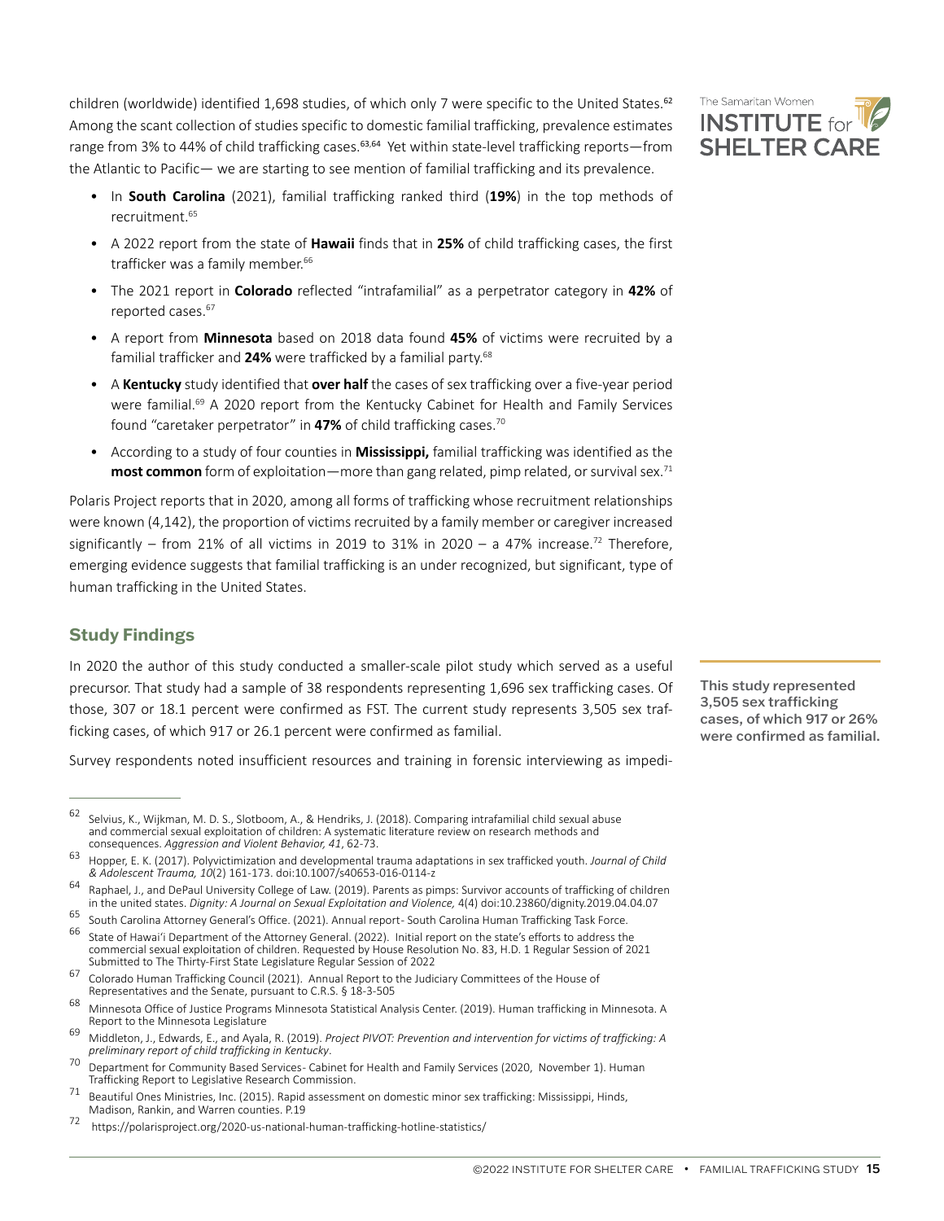children (worldwide) identified 1,698 studies, of which only 7 were specific to the United States.[62] Among the scant collection of studies specific to domestic familial trafficking, prevalence estimates range from 3% to 44% of child trafficking cases.[63,64] Yet within state-level trafficking reports—from the Atlantic to Pacific— we are starting to see mention of familial trafficking and its prevalence.

- In **South Carolina** (2021), familial trafficking ranked third (**19%**) in the top methods of recruitment.[65]
- A 2022 report from the state of **Hawaii** finds that in **25%** of child trafficking cases, the first trafficker was a family member.[66]
- The 2021 report in **Colorado** reflected "intrafamilial" as a perpetrator category in **42%** of reported cases.[67]
- A report from **Minnesota** based on 2018 data found **45%** of victims were recruited by a familial trafficker and **24%** were trafficked by a familial party.[68]
- A **Kentucky** study identified that **over half** the cases of sex trafficking over a five-year period were familial.[69] A 2020 report from the Kentucky Cabinet for Health and Family Services found "caretaker perpetrator" in **47%** of child trafficking cases.[70]
- According to a study of four counties in **Mississippi,** familial trafficking was identified as the **most common** form of exploitation—more than gang related, pimp related, or survival sex.[71]

Polaris Project reports that in 2020, among all forms of trafficking whose recruitment relationships were known (4,142), the proportion of victims recruited by a family member or caregiver increased significantly – from 21% of all victims in 2019 to 31% in 2020 – a 47% increase.[72] Therefore, emerging evidence suggests that familial trafficking is an under recognized, but significant, type of human trafficking in the United States.

## Study Findings

In 2020 the author of this study conducted a smaller-scale pilot study which served as a useful precursor. That study had a sample of 38 respondents representing 1,696 sex trafficking cases. Of those, 307 or 18.1 percent were confirmed as FST. The current study represents 3,505 sex trafficking cases, of which 917 or 26.1 percent were confirmed as familial.

**This study represented 3,505 sex trafficking cases, of which 917 or 26% were confirmed as familial.**

Survey respondents noted insufficient resources and training in forensic interviewing as impedi-

---

[62] Selvius, K., Wijkman, M. D. S., Slotboom, A., & Hendriks, J. (2018). Comparing intrafamilial child sexual abuse and commercial sexual exploitation of children: A systematic literature review on research methods and consequences. *Aggression and Violent Behavior, 41*, 62-73.

[63] Hopper, E. K. (2017). Polyvictimization and developmental trauma adaptations in sex trafficked youth. *Journal of Child & Adolescent Trauma, 10*(2) 161-173. doi:10.1007/s40653-016-0114-z

[64] Raphael, J., and DePaul University College of Law. (2019). Parents as pimps: Survivor accounts of trafficking of children in the united states. *Dignity: A Journal on Sexual Exploitation and Violence,* 4(4) doi:10.23860/dignity.2019.04.04.07

[65] South Carolina Attorney General's Office. (2021). Annual report- South Carolina Human Trafficking Task Force.

[66] State of Hawaiʻi Department of the Attorney General. (2022). Initial report on the state's efforts to address the commercial sexual exploitation of children. Requested by House Resolution No. 83, H.D. 1 Regular Session of 2021 Submitted to The Thirty-First State Legislature Regular Session of 2022

[67] Colorado Human Trafficking Council (2021). Annual Report to the Judiciary Committees of the House of Representatives and the Senate, pursuant to C.R.S. § 18-3-505

[68] Minnesota Office of Justice Programs Minnesota Statistical Analysis Center. (2019). Human trafficking in Minnesota. A Report to the Minnesota Legislature

[69] Middleton, J., Edwards, E., and Ayala, R. (2019). *Project PIVOT: Prevention and intervention for victims of trafficking: A preliminary report of child trafficking in Kentucky*.

[70] Department for Community Based Services- Cabinet for Health and Family Services (2020, November 1). Human Trafficking Report to Legislative Research Commission.

[71] Beautiful Ones Ministries, Inc. (2015). Rapid assessment on domestic minor sex trafficking: Mississippi, Hinds, Madison, Rankin, and Warren counties. P.19

[72] https://polarisproject.org/2020-us-national-human-trafficking-hotline-statistics/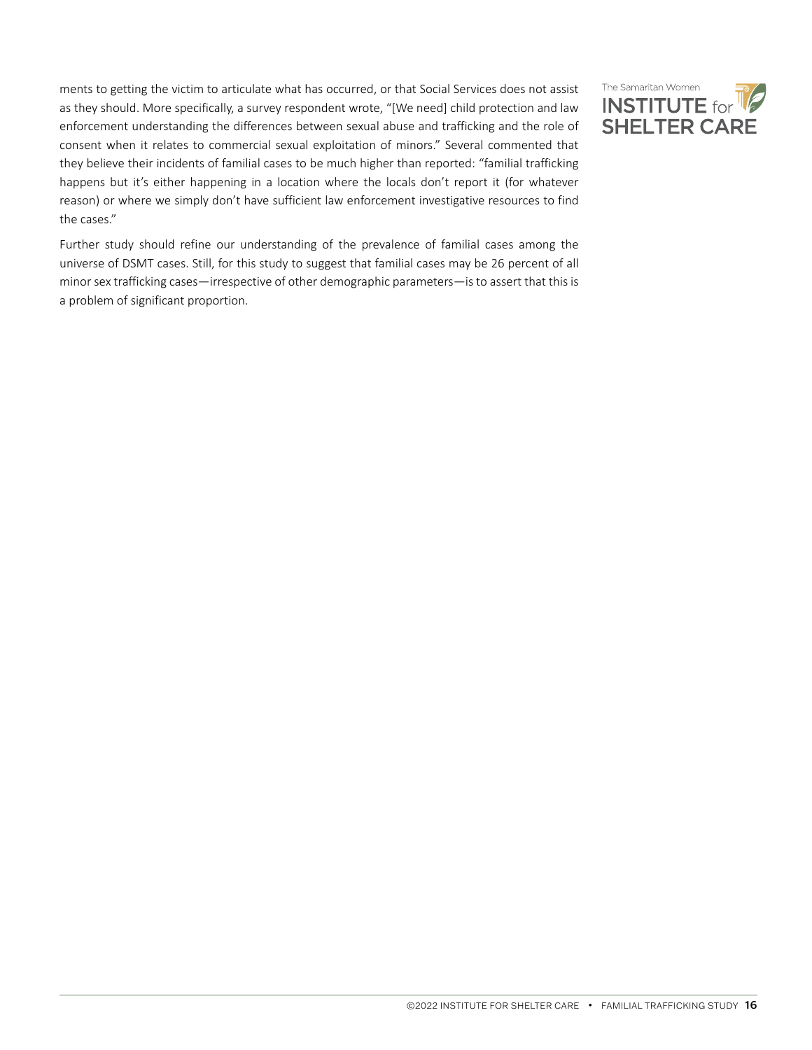ments to getting the victim to articulate what has occurred, or that Social Services does not assist as they should. More specifically, a survey respondent wrote, "[We need] child protection and law enforcement understanding the differences between sexual abuse and trafficking and the role of consent when it relates to commercial sexual exploitation of minors." Several commented that they believe their incidents of familial cases to be much higher than reported: "familial trafficking happens but it's either happening in a location where the locals don't report it (for whatever reason) or where we simply don't have sufficient law enforcement investigative resources to find the cases."

Further study should refine our understanding of the prevalence of familial cases among the universe of DSMT cases. Still, for this study to suggest that familial cases may be 26 percent of all minor sex trafficking cases—irrespective of other demographic parameters—is to assert that this is a problem of significant proportion.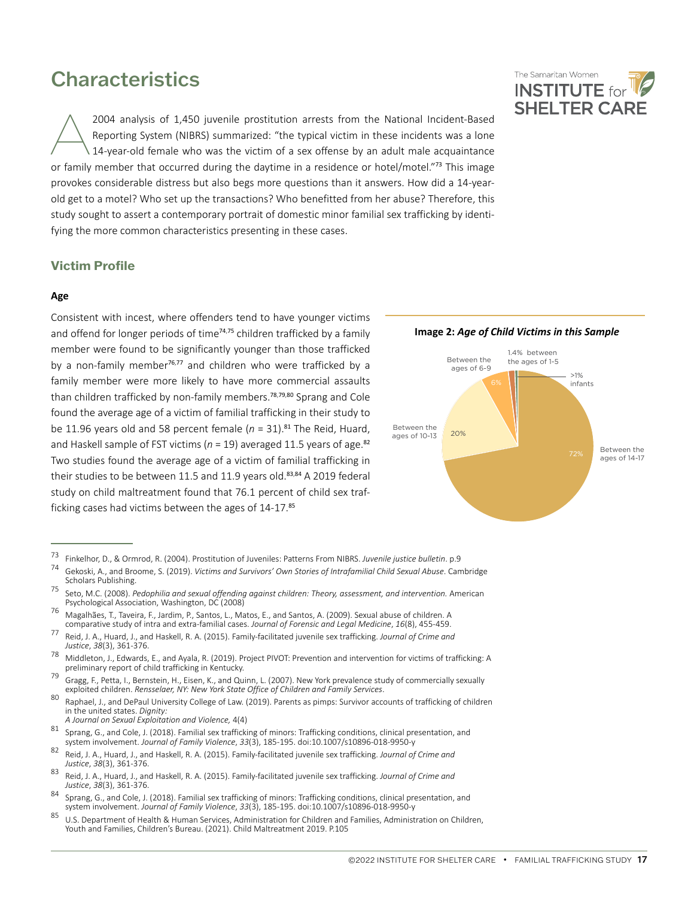# Characteristics

A 2004 analysis of 1,450 juvenile prostitution arrests from the National Incident-Based Reporting System (NIBRS) summarized: "the typical victim in these incidents was a lone 14-year-old female who was the victim of a sex offense by an adult male acquaintance or family member that occurred during the daytime in a residence or hotel/motel."[73] This image provokes considerable distress but also begs more questions than it answers. How did a 14-year-old get to a motel? Who set up the transactions? Who benefitted from her abuse? Therefore, this study sought to assert a contemporary portrait of domestic minor familial sex trafficking by identifying the more common characteristics presenting in these cases.

## Victim Profile

### Age

Consistent with incest, where offenders tend to have younger victims and offend for longer periods of time[74,75] children trafficked by a family member were found to be significantly younger than those trafficked by a non-family member[76,77] and children who were trafficked by a family member were more likely to have more commercial assaults than children trafficked by non-family members.[78,79,80] Sprang and Cole found the average age of a victim of familial trafficking in their study to be 11.96 years old and 58 percent female ($n$ = 31).[81] The Reid, Huard, and Haskell sample of FST victims ($n$ = 19) averaged 11.5 years of age.[82] Two studies found the average age of a victim of familial trafficking in their studies to be between 11.5 and 11.9 years old.[83,84] A 2019 federal study on child maltreatment found that 76.1 percent of child sex trafficking cases had victims between the ages of 14-17.[85]

**Image 2:** ***Age of Child Victims in this Sample***

1.4% between the ages of 1-5

>1% infants

Between the ages of 6-9

6%

Between the ages of 10-13

20%

72%

Between the ages of 14-17

---

73 Finkelhor, D., & Ormrod, R. (2004). Prostitution of Juveniles: Patterns From NIBRS. *Juvenile justice bulletin*. p.9

74 Gekoski, A., and Broome, S. (2019). *Victims and Survivors' Own Stories of Intrafamilial Child Sexual Abuse*. Cambridge Scholars Publishing.

75 Seto, M.C. (2008). *Pedophilia and sexual offending against children: Theory, assessment, and intervention.* American Psychological Association, Washington, DC (2008)

76 Magalhães, T., Taveira, F., Jardim, P., Santos, L., Matos, E., and Santos, A. (2009). Sexual abuse of children. A comparative study of intra and extra-familial cases. *Journal of Forensic and Legal Medicine*, *16*(8), 455-459.

77 Reid, J. A., Huard, J., and Haskell, R. A. (2015). Family-facilitated juvenile sex trafficking. *Journal of Crime and Justice*, *38*(3), 361-376.

78 Middleton, J., Edwards, E., and Ayala, R. (2019). Project PIVOT: Prevention and intervention for victims of trafficking: A preliminary report of child trafficking in Kentucky.

79 Gragg, F., Petta, I., Bernstein, H., Eisen, K., and Quinn, L. (2007). New York prevalence study of commercially sexually exploited children. *Rensselaer, NY: New York State Office of Children and Family Services*.

80 Raphael, J., and DePaul University College of Law. (2019). Parents as pimps: Survivor accounts of trafficking of children in the united states. *Dignity: A Journal on Sexual Exploitation and Violence,* 4(4)

81 Sprang, G., and Cole, J. (2018). Familial sex trafficking of minors: Trafficking conditions, clinical presentation, and system involvement. *Journal of Family Violence*, *33*(3), 185-195. doi:10.1007/s10896-018-9950-y

82 Reid, J. A., Huard, J., and Haskell, R. A. (2015). Family-facilitated juvenile sex trafficking. *Journal of Crime and Justice*, *38*(3), 361-376.

83 Reid, J. A., Huard, J., and Haskell, R. A. (2015). Family-facilitated juvenile sex trafficking. *Journal of Crime and Justice*, *38*(3), 361-376.

84 Sprang, G., and Cole, J. (2018). Familial sex trafficking of minors: Trafficking conditions, clinical presentation, and system involvement. *Journal of Family Violence*, *33*(3), 185-195. doi:10.1007/s10896-018-9950-y

85 U.S. Department of Health & Human Services, Administration for Children and Families, Administration on Children, Youth and Families, Children's Bureau. (2021). Child Maltreatment 2019. P.105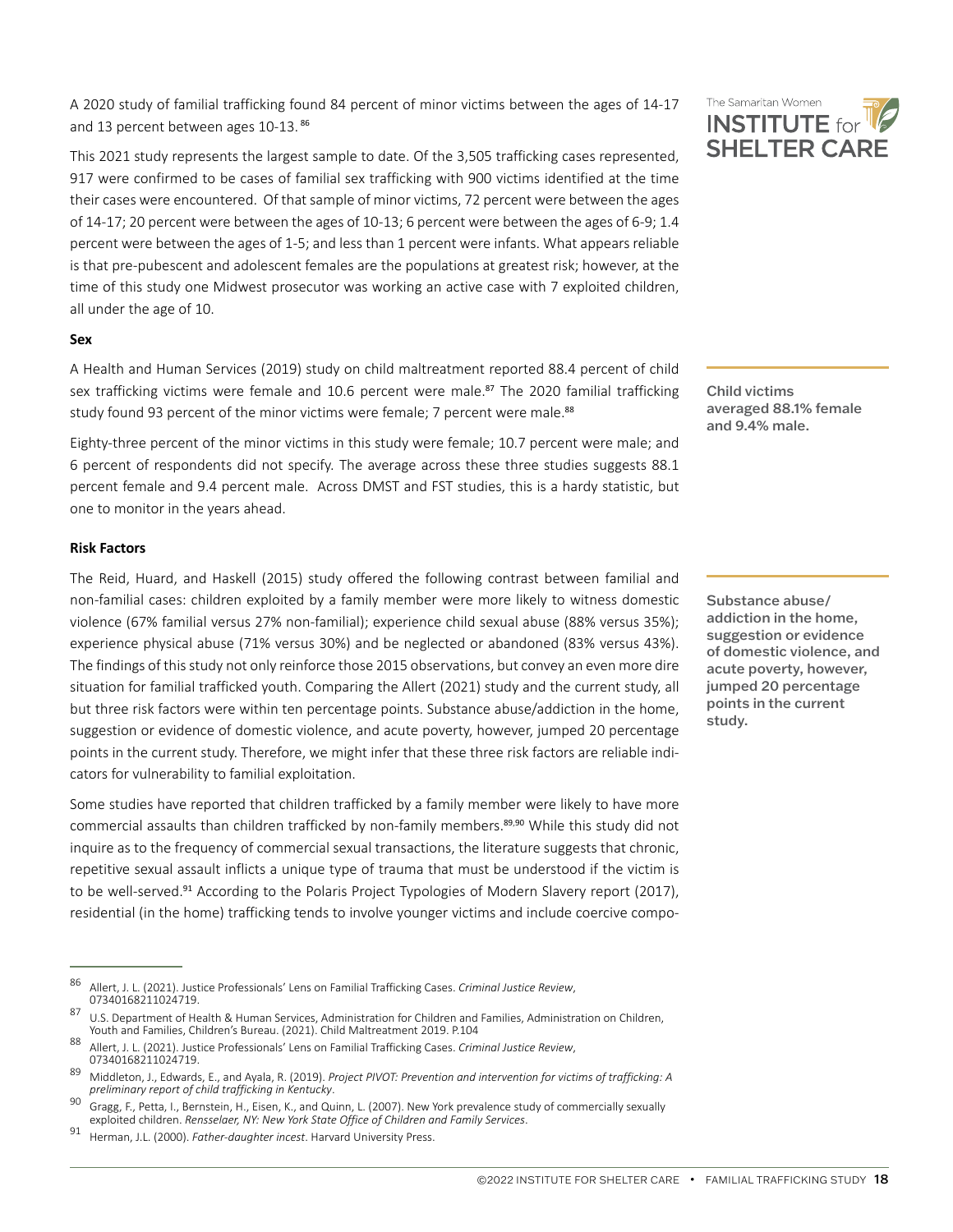A 2020 study of familial trafficking found 84 percent of minor victims between the ages of 14-17 and 13 percent between ages 10-13.[86]

This 2021 study represents the largest sample to date. Of the 3,505 trafficking cases represented, 917 were confirmed to be cases of familial sex trafficking with 900 victims identified at the time their cases were encountered. Of that sample of minor victims, 72 percent were between the ages of 14-17; 20 percent were between the ages of 10-13; 6 percent were between the ages of 6-9; 1.4 percent were between the ages of 1-5; and less than 1 percent were infants. What appears reliable is that pre-pubescent and adolescent females are the populations at greatest risk; however, at the time of this study one Midwest prosecutor was working an active case with 7 exploited children, all under the age of 10.

**Sex**

A Health and Human Services (2019) study on child maltreatment reported 88.4 percent of child sex trafficking victims were female and 10.6 percent were male.[87] The 2020 familial trafficking study found 93 percent of the minor victims were female; 7 percent were male.[88]

Eighty-three percent of the minor victims in this study were female; 10.7 percent were male; and 6 percent of respondents did not specify. The average across these three studies suggests 88.1 percent female and 9.4 percent male. Across DMST and FST studies, this is a hardy statistic, but one to monitor in the years ahead.

**Child victims averaged 88.1% female and 9.4% male.**

**Risk Factors**

The Reid, Huard, and Haskell (2015) study offered the following contrast between familial and non-familial cases: children exploited by a family member were more likely to witness domestic violence (67% familial versus 27% non-familial); experience child sexual abuse (88% versus 35%); experience physical abuse (71% versus 30%) and be neglected or abandoned (83% versus 43%). The findings of this study not only reinforce those 2015 observations, but convey an even more dire situation for familial trafficked youth. Comparing the Allert (2021) study and the current study, all but three risk factors were within ten percentage points. Substance abuse/addiction in the home, suggestion or evidence of domestic violence, and acute poverty, however, jumped 20 percentage points in the current study. Therefore, we might infer that these three risk factors are reliable indicators for vulnerability to familial exploitation.

**Substance abuse/addiction in the home, suggestion or evidence of domestic violence, and acute poverty, however, jumped 20 percentage points in the current study.**

Some studies have reported that children trafficked by a family member were likely to have more commercial assaults than children trafficked by non-family members.[89,90] While this study did not inquire as to the frequency of commercial sexual transactions, the literature suggests that chronic, repetitive sexual assault inflicts a unique type of trauma that must be understood if the victim is to be well-served.[91] According to the Polaris Project Typologies of Modern Slavery report (2017), residential (in the home) trafficking tends to involve younger victims and include coercive compo-

---

86 Allert, J. L. (2021). Justice Professionals' Lens on Familial Trafficking Cases. *Criminal Justice Review*, 07340168211024719.

87 U.S. Department of Health & Human Services, Administration for Children and Families, Administration on Children, Youth and Families, Children's Bureau. (2021). Child Maltreatment 2019. P.104

88 Allert, J. L. (2021). Justice Professionals' Lens on Familial Trafficking Cases. *Criminal Justice Review*, 07340168211024719.

89 Middleton, J., Edwards, E., and Ayala, R. (2019). *Project PIVOT: Prevention and intervention for victims of trafficking: A preliminary report of child trafficking in Kentucky*.

90 Gragg, F., Petta, I., Bernstein, H., Eisen, K., and Quinn, L. (2007). New York prevalence study of commercially sexually exploited children. *Rensselaer, NY: New York State Office of Children and Family Services*.

91 Herman, J.L. (2000). *Father-daughter incest*. Harvard University Press.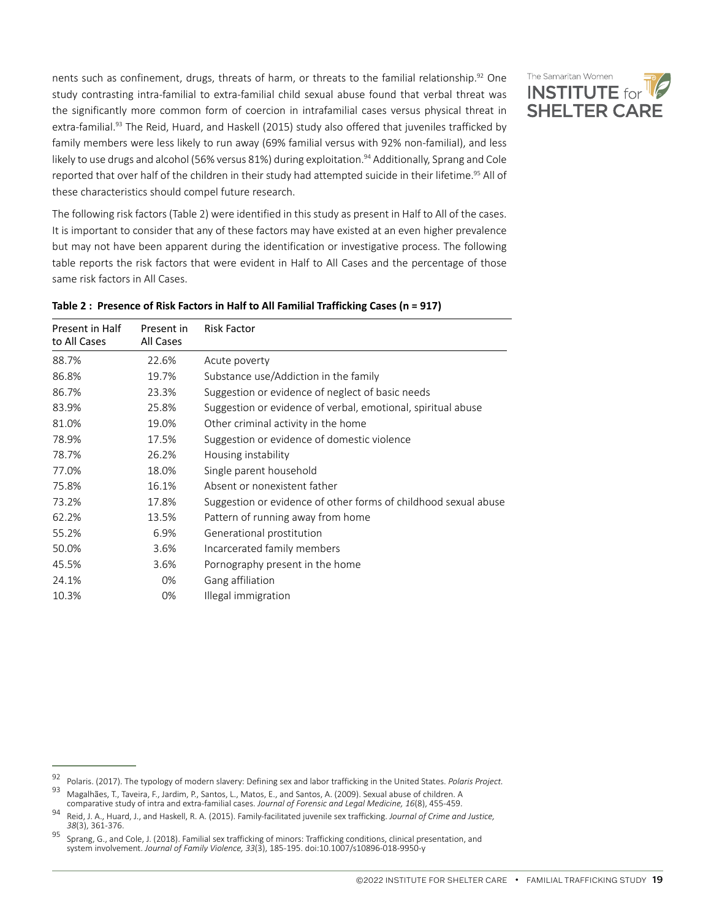nents such as confinement, drugs, threats of harm, or threats to the familial relationship.[92] One study contrasting intra-familial to extra-familial child sexual abuse found that verbal threat was the significantly more common form of coercion in intrafamilial cases versus physical threat in extra-familial.[93] The Reid, Huard, and Haskell (2015) study also offered that juveniles trafficked by family members were less likely to run away (69% familial versus with 92% non-familial), and less likely to use drugs and alcohol (56% versus 81%) during exploitation.[94] Additionally, Sprang and Cole reported that over half of the children in their study had attempted suicide in their lifetime.[95] All of these characteristics should compel future research.

The following risk factors (Table 2) were identified in this study as present in Half to All of the cases. It is important to consider that any of these factors may have existed at an even higher prevalence but may not have been apparent during the identification or investigative process. The following table reports the risk factors that were evident in Half to All Cases and the percentage of those same risk factors in All Cases.

**Table 2 : Presence of Risk Factors in Half to All Familial Trafficking Cases (n = 917)**

| Present in Half to All Cases | Present in All Cases | Risk Factor |
|---|---|---|
| 88.7% | 22.6% | Acute poverty |
| 86.8% | 19.7% | Substance use/Addiction in the family |
| 86.7% | 23.3% | Suggestion or evidence of neglect of basic needs |
| 83.9% | 25.8% | Suggestion or evidence of verbal, emotional, spiritual abuse |
| 81.0% | 19.0% | Other criminal activity in the home |
| 78.9% | 17.5% | Suggestion or evidence of domestic violence |
| 78.7% | 26.2% | Housing instability |
| 77.0% | 18.0% | Single parent household |
| 75.8% | 16.1% | Absent or nonexistent father |
| 73.2% | 17.8% | Suggestion or evidence of other forms of childhood sexual abuse |
| 62.2% | 13.5% | Pattern of running away from home |
| 55.2% | 6.9% | Generational prostitution |
| 50.0% | 3.6% | Incarcerated family members |
| 45.5% | 3.6% | Pornography present in the home |
| 24.1% | 0% | Gang affiliation |
| 10.3% | 0% | Illegal immigration |

---

[92] Polaris. (2017). The typology of modern slavery: Defining sex and labor trafficking in the United States. *Polaris Project.*

[93] Magalhães, T., Taveira, F., Jardim, P., Santos, L., Matos, E., and Santos, A. (2009). Sexual abuse of children. A comparative study of intra and extra-familial cases. *Journal of Forensic and Legal Medicine, 16*(8), 455-459.

[94] Reid, J. A., Huard, J., and Haskell, R. A. (2015). Family-facilitated juvenile sex trafficking. *Journal of Crime and Justice, 38*(3), 361-376.

[95] Sprang, G., and Cole, J. (2018). Familial sex trafficking of minors: Trafficking conditions, clinical presentation, and system involvement. *Journal of Family Violence, 33*(3), 185-195. doi:10.1007/s10896-018-9950-y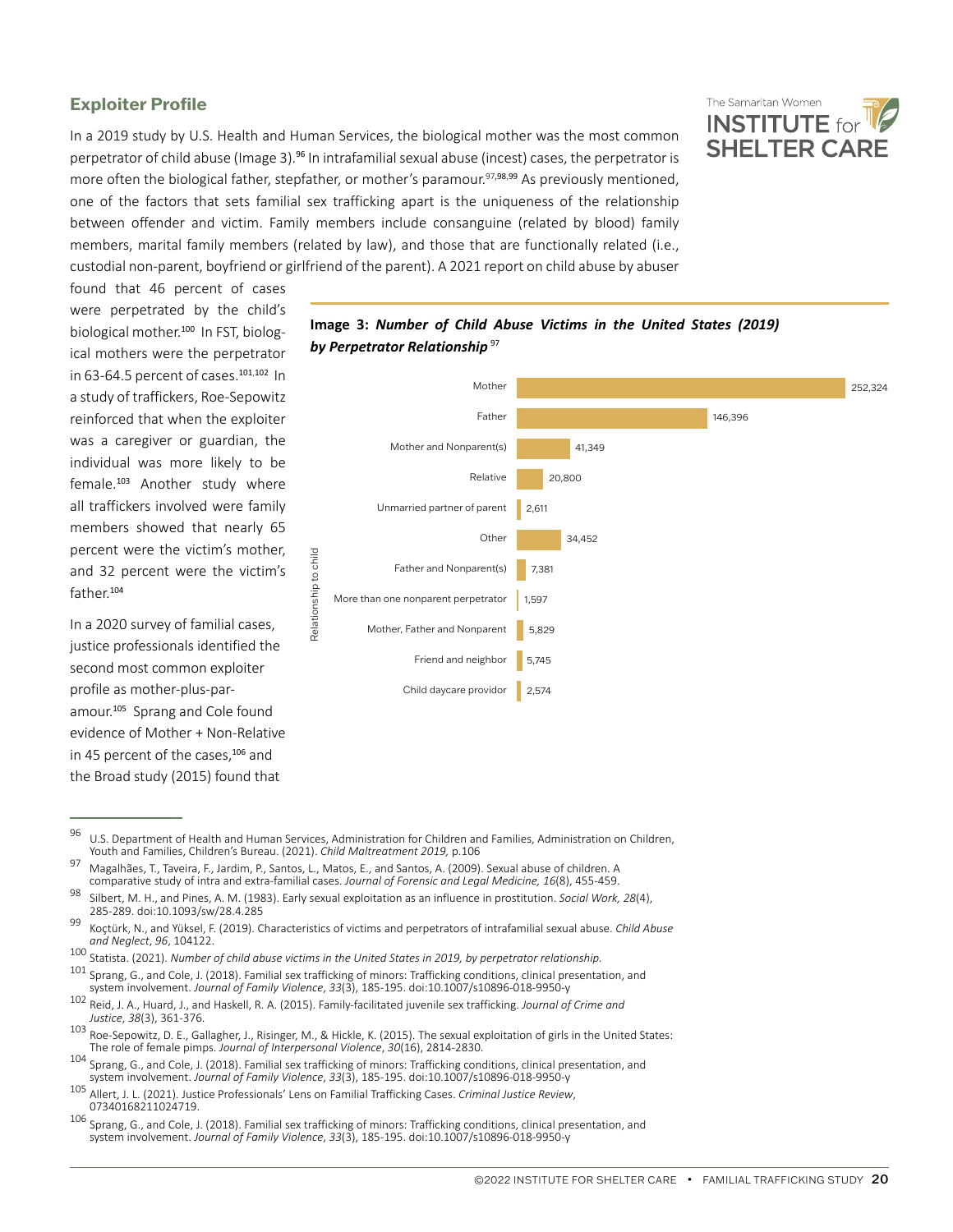## Exploiter Profile

In a 2019 study by U.S. Health and Human Services, the biological mother was the most common perpetrator of child abuse (Image 3).[96] In intrafamilial sexual abuse (incest) cases, the perpetrator is more often the biological father, stepfather, or mother's paramour.[97,98,99] As previously mentioned, one of the factors that sets familial sex trafficking apart is the uniqueness of the relationship between offender and victim. Family members include consanguine (related by blood) family members, marital family members (related by law), and those that are functionally related (i.e., custodial non-parent, boyfriend or girlfriend of the parent). A 2021 report on child abuse by abuser found that 46 percent of cases were perpetrated by the child's biological mother.[100] In FST, biological mothers were the perpetrator in 63-64.5 percent of cases.[101,102] In a study of traffickers, Roe-Sepowitz reinforced that when the exploiter was a caregiver or guardian, the individual was more likely to be female.[103] Another study where all traffickers involved were family members showed that nearly 65 percent were the victim's mother, and 32 percent were the victim's father.[104]

In a 2020 survey of familial cases, justice professionals identified the second most common exploiter profile as mother-plus-paramour.[105] Sprang and Cole found evidence of Mother + Non-Relative in 45 percent of the cases,[106] and the Broad study (2015) found that

**Image 3: *Number of Child Abuse Victims in the United States (2019) by Perpetrator Relationship*** [97]

Relationship to child

Mother 252,324
Father 146,396
Mother and Nonparent(s) 41,349
Relative 20,800
Unmarried partner of parent 2,611
Other 34,452
Father and Nonparent(s) 7,381
More than one nonparent perpetrator 1,597
Mother, Father and Nonparent 5,829
Friend and neighbor 5,745
Child daycare providor 2,574

---

96 U.S. Department of Health and Human Services, Administration for Children and Families, Administration on Children, Youth and Families, Children's Bureau. (2021). *Child Maltreatment 2019,* p.106

97 Magalhães, T., Taveira, F., Jardim, P., Santos, L., Matos, E., and Santos, A. (2009). Sexual abuse of children. A comparative study of intra and extra-familial cases. *Journal of Forensic and Legal Medicine, 16*(8), 455-459.

98 Silbert, M. H., and Pines, A. M. (1983). Early sexual exploitation as an influence in prostitution. *Social Work, 28*(4), 285-289. doi:10.1093/sw/28.4.285

99 Koçtürk, N., and Yüksel, F. (2019). Characteristics of victims and perpetrators of intrafamilial sexual abuse. *Child Abuse and Neglect*, *96*, 104122.

100 Statista. (2021). *Number of child abuse victims in the United States in 2019, by perpetrator relationship.*

101 Sprang, G., and Cole, J. (2018). Familial sex trafficking of minors: Trafficking conditions, clinical presentation, and system involvement. *Journal of Family Violence*, *33*(3), 185-195. doi:10.1007/s10896-018-9950-y

102 Reid, J. A., Huard, J., and Haskell, R. A. (2015). Family-facilitated juvenile sex trafficking. *Journal of Crime and Justice*, *38*(3), 361-376.

103 Roe-Sepowitz, D. E., Gallagher, J., Risinger, M., & Hickle, K. (2015). The sexual exploitation of girls in the United States: The role of female pimps. *Journal of Interpersonal Violence*, *30*(16), 2814-2830.

104 Sprang, G., and Cole, J. (2018). Familial sex trafficking of minors: Trafficking conditions, clinical presentation, and system involvement. *Journal of Family Violence*, *33*(3), 185-195. doi:10.1007/s10896-018-9950-y

105 Allert, J. L. (2021). Justice Professionals' Lens on Familial Trafficking Cases. *Criminal Justice Review*, 07340168211024719.

106 Sprang, G., and Cole, J. (2018). Familial sex trafficking of minors: Trafficking conditions, clinical presentation, and system involvement. *Journal of Family Violence*, *33*(3), 185-195. doi:10.1007/s10896-018-9950-y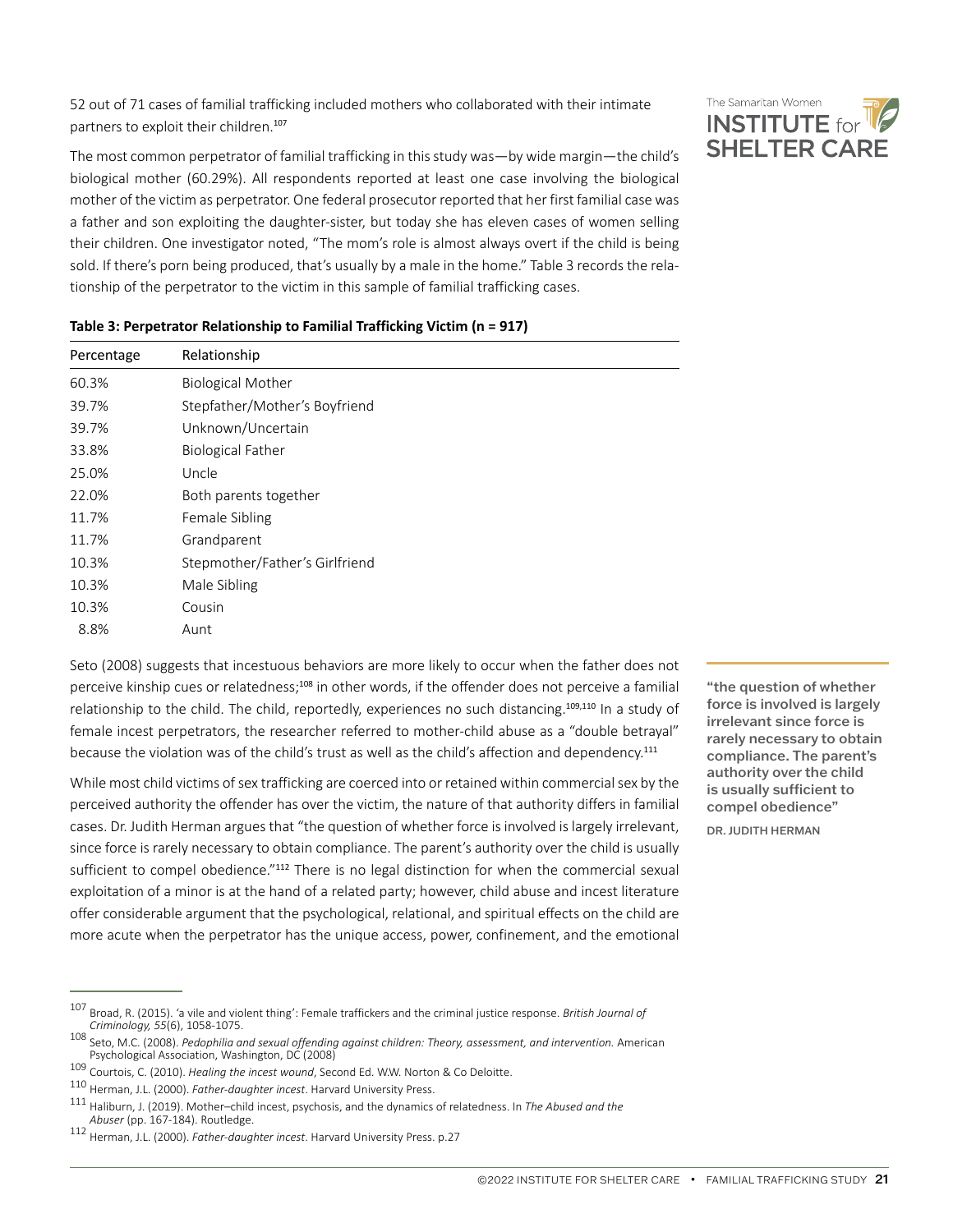52 out of 71 cases of familial trafficking included mothers who collaborated with their intimate partners to exploit their children.[107]

The most common perpetrator of familial trafficking in this study was—by wide margin—the child's biological mother (60.29%). All respondents reported at least one case involving the biological mother of the victim as perpetrator. One federal prosecutor reported that her first familial case was a father and son exploiting the daughter-sister, but today she has eleven cases of women selling their children. One investigator noted, "The mom's role is almost always overt if the child is being sold. If there's porn being produced, that's usually by a male in the home." Table 3 records the relationship of the perpetrator to the victim in this sample of familial trafficking cases.

**Table 3: Perpetrator Relationship to Familial Trafficking Victim (n = 917)**

| Percentage | Relationship |
| --- | --- |
| 60.3% | Biological Mother |
| 39.7% | Stepfather/Mother's Boyfriend |
| 39.7% | Unknown/Uncertain |
| 33.8% | Biological Father |
| 25.0% | Uncle |
| 22.0% | Both parents together |
| 11.7% | Female Sibling |
| 11.7% | Grandparent |
| 10.3% | Stepmother/Father's Girlfriend |
| 10.3% | Male Sibling |
| 10.3% | Cousin |
| 8.8% | Aunt |

Seto (2008) suggests that incestuous behaviors are more likely to occur when the father does not perceive kinship cues or relatedness;[108] in other words, if the offender does not perceive a familial relationship to the child. The child, reportedly, experiences no such distancing.[109,110] In a study of female incest perpetrators, the researcher referred to mother-child abuse as a "double betrayal" because the violation was of the child's trust as well as the child's affection and dependency.[111]

While most child victims of sex trafficking are coerced into or retained within commercial sex by the perceived authority the offender has over the victim, the nature of that authority differs in familial cases. Dr. Judith Herman argues that "the question of whether force is involved is largely irrelevant, since force is rarely necessary to obtain compliance. The parent's authority over the child is usually sufficient to compel obedience."[112] There is no legal distinction for when the commercial sexual exploitation of a minor is at the hand of a related party; however, child abuse and incest literature offer considerable argument that the psychological, relational, and spiritual effects on the child are more acute when the perpetrator has the unique access, power, confinement, and the emotional

> **"the question of whether force is involved is largely irrelevant since force is rarely necessary to obtain compliance. The parent's authority over the child is usually sufficient to compel obedience"**
>
> DR. JUDITH HERMAN

---

107 Broad, R. (2015). 'a vile and violent thing': Female traffickers and the criminal justice response. *British Journal of Criminology, 55*(6), 1058-1075.

108 Seto, M.C. (2008). *Pedophilia and sexual offending against children: Theory, assessment, and intervention.* American Psychological Association, Washington, DC (2008)

109 Courtois, C. (2010). *Healing the incest wound*, Second Ed. W.W. Norton & Co Deloitte.

110 Herman, J.L. (2000). *Father-daughter incest*. Harvard University Press.

111 Haliburn, J. (2019). Mother–child incest, psychosis, and the dynamics of relatedness. In *The Abused and the Abuser* (pp. 167-184). Routledge.

112 Herman, J.L. (2000). *Father-daughter incest*. Harvard University Press. p.27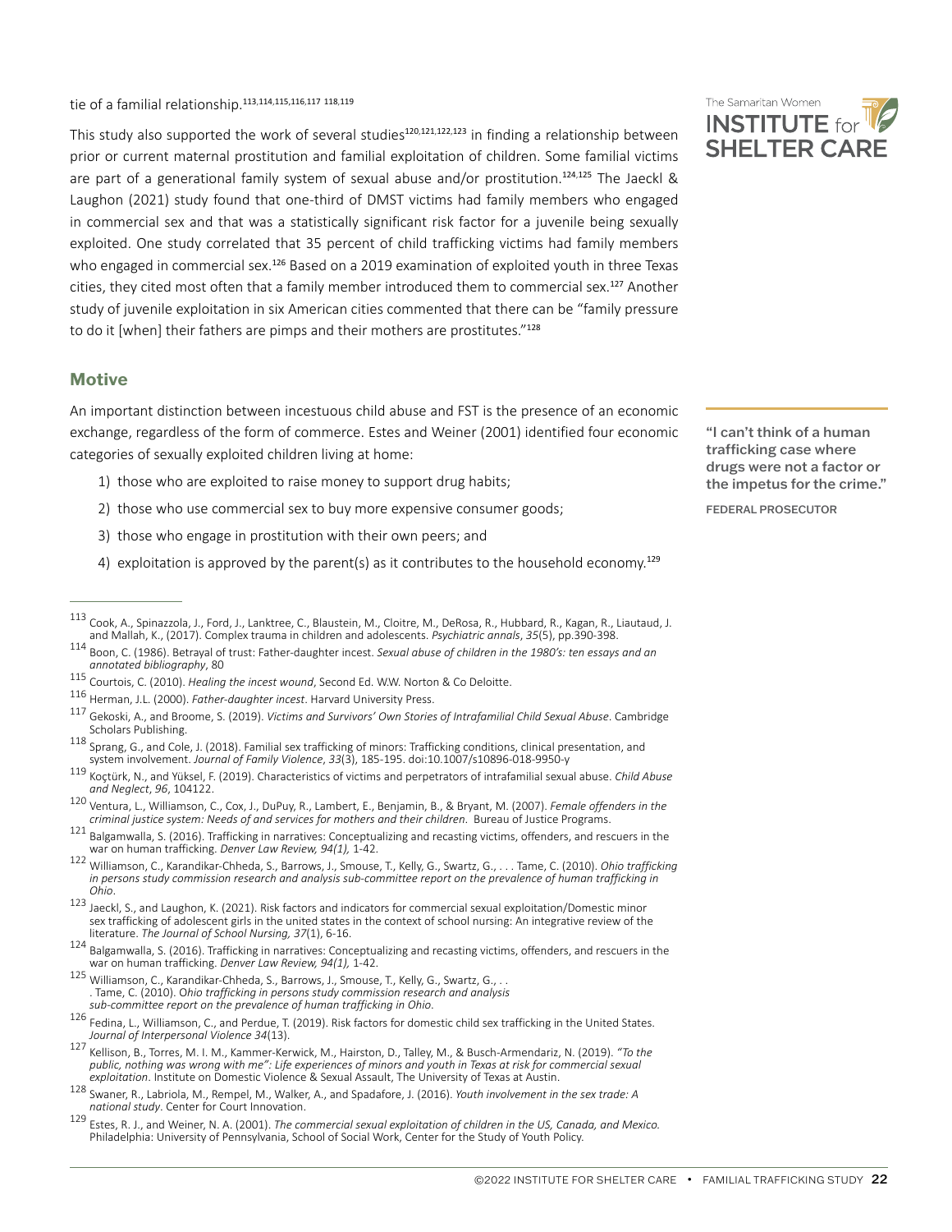tie of a familial relationship.[113,114,115,116,117 118,119]

This study also supported the work of several studies[120,121,122,123] in finding a relationship between prior or current maternal prostitution and familial exploitation of children. Some familial victims are part of a generational family system of sexual abuse and/or prostitution.[124,125] The Jaeckl & Laughon (2021) study found that one-third of DMST victims had family members who engaged in commercial sex and that was a statistically significant risk factor for a juvenile being sexually exploited. One study correlated that 35 percent of child trafficking victims had family members who engaged in commercial sex.[126] Based on a 2019 examination of exploited youth in three Texas cities, they cited most often that a family member introduced them to commercial sex.[127] Another study of juvenile exploitation in six American cities commented that there can be "family pressure to do it [when] their fathers are pimps and their mothers are prostitutes."[128]

## Motive

An important distinction between incestuous child abuse and FST is the presence of an economic exchange, regardless of the form of commerce. Estes and Weiner (2001) identified four economic categories of sexually exploited children living at home:

1) those who are exploited to raise money to support drug habits;
2) those who use commercial sex to buy more expensive consumer goods;
3) those who engage in prostitution with their own peers; and
4) exploitation is approved by the parent(s) as it contributes to the household economy.[129]

**"I can't think of a human trafficking case where drugs were not a factor or the impetus for the crime."**

FEDERAL PROSECUTOR

---

113 Cook, A., Spinazzola, J., Ford, J., Lanktree, C., Blaustein, M., Cloitre, M., DeRosa, R., Hubbard, R., Kagan, R., Liautaud, J. and Mallah, K., (2017). Complex trauma in children and adolescents. *Psychiatric annals*, *35*(5), pp.390-398.

114 Boon, C. (1986). Betrayal of trust: Father-daughter incest. *Sexual abuse of children in the 1980's: ten essays and an annotated bibliography*, 80

115 Courtois, C. (2010). *Healing the incest wound*, Second Ed. W.W. Norton & Co Deloitte.

116 Herman, J.L. (2000). *Father-daughter incest*. Harvard University Press.

117 Gekoski, A., and Broome, S. (2019). *Victims and Survivors' Own Stories of Intrafamilial Child Sexual Abuse*. Cambridge Scholars Publishing.

118 Sprang, G., and Cole, J. (2018). Familial sex trafficking of minors: Trafficking conditions, clinical presentation, and system involvement. *Journal of Family Violence*, *33*(3), 185-195. doi:10.1007/s10896-018-9950-y

119 Koçtürk, N., and Yüksel, F. (2019). Characteristics of victims and perpetrators of intrafamilial sexual abuse. *Child Abuse and Neglect*, *96*, 104122.

120 Ventura, L., Williamson, C., Cox, J., DuPuy, R., Lambert, E., Benjamin, B., & Bryant, M. (2007). *Female offenders in the criminal justice system: Needs of and services for mothers and their children*. Bureau of Justice Programs.

121 Balgamwalla, S. (2016). Trafficking in narratives: Conceptualizing and recasting victims, offenders, and rescuers in the war on human trafficking. *Denver Law Review, 94(1),* 1-42.

122 Williamson, C., Karandikar-Chheda, S., Barrows, J., Smouse, T., Kelly, G., Swartz, G., . . . Tame, C. (2010). *Ohio trafficking in persons study commission research and analysis sub-committee report on the prevalence of human trafficking in Ohio*.

123 Jaeckl, S., and Laughon, K. (2021). Risk factors and indicators for commercial sexual exploitation/Domestic minor sex trafficking of adolescent girls in the united states in the context of school nursing: An integrative review of the literature. *The Journal of School Nursing, 37*(1), 6-16.

124 Balgamwalla, S. (2016). Trafficking in narratives: Conceptualizing and recasting victims, offenders, and rescuers in the war on human trafficking. *Denver Law Review, 94(1),* 1-42.

125 Williamson, C., Karandikar-Chheda, S., Barrows, J., Smouse, T., Kelly, G., Swartz, G., . . . Tame, C. (2010). *Ohio trafficking in persons study commission research and analysis sub-committee report on the prevalence of human trafficking in Ohio*.

126 Fedina, L., Williamson, C., and Perdue, T. (2019). Risk factors for domestic child sex trafficking in the United States. *Journal of Interpersonal Violence 34*(13).

127 Kellison, B., Torres, M. I. M., Kammer-Kerwick, M., Hairston, D., Talley, M., & Busch-Armendariz, N. (2019). *"To the public, nothing was wrong with me": Life experiences of minors and youth in Texas at risk for commercial sexual exploitation*. Institute on Domestic Violence & Sexual Assault, The University of Texas at Austin.

128 Swaner, R., Labriola, M., Rempel, M., Walker, A., and Spadafore, J. (2016). *Youth involvement in the sex trade: A national study*. Center for Court Innovation.

129 Estes, R. J., and Weiner, N. A. (2001). *The commercial sexual exploitation of children in the US, Canada, and Mexico.* Philadelphia: University of Pennsylvania, School of Social Work, Center for the Study of Youth Policy.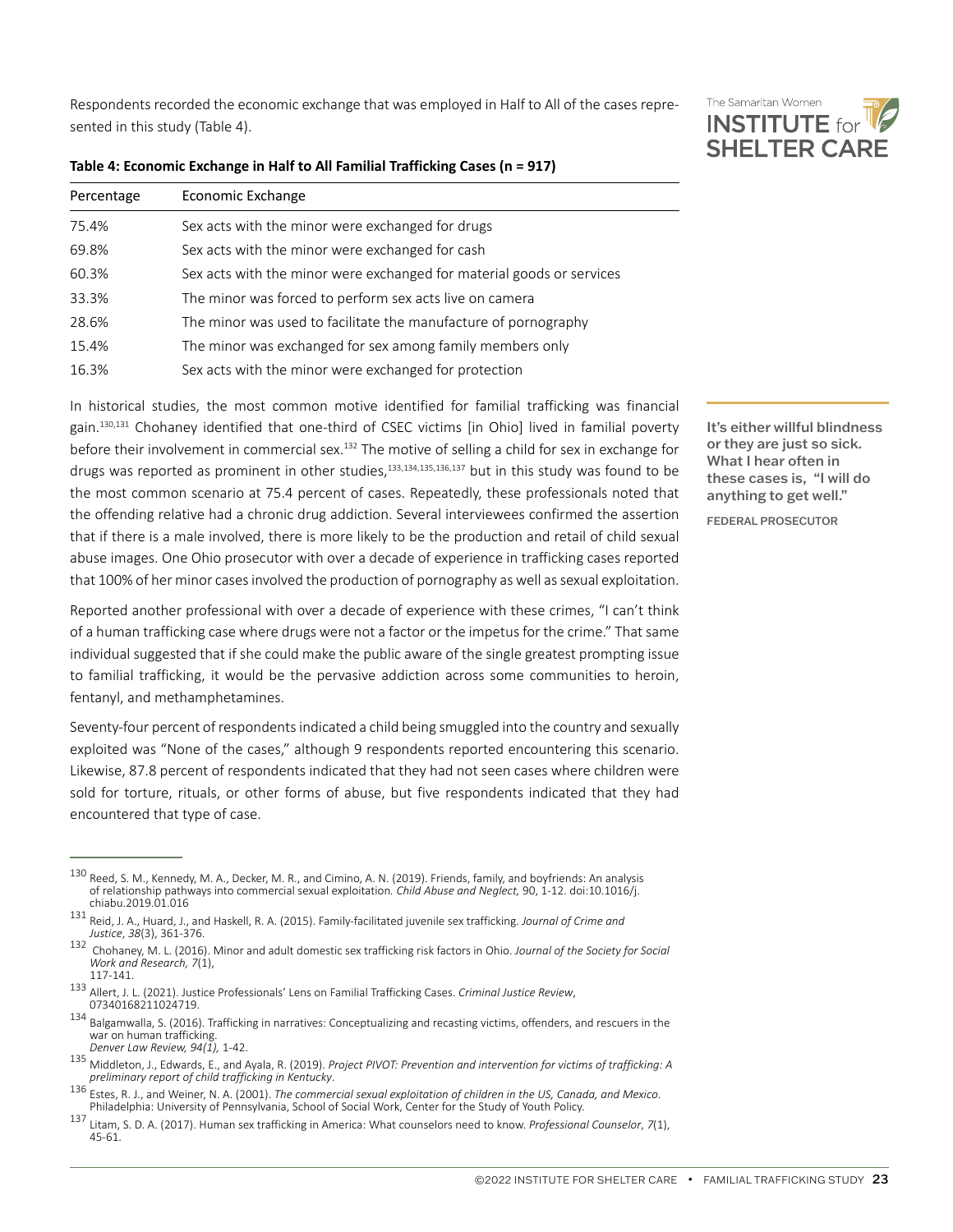Respondents recorded the economic exchange that was employed in Half to All of the cases represented in this study (Table 4).

**Table 4: Economic Exchange in Half to All Familial Trafficking Cases (n = 917)**

| Percentage | Economic Exchange |
|---|---|
| 75.4% | Sex acts with the minor were exchanged for drugs |
| 69.8% | Sex acts with the minor were exchanged for cash |
| 60.3% | Sex acts with the minor were exchanged for material goods or services |
| 33.3% | The minor was forced to perform sex acts live on camera |
| 28.6% | The minor was used to facilitate the manufacture of pornography |
| 15.4% | The minor was exchanged for sex among family members only |
| 16.3% | Sex acts with the minor were exchanged for protection |

In historical studies, the most common motive identified for familial trafficking was financial gain.[130,131] Chohaney identified that one-third of CSEC victims [in Ohio] lived in familial poverty before their involvement in commercial sex.[132] The motive of selling a child for sex in exchange for drugs was reported as prominent in other studies,[133,134,135,136,137] but in this study was found to be the most common scenario at 75.4 percent of cases. Repeatedly, these professionals noted that the offending relative had a chronic drug addiction. Several interviewees confirmed the assertion that if there is a male involved, there is more likely to be the production and retail of child sexual abuse images. One Ohio prosecutor with over a decade of experience in trafficking cases reported that 100% of her minor cases involved the production of pornography as well as sexual exploitation.

> It's either willful blindness or they are just so sick. What I hear often in these cases is, "I will do anything to get well."
>
> FEDERAL PROSECUTOR

Reported another professional with over a decade of experience with these crimes, "I can't think of a human trafficking case where drugs were not a factor or the impetus for the crime." That same individual suggested that if she could make the public aware of the single greatest prompting issue to familial trafficking, it would be the pervasive addiction across some communities to heroin, fentanyl, and methamphetamines.

Seventy-four percent of respondents indicated a child being smuggled into the country and sexually exploited was "None of the cases," although 9 respondents reported encountering this scenario. Likewise, 87.8 percent of respondents indicated that they had not seen cases where children were sold for torture, rituals, or other forms of abuse, but five respondents indicated that they had encountered that type of case.

---

130 Reed, S. M., Kennedy, M. A., Decker, M. R., and Cimino, A. N. (2019). Friends, family, and boyfriends: An analysis of relationship pathways into commercial sexual exploitation. *Child Abuse and Neglect,* 90, 1-12. doi:10.1016/j.chiabu.2019.01.016

131 Reid, J. A., Huard, J., and Haskell, R. A. (2015). Family-facilitated juvenile sex trafficking. *Journal of Crime and Justice*, *38*(3), 361-376.

132 Chohaney, M. L. (2016). Minor and adult domestic sex trafficking risk factors in Ohio. *Journal of the Society for Social Work and Research, 7*(1), 117-141.

133 Allert, J. L. (2021). Justice Professionals' Lens on Familial Trafficking Cases. *Criminal Justice Review*, 07340168211024719.

134 Balgamwalla, S. (2016). Trafficking in narratives: Conceptualizing and recasting victims, offenders, and rescuers in the war on human trafficking. *Denver Law Review, 94(1),* 1-42.

135 Middleton, J., Edwards, E., and Ayala, R. (2019). *Project PIVOT: Prevention and intervention for victims of trafficking: A preliminary report of child trafficking in Kentucky*.

136 Estes, R. J., and Weiner, N. A. (2001). *The commercial sexual exploitation of children in the US, Canada, and Mexico*. Philadelphia: University of Pennsylvania, School of Social Work, Center for the Study of Youth Policy.

137 Litam, S. D. A. (2017). Human sex trafficking in America: What counselors need to know. *Professional Counselor*, *7*(1), 45-61.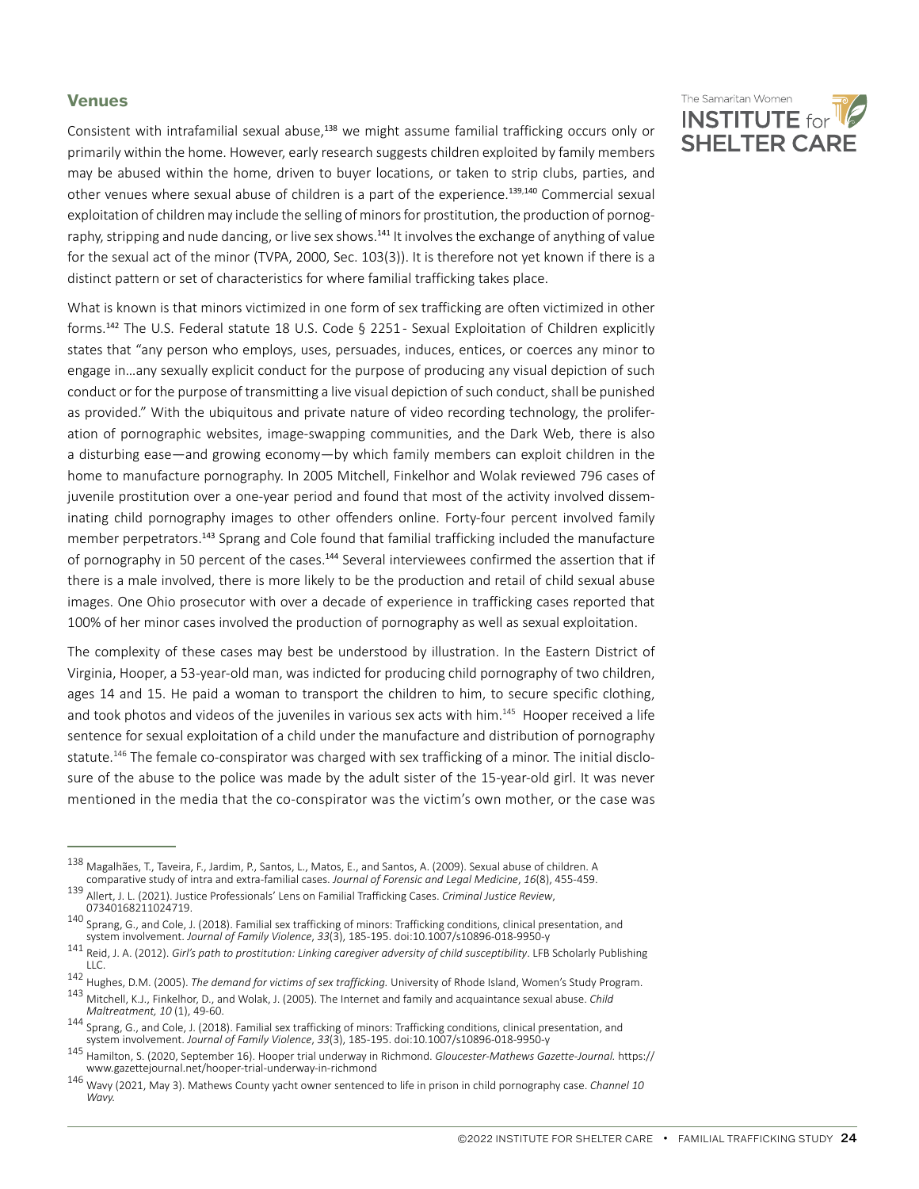## Venues

Consistent with intrafamilial sexual abuse,[138] we might assume familial trafficking occurs only or primarily within the home. However, early research suggests children exploited by family members may be abused within the home, driven to buyer locations, or taken to strip clubs, parties, and other venues where sexual abuse of children is a part of the experience.[139,140] Commercial sexual exploitation of children may include the selling of minors for prostitution, the production of pornography, stripping and nude dancing, or live sex shows.[141] It involves the exchange of anything of value for the sexual act of the minor (TVPA, 2000, Sec. 103(3)). It is therefore not yet known if there is a distinct pattern or set of characteristics for where familial trafficking takes place.

What is known is that minors victimized in one form of sex trafficking are often victimized in other forms.[142] The U.S. Federal statute 18 U.S. Code § 2251 - Sexual Exploitation of Children explicitly states that "any person who employs, uses, persuades, induces, entices, or coerces any minor to engage in…any sexually explicit conduct for the purpose of producing any visual depiction of such conduct or for the purpose of transmitting a live visual depiction of such conduct, shall be punished as provided." With the ubiquitous and private nature of video recording technology, the proliferation of pornographic websites, image-swapping communities, and the Dark Web, there is also a disturbing ease—and growing economy—by which family members can exploit children in the home to manufacture pornography. In 2005 Mitchell, Finkelhor and Wolak reviewed 796 cases of juvenile prostitution over a one-year period and found that most of the activity involved disseminating child pornography images to other offenders online. Forty-four percent involved family member perpetrators.[143] Sprang and Cole found that familial trafficking included the manufacture of pornography in 50 percent of the cases.[144] Several interviewees confirmed the assertion that if there is a male involved, there is more likely to be the production and retail of child sexual abuse images. One Ohio prosecutor with over a decade of experience in trafficking cases reported that 100% of her minor cases involved the production of pornography as well as sexual exploitation.

The complexity of these cases may best be understood by illustration. In the Eastern District of Virginia, Hooper, a 53-year-old man, was indicted for producing child pornography of two children, ages 14 and 15. He paid a woman to transport the children to him, to secure specific clothing, and took photos and videos of the juveniles in various sex acts with him.[145] Hooper received a life sentence for sexual exploitation of a child under the manufacture and distribution of pornography statute.[146] The female co-conspirator was charged with sex trafficking of a minor. The initial disclosure of the abuse to the police was made by the adult sister of the 15-year-old girl. It was never mentioned in the media that the co-conspirator was the victim's own mother, or the case was

---

[138] Magalhães, T., Taveira, F., Jardim, P., Santos, L., Matos, E., and Santos, A. (2009). Sexual abuse of children. A comparative study of intra and extra-familial cases. *Journal of Forensic and Legal Medicine*, *16*(8), 455-459.

[139] Allert, J. L. (2021). Justice Professionals' Lens on Familial Trafficking Cases. *Criminal Justice Review*, 07340168211024719.

[140] Sprang, G., and Cole, J. (2018). Familial sex trafficking of minors: Trafficking conditions, clinical presentation, and system involvement. *Journal of Family Violence*, *33*(3), 185-195. doi:10.1007/s10896-018-9950-y

[141] Reid, J. A. (2012). *Girl's path to prostitution: Linking caregiver adversity of child susceptibility*. LFB Scholarly Publishing LLC.

[142] Hughes, D.M. (2005). *The demand for victims of sex trafficking.* University of Rhode Island, Women's Study Program.

[143] Mitchell, K.J., Finkelhor, D., and Wolak, J. (2005). The Internet and family and acquaintance sexual abuse. *Child Maltreatment, 10* (1), 49-60.

[144] Sprang, G., and Cole, J. (2018). Familial sex trafficking of minors: Trafficking conditions, clinical presentation, and system involvement. *Journal of Family Violence*, *33*(3), 185-195. doi:10.1007/s10896-018-9950-y

[145] Hamilton, S. (2020, September 16). Hooper trial underway in Richmond. *Gloucester-Mathews Gazette-Journal.* https://www.gazettejournal.net/hooper-trial-underway-in-richmond

[146] Wavy (2021, May 3). Mathews County yacht owner sentenced to life in prison in child pornography case. *Channel 10 Wavy.*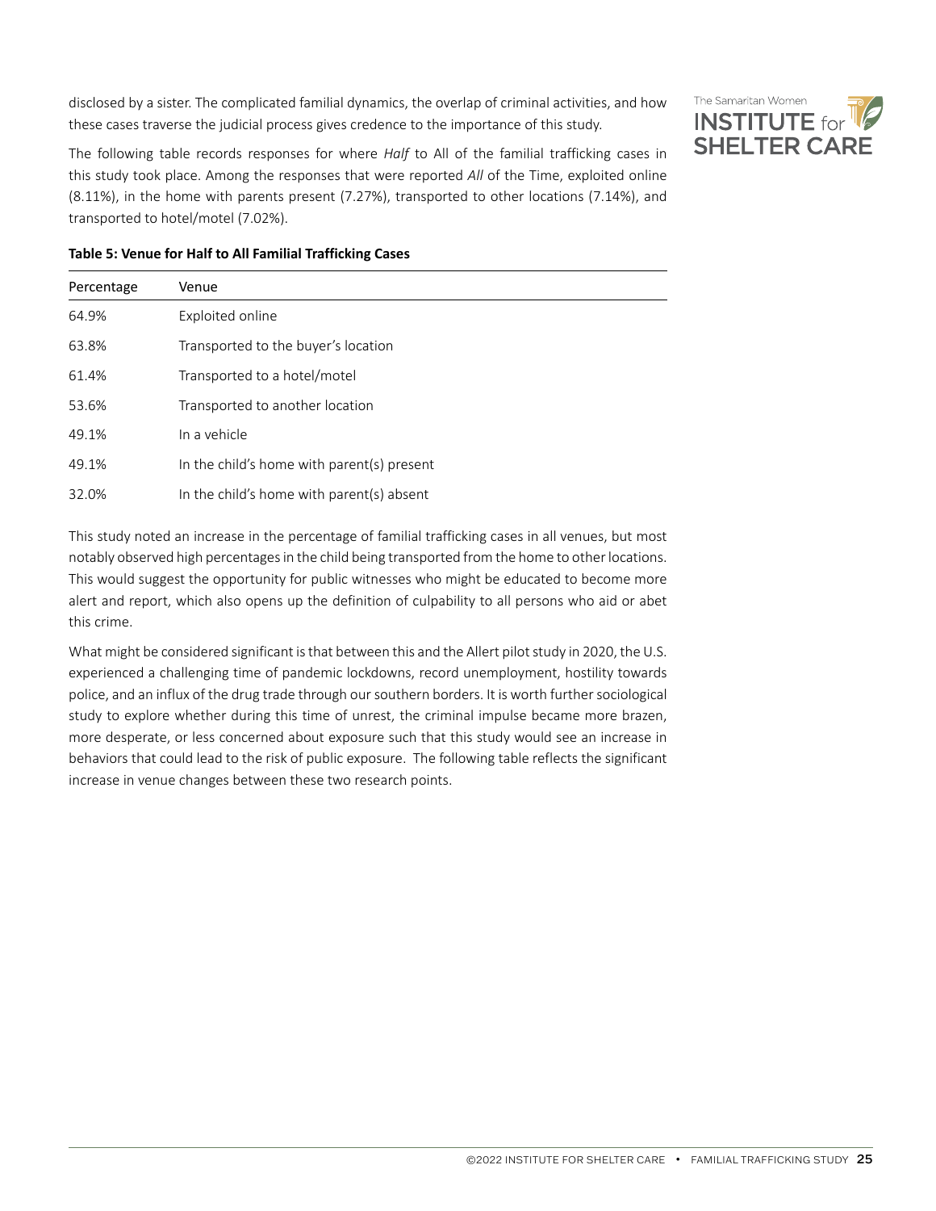disclosed by a sister. The complicated familial dynamics, the overlap of criminal activities, and how these cases traverse the judicial process gives credence to the importance of this study.

The following table records responses for where *Half* to All of the familial trafficking cases in this study took place. Among the responses that were reported *All* of the Time, exploited online (8.11%), in the home with parents present (7.27%), transported to other locations (7.14%), and transported to hotel/motel (7.02%).

**Table 5: Venue for Half to All Familial Trafficking Cases**

| Percentage | Venue |
|---|---|
| 64.9% | Exploited online |
| 63.8% | Transported to the buyer's location |
| 61.4% | Transported to a hotel/motel |
| 53.6% | Transported to another location |
| 49.1% | In a vehicle |
| 49.1% | In the child's home with parent(s) present |
| 32.0% | In the child's home with parent(s) absent |

This study noted an increase in the percentage of familial trafficking cases in all venues, but most notably observed high percentages in the child being transported from the home to other locations. This would suggest the opportunity for public witnesses who might be educated to become more alert and report, which also opens up the definition of culpability to all persons who aid or abet this crime.

What might be considered significant is that between this and the Allert pilot study in 2020, the U.S. experienced a challenging time of pandemic lockdowns, record unemployment, hostility towards police, and an influx of the drug trade through our southern borders. It is worth further sociological study to explore whether during this time of unrest, the criminal impulse became more brazen, more desperate, or less concerned about exposure such that this study would see an increase in behaviors that could lead to the risk of public exposure. The following table reflects the significant increase in venue changes between these two research points.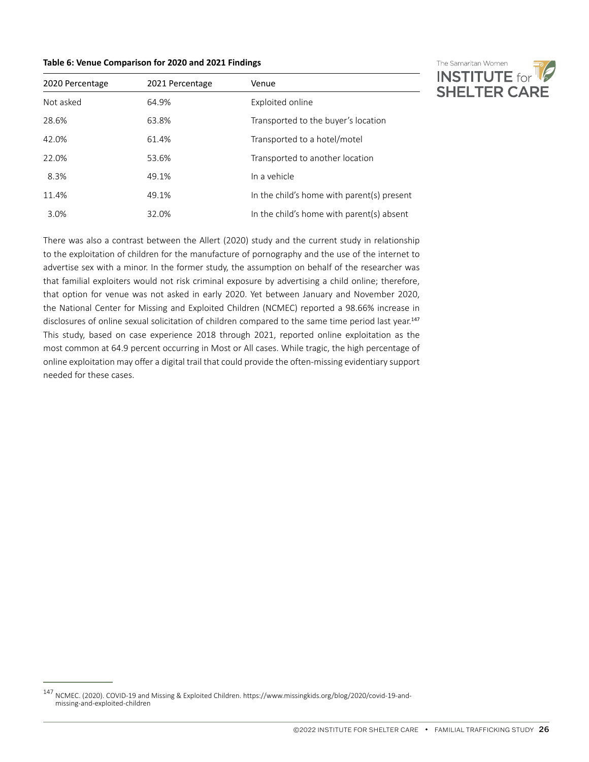**Table 6: Venue Comparison for 2020 and 2021 Findings**

| 2020 Percentage | 2021 Percentage | Venue |
|---|---|---|
| Not asked | 64.9% | Exploited online |
| 28.6% | 63.8% | Transported to the buyer's location |
| 42.0% | 61.4% | Transported to a hotel/motel |
| 22.0% | 53.6% | Transported to another location |
| 8.3% | 49.1% | In a vehicle |
| 11.4% | 49.1% | In the child's home with parent(s) present |
| 3.0% | 32.0% | In the child's home with parent(s) absent |

There was also a contrast between the Allert (2020) study and the current study in relationship to the exploitation of children for the manufacture of pornography and the use of the internet to advertise sex with a minor. In the former study, the assumption on behalf of the researcher was that familial exploiters would not risk criminal exposure by advertising a child online; therefore, that option for venue was not asked in early 2020. Yet between January and November 2020, the National Center for Missing and Exploited Children (NCMEC) reported a 98.66% increase in disclosures of online sexual solicitation of children compared to the same time period last year.[147] This study, based on case experience 2018 through 2021, reported online exploitation as the most common at 64.9 percent occurring in Most or All cases. While tragic, the high percentage of online exploitation may offer a digital trail that could provide the often-missing evidentiary support needed for these cases.

[147] NCMEC. (2020). COVID-19 and Missing & Exploited Children. https://www.missingkids.org/blog/2020/covid-19-and-missing-and-exploited-children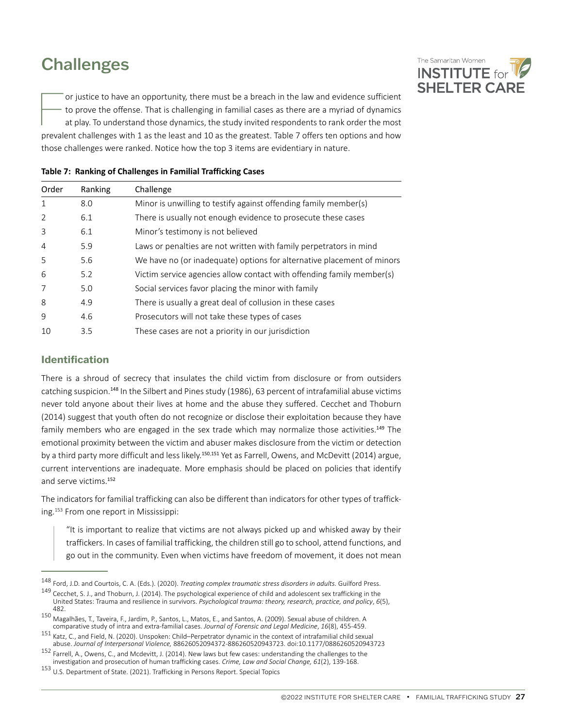# Challenges

For justice to have an opportunity, there must be a breach in the law and evidence sufficient to prove the offense. That is challenging in familial cases as there are a myriad of dynamics at play. To understand those dynamics, the study invited respondents to rank order the most prevalent challenges with 1 as the least and 10 as the greatest. Table 7 offers ten options and how those challenges were ranked. Notice how the top 3 items are evidentiary in nature.

**Table 7: Ranking of Challenges in Familial Trafficking Cases**

| Order | Ranking | Challenge |
|---|---|---|
| 1 | 8.0 | Minor is unwilling to testify against offending family member(s) |
| 2 | 6.1 | There is usually not enough evidence to prosecute these cases |
| 3 | 6.1 | Minor's testimony is not believed |
| 4 | 5.9 | Laws or penalties are not written with family perpetrators in mind |
| 5 | 5.6 | We have no (or inadequate) options for alternative placement of minors |
| 6 | 5.2 | Victim service agencies allow contact with offending family member(s) |
| 7 | 5.0 | Social services favor placing the minor with family |
| 8 | 4.9 | There is usually a great deal of collusion in these cases |
| 9 | 4.6 | Prosecutors will not take these types of cases |
| 10 | 3.5 | These cases are not a priority in our jurisdiction |

## Identification

There is a shroud of secrecy that insulates the child victim from disclosure or from outsiders catching suspicion.[148] In the Silbert and Pines study (1986), 63 percent of intrafamilial abuse victims never told anyone about their lives at home and the abuse they suffered. Cecchet and Thoburn (2014) suggest that youth often do not recognize or disclose their exploitation because they have family members who are engaged in the sex trade which may normalize those activities.[149] The emotional proximity between the victim and abuser makes disclosure from the victim or detection by a third party more difficult and less likely.[150,151] Yet as Farrell, Owens, and McDevitt (2014) argue, current interventions are inadequate. More emphasis should be placed on policies that identify and serve victims.[152]

The indicators for familial trafficking can also be different than indicators for other types of trafficking.[153] From one report in Mississippi:

> "It is important to realize that victims are not always picked up and whisked away by their traffickers. In cases of familial trafficking, the children still go to school, attend functions, and go out in the community. Even when victims have freedom of movement, it does not mean

---

148 Ford, J.D. and Courtois, C. A. (Eds.). (2020). *Treating complex traumatic stress disorders in adults.* Guilford Press.

149 Cecchet, S. J., and Thoburn, J. (2014). The psychological experience of child and adolescent sex trafficking in the United States: Trauma and resilience in survivors. *Psychological trauma: theory, research, practice, and policy*, *6*(5), 482.

150 Magalhães, T., Taveira, F., Jardim, P., Santos, L., Matos, E., and Santos, A. (2009). Sexual abuse of children. A comparative study of intra and extra-familial cases. *Journal of Forensic and Legal Medicine*, *16*(8), 455-459.

151 Katz, C., and Field, N. (2020). Unspoken: Child–Perpetrator dynamic in the context of intrafamilial child sexual abuse. *Journal of Interpersonal Violence,* 88626052094372-886260520943723. doi:10.1177/0886260520943723

152 Farrell, A., Owens, C., and Mcdevitt, J. (2014). New laws but few cases: understanding the challenges to the investigation and prosecution of human trafficking cases. *Crime, Law and Social Change, 61*(2), 139-168.

153 U.S. Department of State. (2021). Trafficking in Persons Report. Special Topics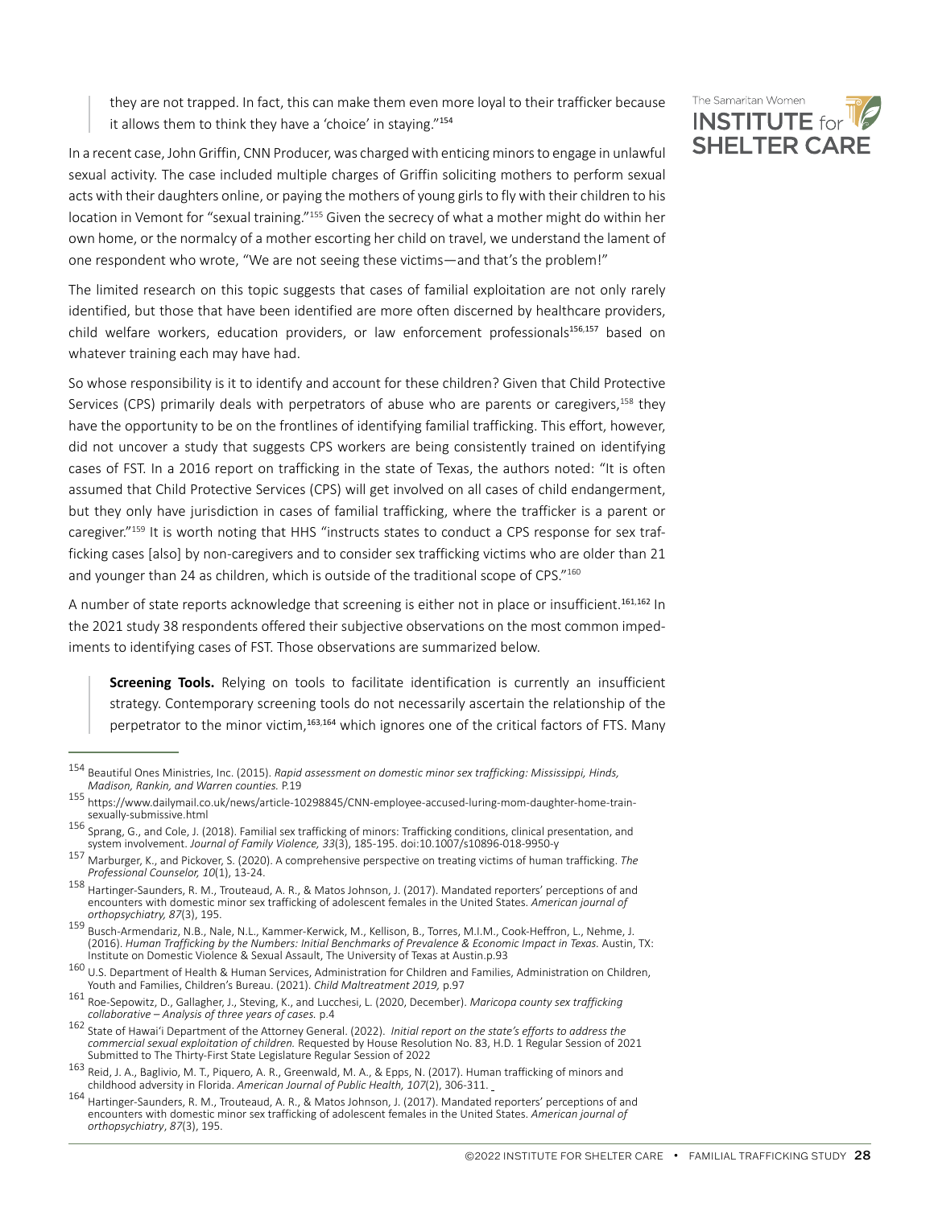> they are not trapped. In fact, this can make them even more loyal to their trafficker because it allows them to think they have a 'choice' in staying."[154]

In a recent case, John Griffin, CNN Producer, was charged with enticing minors to engage in unlawful sexual activity. The case included multiple charges of Griffin soliciting mothers to perform sexual acts with their daughters online, or paying the mothers of young girls to fly with their children to his location in Vemont for "sexual training."[155] Given the secrecy of what a mother might do within her own home, or the normalcy of a mother escorting her child on travel, we understand the lament of one respondent who wrote, "We are not seeing these victims—and that's the problem!"

The limited research on this topic suggests that cases of familial exploitation are not only rarely identified, but those that have been identified are more often discerned by healthcare providers, child welfare workers, education providers, or law enforcement professionals[156,157] based on whatever training each may have had.

So whose responsibility is it to identify and account for these children? Given that Child Protective Services (CPS) primarily deals with perpetrators of abuse who are parents or caregivers,[158] they have the opportunity to be on the frontlines of identifying familial trafficking. This effort, however, did not uncover a study that suggests CPS workers are being consistently trained on identifying cases of FST. In a 2016 report on trafficking in the state of Texas, the authors noted: "It is often assumed that Child Protective Services (CPS) will get involved on all cases of child endangerment, but they only have jurisdiction in cases of familial trafficking, where the trafficker is a parent or caregiver."[159] It is worth noting that HHS "instructs states to conduct a CPS response for sex trafficking cases [also] by non-caregivers and to consider sex trafficking victims who are older than 21 and younger than 24 as children, which is outside of the traditional scope of CPS."[160]

A number of state reports acknowledge that screening is either not in place or insufficient.[161,162] In the 2021 study 38 respondents offered their subjective observations on the most common impediments to identifying cases of FST. Those observations are summarized below.

> **Screening Tools.** Relying on tools to facilitate identification is currently an insufficient strategy. Contemporary screening tools do not necessarily ascertain the relationship of the perpetrator to the minor victim,[163,164] which ignores one of the critical factors of FTS. Many

---

154 Beautiful Ones Ministries, Inc. (2015). *Rapid assessment on domestic minor sex trafficking: Mississippi, Hinds, Madison, Rankin, and Warren counties.* P.19

155 https://www.dailymail.co.uk/news/article-10298845/CNN-employee-accused-luring-mom-daughter-home-train-sexually-submissive.html

156 Sprang, G., and Cole, J. (2018). Familial sex trafficking of minors: Trafficking conditions, clinical presentation, and system involvement. *Journal of Family Violence, 33*(3), 185-195. doi:10.1007/s10896-018-9950-y

157 Marburger, K., and Pickover, S. (2020). A comprehensive perspective on treating victims of human trafficking. *The Professional Counselor, 10*(1), 13-24.

158 Hartinger-Saunders, R. M., Trouteaud, A. R., & Matos Johnson, J. (2017). Mandated reporters' perceptions of and encounters with domestic minor sex trafficking of adolescent females in the United States. *American journal of orthopsychiatry, 87*(3), 195.

159 Busch-Armendariz, N.B., Nale, N.L., Kammer-Kerwick, M., Kellison, B., Torres, M.I.M., Cook-Heffron, L., Nehme, J. (2016). *Human Trafficking by the Numbers: Initial Benchmarks of Prevalence & Economic Impact in Texas.* Austin, TX: Institute on Domestic Violence & Sexual Assault, The University of Texas at Austin.p.93

160 U.S. Department of Health & Human Services, Administration for Children and Families, Administration on Children, Youth and Families, Children's Bureau. (2021). *Child Maltreatment 2019,* p.97

161 Roe-Sepowitz, D., Gallagher, J., Steving, K., and Lucchesi, L. (2020, December). *Maricopa county sex trafficking collaborative – Analysis of three years of cases.* p.4

162 State of Hawai'i Department of the Attorney General. (2022). *Initial report on the state's efforts to address the commercial sexual exploitation of children.* Requested by House Resolution No. 83, H.D. 1 Regular Session of 2021 Submitted to The Thirty-First State Legislature Regular Session of 2022

163 Reid, J. A., Baglivio, M. T., Piquero, A. R., Greenwald, M. A., & Epps, N. (2017). Human trafficking of minors and childhood adversity in Florida. *American Journal of Public Health, 107*(2), 306-311.

164 Hartinger-Saunders, R. M., Trouteaud, A. R., & Matos Johnson, J. (2017). Mandated reporters' perceptions of and encounters with domestic minor sex trafficking of adolescent females in the United States. *American journal of orthopsychiatry*, *87*(3), 195.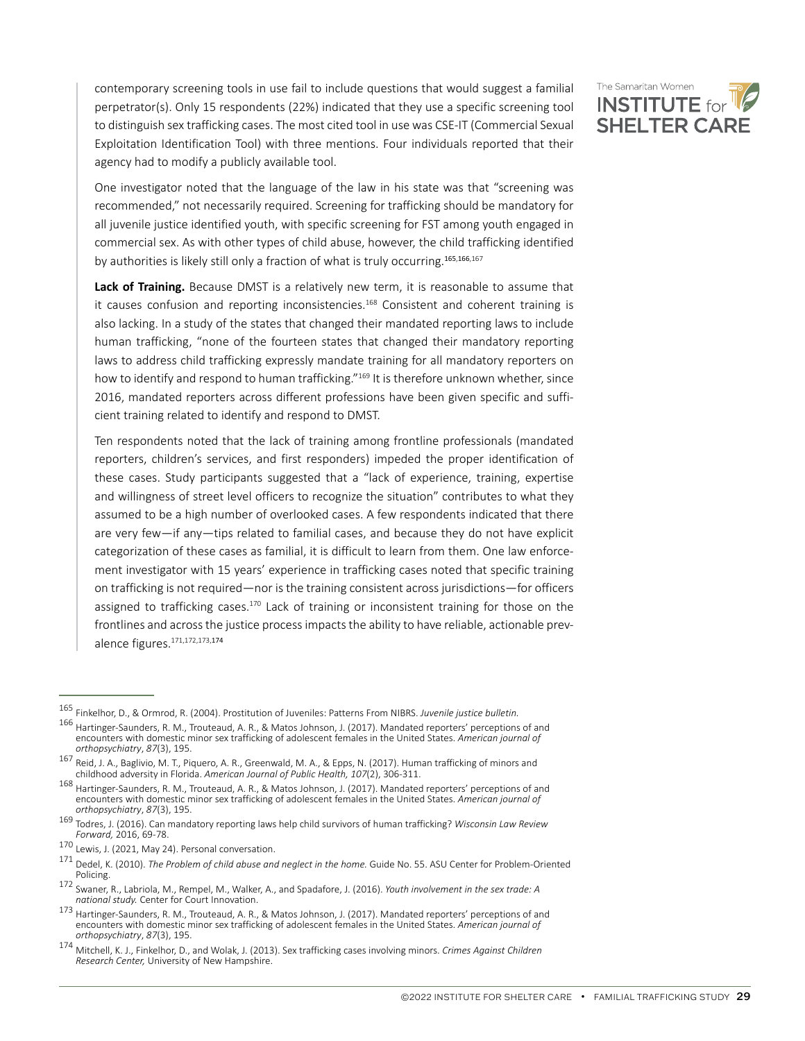contemporary screening tools in use fail to include questions that would suggest a familial perpetrator(s). Only 15 respondents (22%) indicated that they use a specific screening tool to distinguish sex trafficking cases. The most cited tool in use was CSE-IT (Commercial Sexual Exploitation Identification Tool) with three mentions. Four individuals reported that their agency had to modify a publicly available tool.

One investigator noted that the language of the law in his state was that "screening was recommended," not necessarily required. Screening for trafficking should be mandatory for all juvenile justice identified youth, with specific screening for FST among youth engaged in commercial sex. As with other types of child abuse, however, the child trafficking identified by authorities is likely still only a fraction of what is truly occurring.[165,166,167]

**Lack of Training.** Because DMST is a relatively new term, it is reasonable to assume that it causes confusion and reporting inconsistencies.[168] Consistent and coherent training is also lacking. In a study of the states that changed their mandated reporting laws to include human trafficking, "none of the fourteen states that changed their mandatory reporting laws to address child trafficking expressly mandate training for all mandatory reporters on how to identify and respond to human trafficking."[169] It is therefore unknown whether, since 2016, mandated reporters across different professions have been given specific and sufficient training related to identify and respond to DMST.

Ten respondents noted that the lack of training among frontline professionals (mandated reporters, children's services, and first responders) impeded the proper identification of these cases. Study participants suggested that a "lack of experience, training, expertise and willingness of street level officers to recognize the situation" contributes to what they assumed to be a high number of overlooked cases. A few respondents indicated that there are very few—if any—tips related to familial cases, and because they do not have explicit categorization of these cases as familial, it is difficult to learn from them. One law enforcement investigator with 15 years' experience in trafficking cases noted that specific training on trafficking is not required—nor is the training consistent across jurisdictions—for officers assigned to trafficking cases.[170] Lack of training or inconsistent training for those on the frontlines and across the justice process impacts the ability to have reliable, actionable prevalence figures.[171,172,173,174]

---

[165] Finkelhor, D., & Ormrod, R. (2004). Prostitution of Juveniles: Patterns From NIBRS. *Juvenile justice bulletin.*

[166] Hartinger-Saunders, R. M., Trouteaud, A. R., & Matos Johnson, J. (2017). Mandated reporters' perceptions of and encounters with domestic minor sex trafficking of adolescent females in the United States. *American journal of orthopsychiatry*, *87*(3), 195.

[167] Reid, J. A., Baglivio, M. T., Piquero, A. R., Greenwald, M. A., & Epps, N. (2017). Human trafficking of minors and childhood adversity in Florida. *American Journal of Public Health, 107*(2), 306-311.

[168] Hartinger-Saunders, R. M., Trouteaud, A. R., & Matos Johnson, J. (2017). Mandated reporters' perceptions of and encounters with domestic minor sex trafficking of adolescent females in the United States. *American journal of orthopsychiatry*, *87*(3), 195.

[169] Todres, J. (2016). Can mandatory reporting laws help child survivors of human trafficking? *Wisconsin Law Review Forward,* 2016, 69-78.

[170] Lewis, J. (2021, May 24). Personal conversation.

[171] Dedel, K. (2010). *The Problem of child abuse and neglect in the home.* Guide No. 55. ASU Center for Problem-Oriented Policing.

[172] Swaner, R., Labriola, M., Rempel, M., Walker, A., and Spadafore, J. (2016). *Youth involvement in the sex trade: A national study.* Center for Court Innovation.

[173] Hartinger-Saunders, R. M., Trouteaud, A. R., & Matos Johnson, J. (2017). Mandated reporters' perceptions of and encounters with domestic minor sex trafficking of adolescent females in the United States. *American journal of orthopsychiatry*, *87*(3), 195.

[174] Mitchell, K. J., Finkelhor, D., and Wolak, J. (2013). Sex trafficking cases involving minors. *Crimes Against Children Research Center,* University of New Hampshire.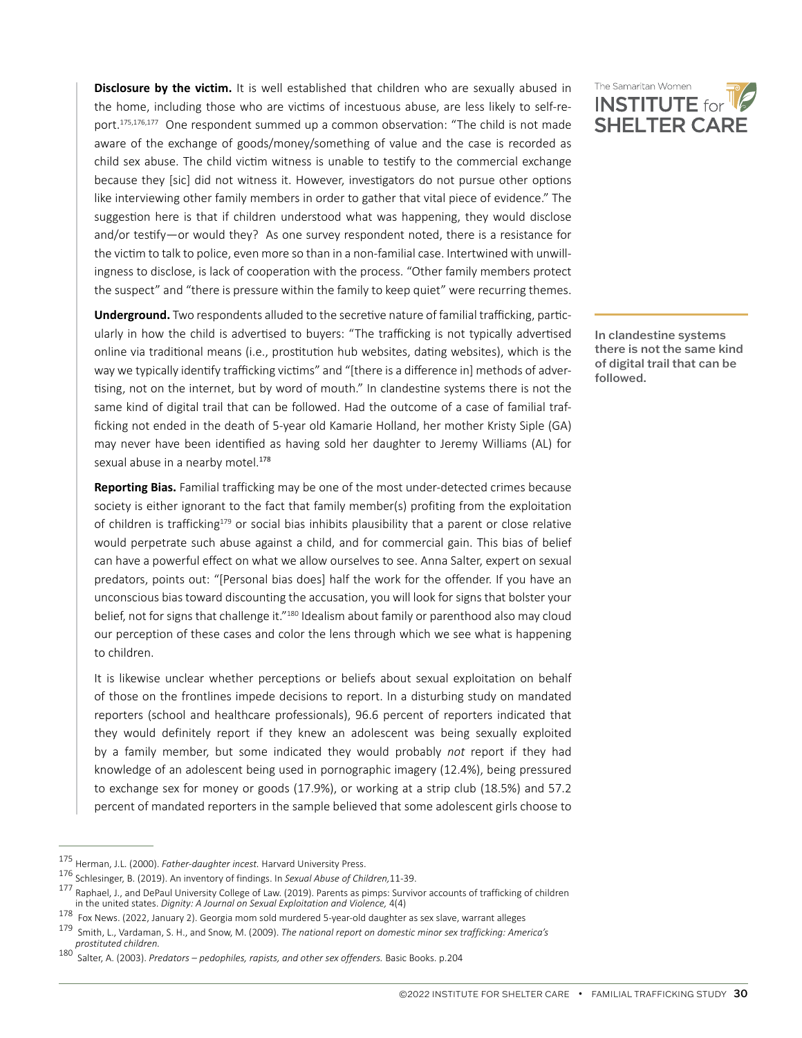**Disclosure by the victim.** It is well established that children who are sexually abused in the home, including those who are victims of incestuous abuse, are less likely to self-report.[175,176,177] One respondent summed up a common observation: "The child is not made aware of the exchange of goods/money/something of value and the case is recorded as child sex abuse. The child victim witness is unable to testify to the commercial exchange because they [sic] did not witness it. However, investigators do not pursue other options like interviewing other family members in order to gather that vital piece of evidence." The suggestion here is that if children understood what was happening, they would disclose and/or testify—or would they? As one survey respondent noted, there is a resistance for the victim to talk to police, even more so than in a non-familial case. Intertwined with unwillingness to disclose, is lack of cooperation with the process. "Other family members protect the suspect" and "there is pressure within the family to keep quiet" were recurring themes.

**Underground.** Two respondents alluded to the secretive nature of familial trafficking, particularly in how the child is advertised to buyers: "The trafficking is not typically advertised online via traditional means (i.e., prostitution hub websites, dating websites), which is the way we typically identify trafficking victims" and "[there is a difference in] methods of advertising, not on the internet, but by word of mouth." In clandestine systems there is not the same kind of digital trail that can be followed. Had the outcome of a case of familial trafficking not ended in the death of 5-year old Kamarie Holland, her mother Kristy Siple (GA) may never have been identified as having sold her daughter to Jeremy Williams (AL) for sexual abuse in a nearby motel.[178]

**In clandestine systems there is not the same kind of digital trail that can be followed.**

**Reporting Bias.** Familial trafficking may be one of the most under-detected crimes because society is either ignorant to the fact that family member(s) profiting from the exploitation of children is trafficking[179] or social bias inhibits plausibility that a parent or close relative would perpetrate such abuse against a child, and for commercial gain. This bias of belief can have a powerful effect on what we allow ourselves to see. Anna Salter, expert on sexual predators, points out: "[Personal bias does] half the work for the offender. If you have an unconscious bias toward discounting the accusation, you will look for signs that bolster your belief, not for signs that challenge it."[180] Idealism about family or parenthood also may cloud our perception of these cases and color the lens through which we see what is happening to children.

It is likewise unclear whether perceptions or beliefs about sexual exploitation on behalf of those on the frontlines impede decisions to report. In a disturbing study on mandated reporters (school and healthcare professionals), 96.6 percent of reporters indicated that they would definitely report if they knew an adolescent was being sexually exploited by a family member, but some indicated they would probably *not* report if they had knowledge of an adolescent being used in pornographic imagery (12.4%), being pressured to exchange sex for money or goods (17.9%), or working at a strip club (18.5%) and 57.2 percent of mandated reporters in the sample believed that some adolescent girls choose to

---

175 Herman, J.L. (2000). *Father-daughter incest.* Harvard University Press.

176 Schlesinger, B. (2019). An inventory of findings. In *Sexual Abuse of Children,*11-39.

177 Raphael, J., and DePaul University College of Law. (2019). Parents as pimps: Survivor accounts of trafficking of children in the united states. *Dignity: A Journal on Sexual Exploitation and Violence,* 4(4)

178 Fox News. (2022, January 2). Georgia mom sold murdered 5-year-old daughter as sex slave, warrant alleges

179 Smith, L., Vardaman, S. H., and Snow, M. (2009). *The national report on domestic minor sex trafficking: America's prostituted children.*

180 Salter, A. (2003). *Predators – pedophiles, rapists, and other sex offenders.* Basic Books. p.204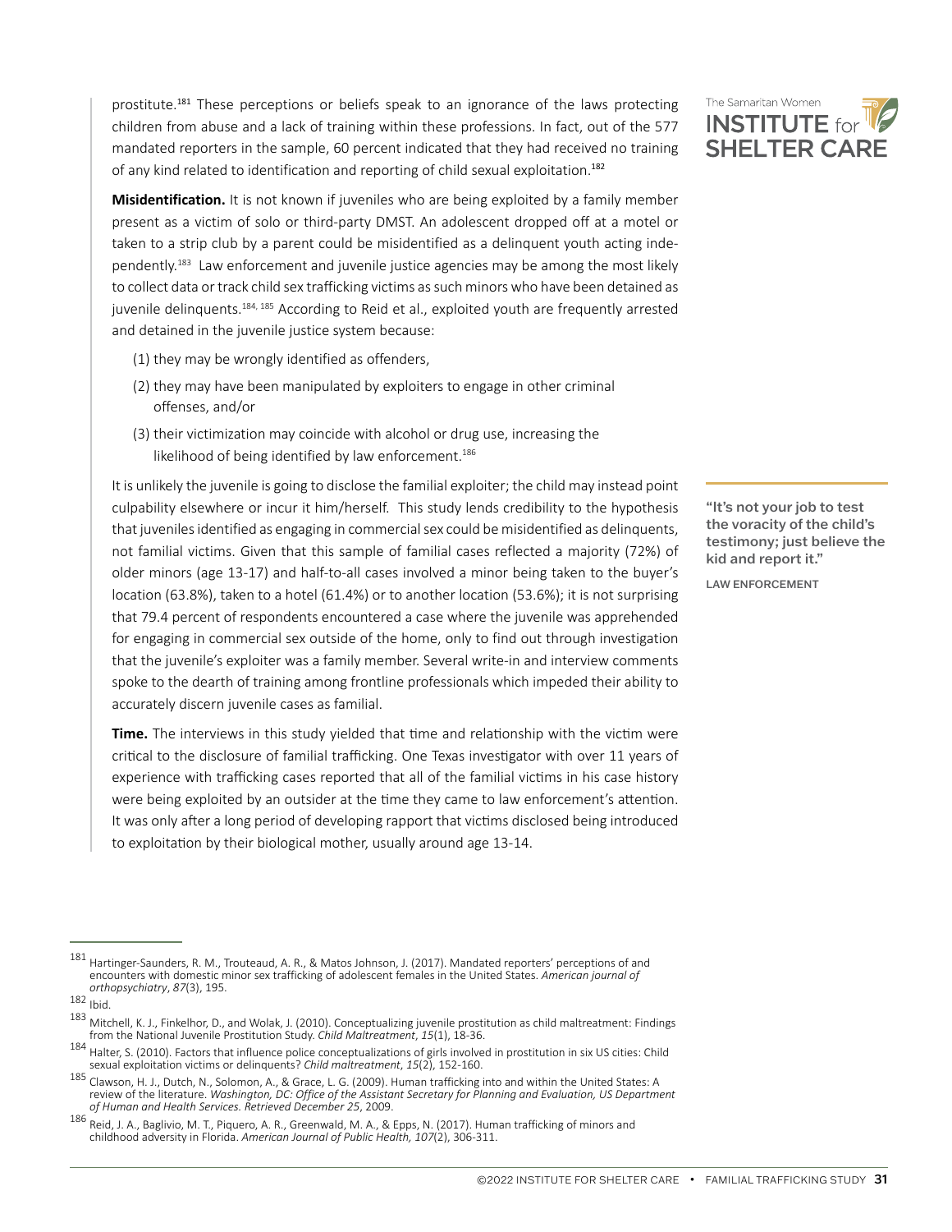prostitute.[181] These perceptions or beliefs speak to an ignorance of the laws protecting children from abuse and a lack of training within these professions. In fact, out of the 577 mandated reporters in the sample, 60 percent indicated that they had received no training of any kind related to identification and reporting of child sexual exploitation.[182]

**Misidentification.** It is not known if juveniles who are being exploited by a family member present as a victim of solo or third-party DMST. An adolescent dropped off at a motel or taken to a strip club by a parent could be misidentified as a delinquent youth acting independently.[183] Law enforcement and juvenile justice agencies may be among the most likely to collect data or track child sex trafficking victims as such minors who have been detained as juvenile delinquents.[184, 185] According to Reid et al., exploited youth are frequently arrested and detained in the juvenile justice system because:

(1) they may be wrongly identified as offenders,

(2) they may have been manipulated by exploiters to engage in other criminal offenses, and/or

(3) their victimization may coincide with alcohol or drug use, increasing the likelihood of being identified by law enforcement.[186]

It is unlikely the juvenile is going to disclose the familial exploiter; the child may instead point culpability elsewhere or incur it him/herself. This study lends credibility to the hypothesis that juveniles identified as engaging in commercial sex could be misidentified as delinquents, not familial victims. Given that this sample of familial cases reflected a majority (72%) of older minors (age 13-17) and half-to-all cases involved a minor being taken to the buyer's location (63.8%), taken to a hotel (61.4%) or to another location (53.6%); it is not surprising that 79.4 percent of respondents encountered a case where the juvenile was apprehended for engaging in commercial sex outside of the home, only to find out through investigation that the juvenile's exploiter was a family member. Several write-in and interview comments spoke to the dearth of training among frontline professionals which impeded their ability to accurately discern juvenile cases as familial.

> "It's not your job to test the voracity of the child's testimony; just believe the kid and report it."
>
> LAW ENFORCEMENT

**Time.** The interviews in this study yielded that time and relationship with the victim were critical to the disclosure of familial trafficking. One Texas investigator with over 11 years of experience with trafficking cases reported that all of the familial victims in his case history were being exploited by an outsider at the time they came to law enforcement's attention. It was only after a long period of developing rapport that victims disclosed being introduced to exploitation by their biological mother, usually around age 13-14.

---

[181] Hartinger-Saunders, R. M., Trouteaud, A. R., & Matos Johnson, J. (2017). Mandated reporters' perceptions of and encounters with domestic minor sex trafficking of adolescent females in the United States. *American journal of orthopsychiatry*, *87*(3), 195.

[182] Ibid.

[183] Mitchell, K. J., Finkelhor, D., and Wolak, J. (2010). Conceptualizing juvenile prostitution as child maltreatment: Findings from the National Juvenile Prostitution Study. *Child Maltreatment*, *15*(1), 18-36.

[184] Halter, S. (2010). Factors that influence police conceptualizations of girls involved in prostitution in six US cities: Child sexual exploitation victims or delinquents? *Child maltreatment*, *15*(2), 152-160.

[185] Clawson, H. J., Dutch, N., Solomon, A., & Grace, L. G. (2009). Human trafficking into and within the United States: A review of the literature. *Washington, DC: Office of the Assistant Secretary for Planning and Evaluation, US Department of Human and Health Services. Retrieved December 25*, 2009.

[186] Reid, J. A., Baglivio, M. T., Piquero, A. R., Greenwald, M. A., & Epps, N. (2017). Human trafficking of minors and childhood adversity in Florida. *American Journal of Public Health, 107*(2), 306-311.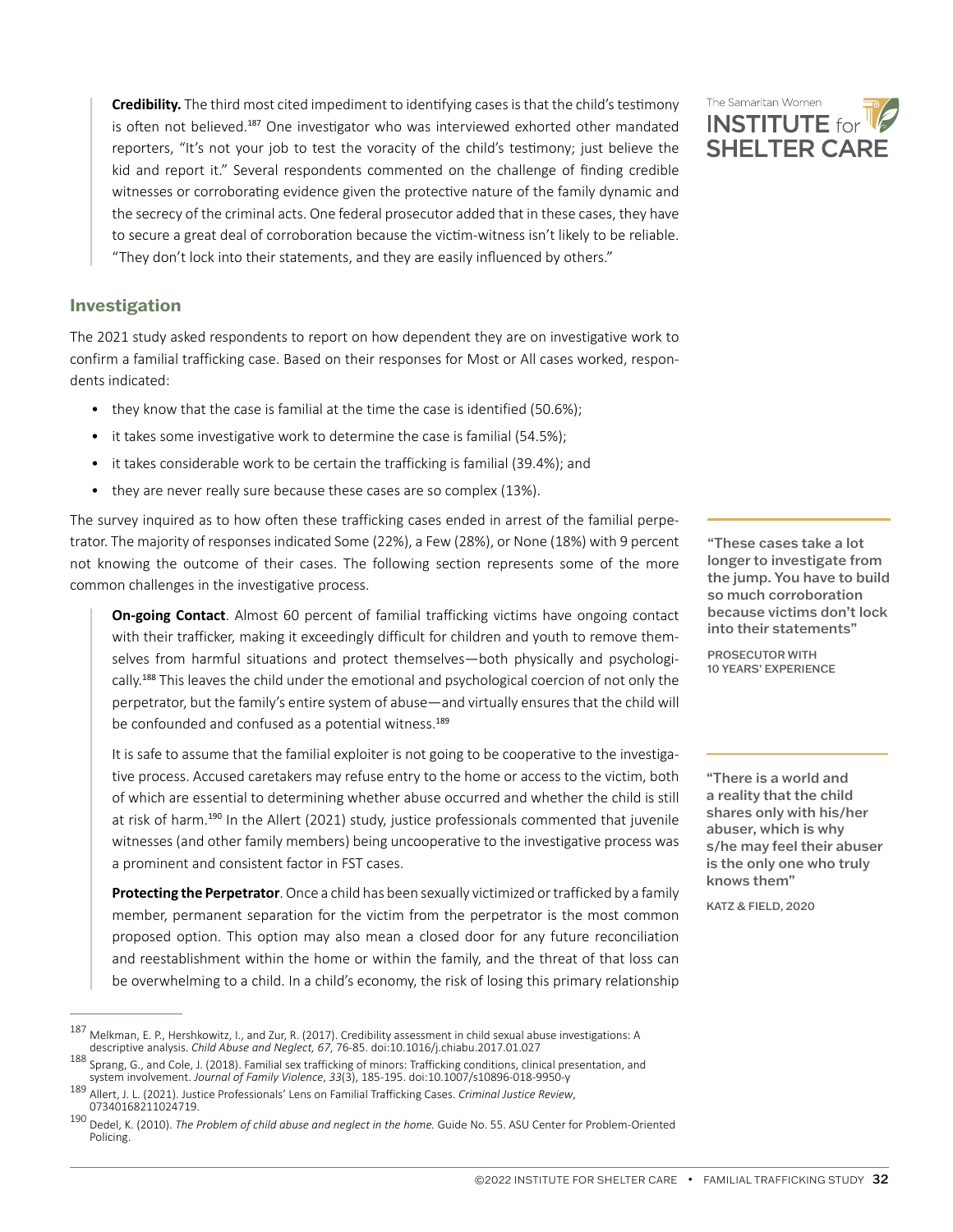**Credibility.** The third most cited impediment to identifying cases is that the child's testimony is often not believed.[187] One investigator who was interviewed exhorted other mandated reporters, "It's not your job to test the voracity of the child's testimony; just believe the kid and report it." Several respondents commented on the challenge of finding credible witnesses or corroborating evidence given the protective nature of the family dynamic and the secrecy of the criminal acts. One federal prosecutor added that in these cases, they have to secure a great deal of corroboration because the victim-witness isn't likely to be reliable. "They don't lock into their statements, and they are easily influenced by others."

## Investigation

The 2021 study asked respondents to report on how dependent they are on investigative work to confirm a familial trafficking case. Based on their responses for Most or All cases worked, respondents indicated:

- they know that the case is familial at the time the case is identified (50.6%);
- it takes some investigative work to determine the case is familial (54.5%);
- it takes considerable work to be certain the trafficking is familial (39.4%); and
- they are never really sure because these cases are so complex (13%).

The survey inquired as to how often these trafficking cases ended in arrest of the familial perpetrator. The majority of responses indicated Some (22%), a Few (28%), or None (18%) with 9 percent not knowing the outcome of their cases. The following section represents some of the more common challenges in the investigative process.

> "These cases take a lot longer to investigate from the jump. You have to build so much corroboration because victims don't lock into their statements"
>
> PROSECUTOR WITH 10 YEARS' EXPERIENCE

**On-going Contact**. Almost 60 percent of familial trafficking victims have ongoing contact with their trafficker, making it exceedingly difficult for children and youth to remove themselves from harmful situations and protect themselves—both physically and psychologically.[188] This leaves the child under the emotional and psychological coercion of not only the perpetrator, but the family's entire system of abuse—and virtually ensures that the child will be confounded and confused as a potential witness.[189]

It is safe to assume that the familial exploiter is not going to be cooperative to the investigative process. Accused caretakers may refuse entry to the home or access to the victim, both of which are essential to determining whether abuse occurred and whether the child is still at risk of harm.[190] In the Allert (2021) study, justice professionals commented that juvenile witnesses (and other family members) being uncooperative to the investigative process was a prominent and consistent factor in FST cases.

> "There is a world and a reality that the child shares only with his/her abuser, which is why s/he may feel their abuser is the only one who truly knows them"
>
> KATZ & FIELD, 2020

**Protecting the Perpetrator**. Once a child has been sexually victimized or trafficked by a family member, permanent separation for the victim from the perpetrator is the most common proposed option. This option may also mean a closed door for any future reconciliation and reestablishment within the home or within the family, and the threat of that loss can be overwhelming to a child. In a child's economy, the risk of losing this primary relationship

---

[187] Melkman, E. P., Hershkowitz, I., and Zur, R. (2017). Credibility assessment in child sexual abuse investigations: A descriptive analysis. *Child Abuse and Neglect, 67*, 76-85. doi:10.1016/j.chiabu.2017.01.027

[188] Sprang, G., and Cole, J. (2018). Familial sex trafficking of minors: Trafficking conditions, clinical presentation, and system involvement. *Journal of Family Violence*, *33*(3), 185-195. doi:10.1007/s10896-018-9950-y

[189] Allert, J. L. (2021). Justice Professionals' Lens on Familial Trafficking Cases. *Criminal Justice Review*, 07340168211024719.

[190] Dedel, K. (2010). *The Problem of child abuse and neglect in the home.* Guide No. 55. ASU Center for Problem-Oriented Policing.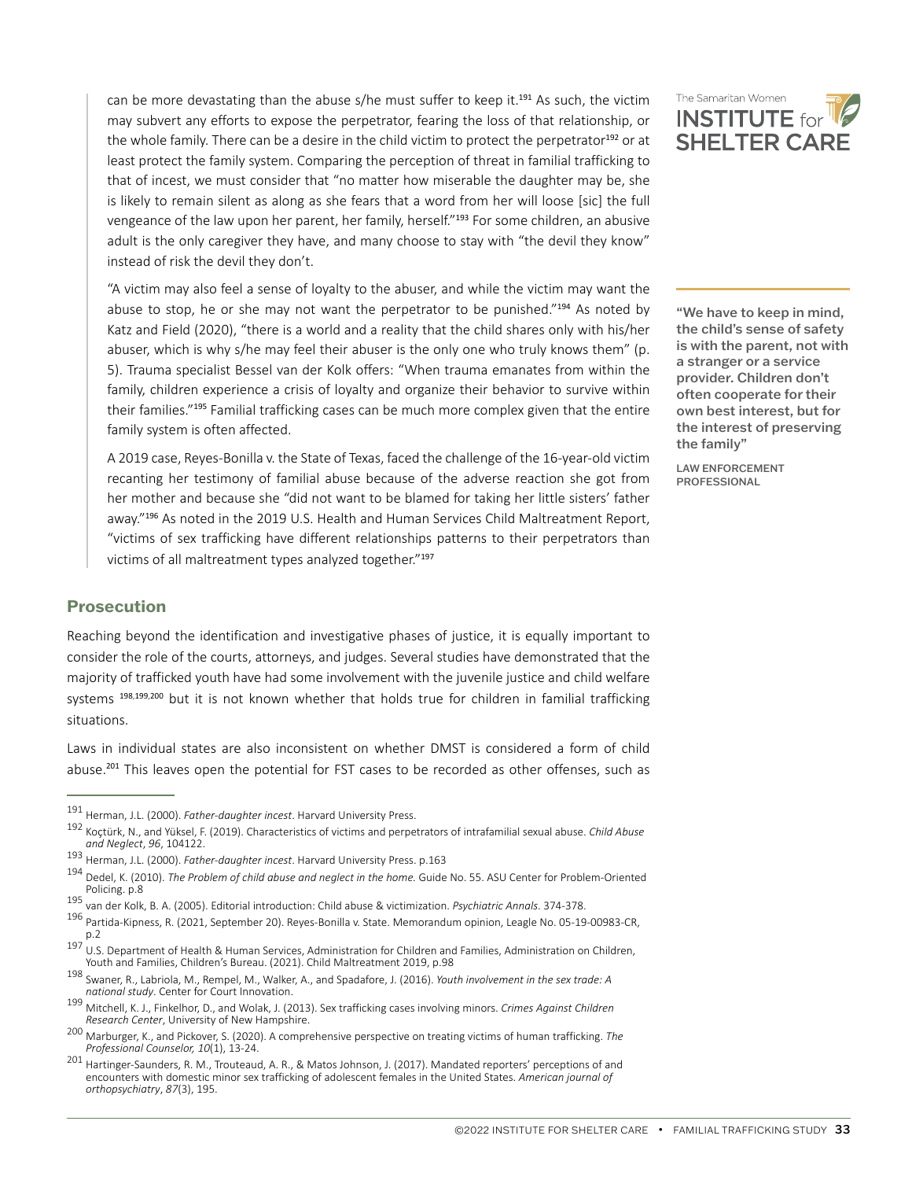can be more devastating than the abuse s/he must suffer to keep it.[191] As such, the victim may subvert any efforts to expose the perpetrator, fearing the loss of that relationship, or the whole family. There can be a desire in the child victim to protect the perpetrator[192] or at least protect the family system. Comparing the perception of threat in familial trafficking to that of incest, we must consider that "no matter how miserable the daughter may be, she is likely to remain silent as along as she fears that a word from her will loose [sic] the full vengeance of the law upon her parent, her family, herself."[193] For some children, an abusive adult is the only caregiver they have, and many choose to stay with "the devil they know" instead of risk the devil they don't.

"A victim may also feel a sense of loyalty to the abuser, and while the victim may want the abuse to stop, he or she may not want the perpetrator to be punished."[194] As noted by Katz and Field (2020), "there is a world and a reality that the child shares only with his/her abuser, which is why s/he may feel their abuser is the only one who truly knows them" (p. 5). Trauma specialist Bessel van der Kolk offers: "When trauma emanates from within the family, children experience a crisis of loyalty and organize their behavior to survive within their families."[195] Familial trafficking cases can be much more complex given that the entire family system is often affected.

A 2019 case, Reyes-Bonilla v. the State of Texas, faced the challenge of the 16-year-old victim recanting her testimony of familial abuse because of the adverse reaction she got from her mother and because she "did not want to be blamed for taking her little sisters' father away."[196] As noted in the 2019 U.S. Health and Human Services Child Maltreatment Report, "victims of sex trafficking have different relationships patterns to their perpetrators than victims of all maltreatment types analyzed together."[197]

**"We have to keep in mind, the child's sense of safety is with the parent, not with a stranger or a service provider. Children don't often cooperate for their own best interest, but for the interest of preserving the family"**

LAW ENFORCEMENT PROFESSIONAL

## Prosecution

Reaching beyond the identification and investigative phases of justice, it is equally important to consider the role of the courts, attorneys, and judges. Several studies have demonstrated that the majority of trafficked youth have had some involvement with the juvenile justice and child welfare systems [198,199,200] but it is not known whether that holds true for children in familial trafficking situations.

Laws in individual states are also inconsistent on whether DMST is considered a form of child abuse.[201] This leaves open the potential for FST cases to be recorded as other offenses, such as

---

191 Herman, J.L. (2000). *Father-daughter incest*. Harvard University Press.

192 Koçtürk, N., and Yüksel, F. (2019). Characteristics of victims and perpetrators of intrafamilial sexual abuse. *Child Abuse and Neglect*, *96*, 104122.

193 Herman, J.L. (2000). *Father-daughter incest*. Harvard University Press. p.163

194 Dedel, K. (2010). *The Problem of child abuse and neglect in the home.* Guide No. 55. ASU Center for Problem-Oriented Policing. p.8

195 van der Kolk, B. A. (2005). Editorial introduction: Child abuse & victimization. *Psychiatric Annals*. 374-378.

196 Partida-Kipness, R. (2021, September 20). Reyes-Bonilla v. State. Memorandum opinion, Leagle No. 05-19-00983-CR, p.2

197 U.S. Department of Health & Human Services, Administration for Children and Families, Administration on Children, Youth and Families, Children's Bureau. (2021). Child Maltreatment 2019, p.98

198 Swaner, R., Labriola, M., Rempel, M., Walker, A., and Spadafore, J. (2016). *Youth involvement in the sex trade: A national study*. Center for Court Innovation.

199 Mitchell, K. J., Finkelhor, D., and Wolak, J. (2013). Sex trafficking cases involving minors. *Crimes Against Children Research Center*, University of New Hampshire.

200 Marburger, K., and Pickover, S. (2020). A comprehensive perspective on treating victims of human trafficking. *The Professional Counselor, 10*(1), 13-24.

201 Hartinger-Saunders, R. M., Trouteaud, A. R., & Matos Johnson, J. (2017). Mandated reporters' perceptions of and encounters with domestic minor sex trafficking of adolescent females in the United States. *American journal of orthopsychiatry*, *87*(3), 195.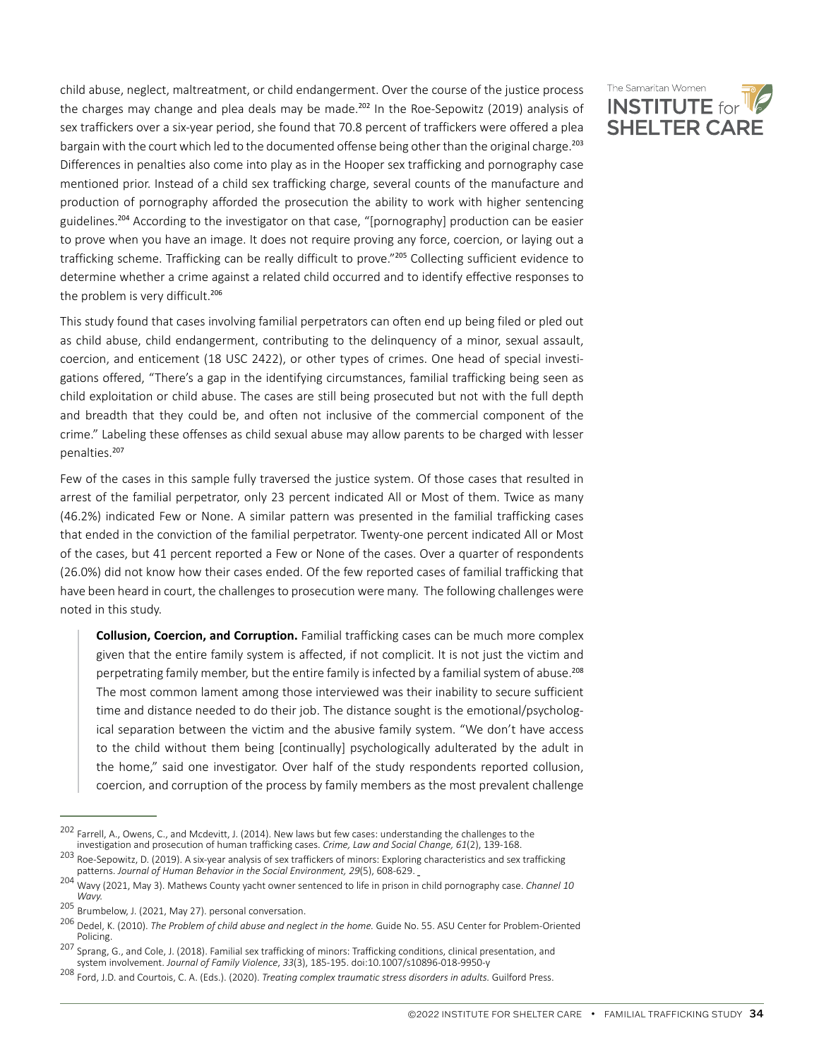child abuse, neglect, maltreatment, or child endangerment. Over the course of the justice process the charges may change and plea deals may be made.[202] In the Roe-Sepowitz (2019) analysis of sex traffickers over a six-year period, she found that 70.8 percent of traffickers were offered a plea bargain with the court which led to the documented offense being other than the original charge.[203] Differences in penalties also come into play as in the Hooper sex trafficking and pornography case mentioned prior. Instead of a child sex trafficking charge, several counts of the manufacture and production of pornography afforded the prosecution the ability to work with higher sentencing guidelines.[204] According to the investigator on that case, "[pornography] production can be easier to prove when you have an image. It does not require proving any force, coercion, or laying out a trafficking scheme. Trafficking can be really difficult to prove."[205] Collecting sufficient evidence to determine whether a crime against a related child occurred and to identify effective responses to the problem is very difficult.[206]

This study found that cases involving familial perpetrators can often end up being filed or pled out as child abuse, child endangerment, contributing to the delinquency of a minor, sexual assault, coercion, and enticement (18 USC 2422), or other types of crimes. One head of special investigations offered, "There's a gap in the identifying circumstances, familial trafficking being seen as child exploitation or child abuse. The cases are still being prosecuted but not with the full depth and breadth that they could be, and often not inclusive of the commercial component of the crime." Labeling these offenses as child sexual abuse may allow parents to be charged with lesser penalties.[207]

Few of the cases in this sample fully traversed the justice system. Of those cases that resulted in arrest of the familial perpetrator, only 23 percent indicated All or Most of them. Twice as many (46.2%) indicated Few or None. A similar pattern was presented in the familial trafficking cases that ended in the conviction of the familial perpetrator. Twenty-one percent indicated All or Most of the cases, but 41 percent reported a Few or None of the cases. Over a quarter of respondents (26.0%) did not know how their cases ended. Of the few reported cases of familial trafficking that have been heard in court, the challenges to prosecution were many. The following challenges were noted in this study.

> **Collusion, Coercion, and Corruption.** Familial trafficking cases can be much more complex given that the entire family system is affected, if not complicit. It is not just the victim and perpetrating family member, but the entire family is infected by a familial system of abuse.[208] The most common lament among those interviewed was their inability to secure sufficient time and distance needed to do their job. The distance sought is the emotional/psychological separation between the victim and the abusive family system. "We don't have access to the child without them being [continually] psychologically adulterated by the adult in the home," said one investigator. Over half of the study respondents reported collusion, coercion, and corruption of the process by family members as the most prevalent challenge

---

[202] Farrell, A., Owens, C., and Mcdevitt, J. (2014). New laws but few cases: understanding the challenges to the investigation and prosecution of human trafficking cases. *Crime, Law and Social Change, 61*(2), 139-168.

[203] Roe-Sepowitz, D. (2019). A six-year analysis of sex traffickers of minors: Exploring characteristics and sex trafficking patterns. *Journal of Human Behavior in the Social Environment, 29*(5), 608-629.

[204] Wavy (2021, May 3). Mathews County yacht owner sentenced to life in prison in child pornography case. *Channel 10 Wavy.*

[205] Brumbelow, J. (2021, May 27). personal conversation.

[206] Dedel, K. (2010). *The Problem of child abuse and neglect in the home.* Guide No. 55. ASU Center for Problem-Oriented Policing.

[207] Sprang, G., and Cole, J. (2018). Familial sex trafficking of minors: Trafficking conditions, clinical presentation, and system involvement. *Journal of Family Violence*, *33*(3), 185-195. doi:10.1007/s10896-018-9950-y

[208] Ford, J.D. and Courtois, C. A. (Eds.). (2020). *Treating complex traumatic stress disorders in adults.* Guilford Press.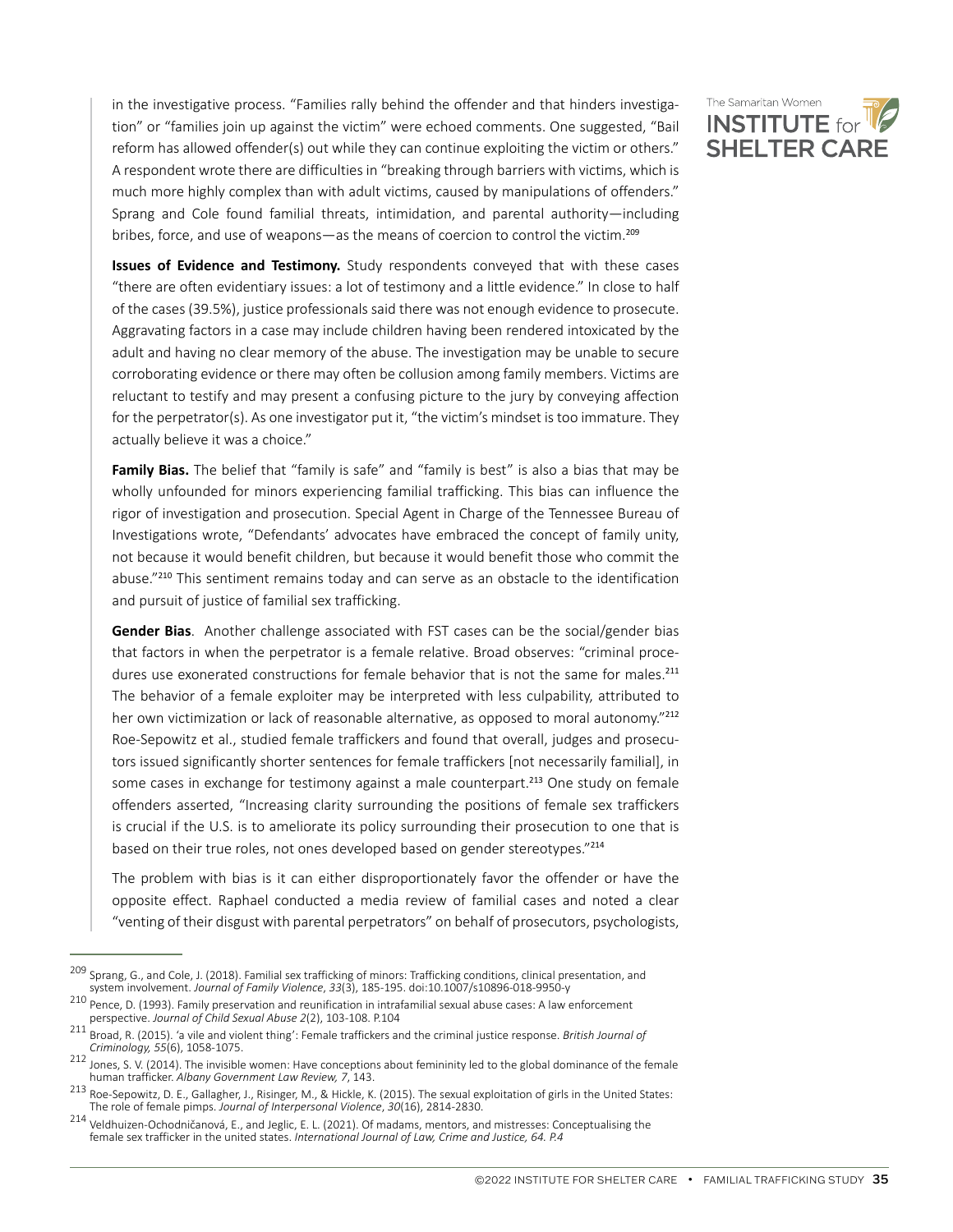in the investigative process. "Families rally behind the offender and that hinders investigation" or "families join up against the victim" were echoed comments. One suggested, "Bail reform has allowed offender(s) out while they can continue exploiting the victim or others." A respondent wrote there are difficulties in "breaking through barriers with victims, which is much more highly complex than with adult victims, caused by manipulations of offenders." Sprang and Cole found familial threats, intimidation, and parental authority—including bribes, force, and use of weapons—as the means of coercion to control the victim.[209]

**Issues of Evidence and Testimony.** Study respondents conveyed that with these cases "there are often evidentiary issues: a lot of testimony and a little evidence." In close to half of the cases (39.5%), justice professionals said there was not enough evidence to prosecute. Aggravating factors in a case may include children having been rendered intoxicated by the adult and having no clear memory of the abuse. The investigation may be unable to secure corroborating evidence or there may often be collusion among family members. Victims are reluctant to testify and may present a confusing picture to the jury by conveying affection for the perpetrator(s). As one investigator put it, "the victim's mindset is too immature. They actually believe it was a choice."

**Family Bias.** The belief that "family is safe" and "family is best" is also a bias that may be wholly unfounded for minors experiencing familial trafficking. This bias can influence the rigor of investigation and prosecution. Special Agent in Charge of the Tennessee Bureau of Investigations wrote, "Defendants' advocates have embraced the concept of family unity, not because it would benefit children, but because it would benefit those who commit the abuse."[210] This sentiment remains today and can serve as an obstacle to the identification and pursuit of justice of familial sex trafficking.

**Gender Bias**. Another challenge associated with FST cases can be the social/gender bias that factors in when the perpetrator is a female relative. Broad observes: "criminal procedures use exonerated constructions for female behavior that is not the same for males.[211] The behavior of a female exploiter may be interpreted with less culpability, attributed to her own victimization or lack of reasonable alternative, as opposed to moral autonomy."[212] Roe-Sepowitz et al., studied female traffickers and found that overall, judges and prosecutors issued significantly shorter sentences for female traffickers [not necessarily familial], in some cases in exchange for testimony against a male counterpart.[213] One study on female offenders asserted, "Increasing clarity surrounding the positions of female sex traffickers is crucial if the U.S. is to ameliorate its policy surrounding their prosecution to one that is based on their true roles, not ones developed based on gender stereotypes."[214]

The problem with bias is it can either disproportionately favor the offender or have the opposite effect. Raphael conducted a media review of familial cases and noted a clear "venting of their disgust with parental perpetrators" on behalf of prosecutors, psychologists,

---

209 Sprang, G., and Cole, J. (2018). Familial sex trafficking of minors: Trafficking conditions, clinical presentation, and system involvement. *Journal of Family Violence*, *33*(3), 185-195. doi:10.1007/s10896-018-9950-y

210 Pence, D. (1993). Family preservation and reunification in intrafamilial sexual abuse cases: A law enforcement perspective. *Journal of Child Sexual Abuse 2*(2), 103-108. P.104

211 Broad, R. (2015). 'a vile and violent thing': Female traffickers and the criminal justice response. *British Journal of Criminology, 55*(6), 1058-1075.

212 Jones, S. V. (2014). The invisible women: Have conceptions about femininity led to the global dominance of the female human trafficker. *Albany Government Law Review, 7*, 143.

213 Roe-Sepowitz, D. E., Gallagher, J., Risinger, M., & Hickle, K. (2015). The sexual exploitation of girls in the United States: The role of female pimps. *Journal of Interpersonal Violence*, *30*(16), 2814-2830.

214 Veldhuizen-Ochodničanová, E., and Jeglic, E. L. (2021). Of madams, mentors, and mistresses: Conceptualising the female sex trafficker in the united states. *International Journal of Law, Crime and Justice, 64. P.4*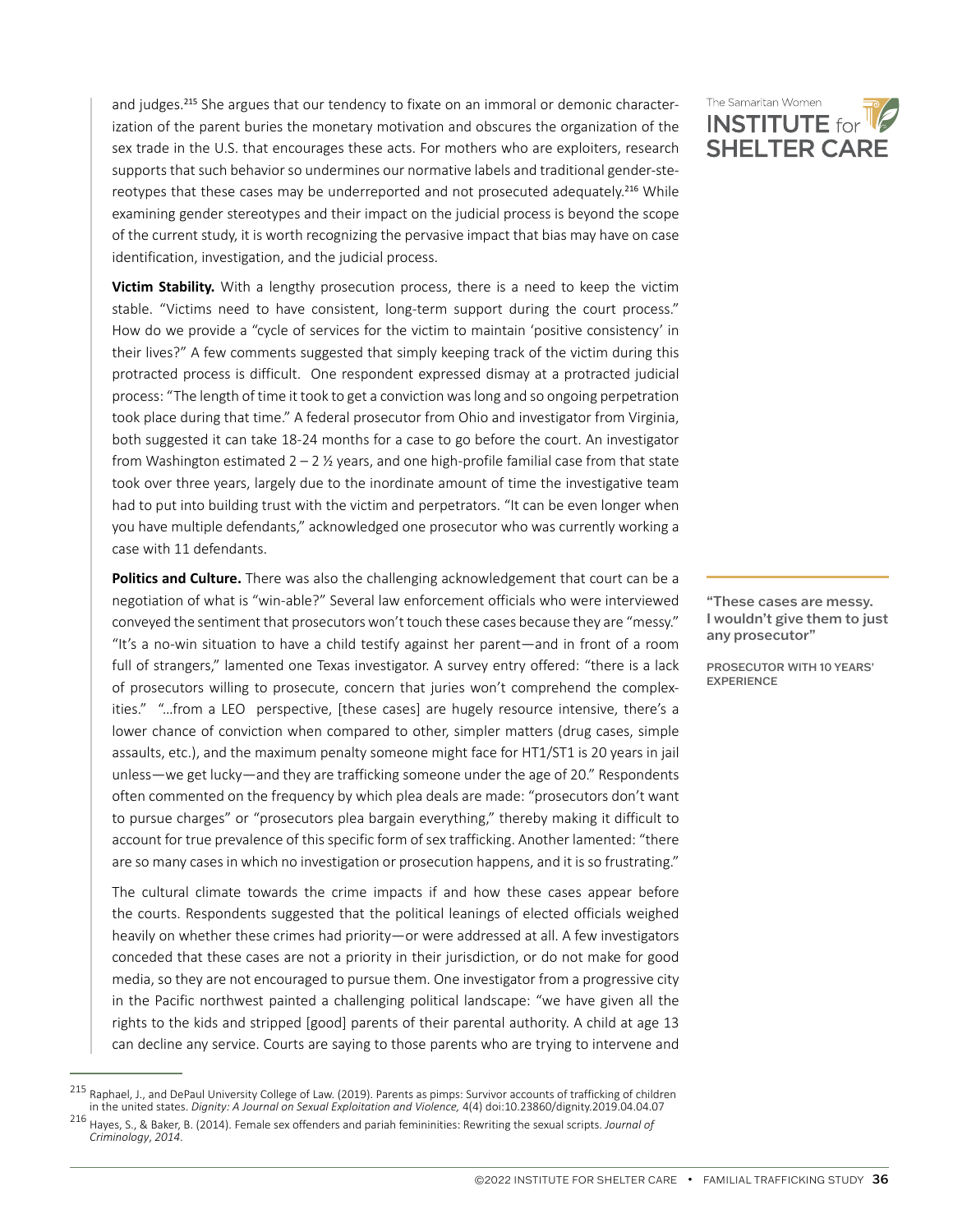and judges.[215] She argues that our tendency to fixate on an immoral or demonic characterization of the parent buries the monetary motivation and obscures the organization of the sex trade in the U.S. that encourages these acts. For mothers who are exploiters, research supports that such behavior so undermines our normative labels and traditional gender-stereotypes that these cases may be underreported and not prosecuted adequately.[216] While examining gender stereotypes and their impact on the judicial process is beyond the scope of the current study, it is worth recognizing the pervasive impact that bias may have on case identification, investigation, and the judicial process.

**Victim Stability.** With a lengthy prosecution process, there is a need to keep the victim stable. "Victims need to have consistent, long-term support during the court process." How do we provide a "cycle of services for the victim to maintain 'positive consistency' in their lives?" A few comments suggested that simply keeping track of the victim during this protracted process is difficult. One respondent expressed dismay at a protracted judicial process: "The length of time it took to get a conviction was long and so ongoing perpetration took place during that time." A federal prosecutor from Ohio and investigator from Virginia, both suggested it can take 18-24 months for a case to go before the court. An investigator from Washington estimated 2 – 2 ½ years, and one high-profile familial case from that state took over three years, largely due to the inordinate amount of time the investigative team had to put into building trust with the victim and perpetrators. "It can be even longer when you have multiple defendants," acknowledged one prosecutor who was currently working a case with 11 defendants.

**Politics and Culture.** There was also the challenging acknowledgement that court can be a negotiation of what is "win-able?" Several law enforcement officials who were interviewed conveyed the sentiment that prosecutors won't touch these cases because they are "messy." "It's a no-win situation to have a child testify against her parent—and in front of a room full of strangers," lamented one Texas investigator. A survey entry offered: "there is a lack of prosecutors willing to prosecute, concern that juries won't comprehend the complexities." "…from a LEO perspective, [these cases] are hugely resource intensive, there's a lower chance of conviction when compared to other, simpler matters (drug cases, simple assaults, etc.), and the maximum penalty someone might face for HT1/ST1 is 20 years in jail unless—we get lucky—and they are trafficking someone under the age of 20." Respondents often commented on the frequency by which plea deals are made: "prosecutors don't want to pursue charges" or "prosecutors plea bargain everything," thereby making it difficult to account for true prevalence of this specific form of sex trafficking. Another lamented: "there are so many cases in which no investigation or prosecution happens, and it is so frustrating."

> "These cases are messy. I wouldn't give them to just any prosecutor"
>
> PROSECUTOR WITH 10 YEARS' EXPERIENCE

The cultural climate towards the crime impacts if and how these cases appear before the courts. Respondents suggested that the political leanings of elected officials weighed heavily on whether these crimes had priority—or were addressed at all. A few investigators conceded that these cases are not a priority in their jurisdiction, or do not make for good media, so they are not encouraged to pursue them. One investigator from a progressive city in the Pacific northwest painted a challenging political landscape: "we have given all the rights to the kids and stripped [good] parents of their parental authority. A child at age 13 can decline any service. Courts are saying to those parents who are trying to intervene and

---

[215] Raphael, J., and DePaul University College of Law. (2019). Parents as pimps: Survivor accounts of trafficking of children in the united states. *Dignity: A Journal on Sexual Exploitation and Violence,* 4(4) doi:10.23860/dignity.2019.04.04.07

[216] Hayes, S., & Baker, B. (2014). Female sex offenders and pariah femininities: Rewriting the sexual scripts. *Journal of Criminology*, *2014*.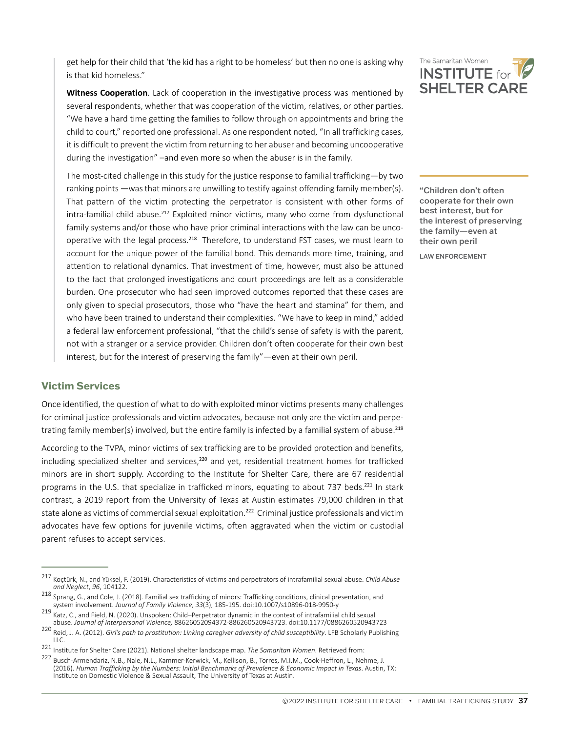get help for their child that 'the kid has a right to be homeless' but then no one is asking why is that kid homeless."

**Witness Cooperation**. Lack of cooperation in the investigative process was mentioned by several respondents, whether that was cooperation of the victim, relatives, or other parties. "We have a hard time getting the families to follow through on appointments and bring the child to court," reported one professional. As one respondent noted, "In all trafficking cases, it is difficult to prevent the victim from returning to her abuser and becoming uncooperative during the investigation" –and even more so when the abuser is in the family.

The most-cited challenge in this study for the justice response to familial trafficking—by two ranking points —was that minors are unwilling to testify against offending family member(s). That pattern of the victim protecting the perpetrator is consistent with other forms of intra-familial child abuse.[217] Exploited minor victims, many who come from dysfunctional family systems and/or those who have prior criminal interactions with the law can be uncooperative with the legal process.[218] Therefore, to understand FST cases, we must learn to account for the unique power of the familial bond. This demands more time, training, and attention to relational dynamics. That investment of time, however, must also be attuned to the fact that prolonged investigations and court proceedings are felt as a considerable burden. One prosecutor who had seen improved outcomes reported that these cases are only given to special prosecutors, those who "have the heart and stamina" for them, and who have been trained to understand their complexities. "We have to keep in mind," added a federal law enforcement professional, "that the child's sense of safety is with the parent, not with a stranger or a service provider. Children don't often cooperate for their own best interest, but for the interest of preserving the family"—even at their own peril.

> "Children don't often cooperate for their own best interest, but for the interest of preserving the family—even at their own peril
>
> LAW ENFORCEMENT

## Victim Services

Once identified, the question of what to do with exploited minor victims presents many challenges for criminal justice professionals and victim advocates, because not only are the victim and perpetrating family member(s) involved, but the entire family is infected by a familial system of abuse.[219]

According to the TVPA, minor victims of sex trafficking are to be provided protection and benefits, including specialized shelter and services,[220] and yet, residential treatment homes for trafficked minors are in short supply. According to the Institute for Shelter Care, there are 67 residential programs in the U.S. that specialize in trafficked minors, equating to about 737 beds.[221] In stark contrast, a 2019 report from the University of Texas at Austin estimates 79,000 children in that state alone as victims of commercial sexual exploitation.[222] Criminal justice professionals and victim advocates have few options for juvenile victims, often aggravated when the victim or custodial parent refuses to accept services.

---

217 Koçtürk, N., and Yüksel, F. (2019). Characteristics of victims and perpetrators of intrafamilial sexual abuse. *Child Abuse and Neglect*, *96*, 104122.

218 Sprang, G., and Cole, J. (2018). Familial sex trafficking of minors: Trafficking conditions, clinical presentation, and system involvement. *Journal of Family Violence*, *33*(3), 185-195. doi:10.1007/s10896-018-9950-y

219 Katz, C., and Field, N. (2020). Unspoken: Child–Perpetrator dynamic in the context of intrafamilial child sexual abuse. *Journal of Interpersonal Violence,* 88626052094372-886260520943723. doi:10.1177/0886260520943723

220 Reid, J. A. (2012). *Girl's path to prostitution: Linking caregiver adversity of child susceptibility*. LFB Scholarly Publishing LLC.

221 Institute for Shelter Care (2021). National shelter landscape map. *The Samaritan Women*. Retrieved from:

222 Busch-Armendariz, N.B., Nale, N.L., Kammer-Kerwick, M., Kellison, B., Torres, M.I.M., Cook-Heffron, L., Nehme, J. (2016). *Human Trafficking by the Numbers: Initial Benchmarks of Prevalence & Economic Impact in Texas*. Austin, TX: Institute on Domestic Violence & Sexual Assault, The University of Texas at Austin.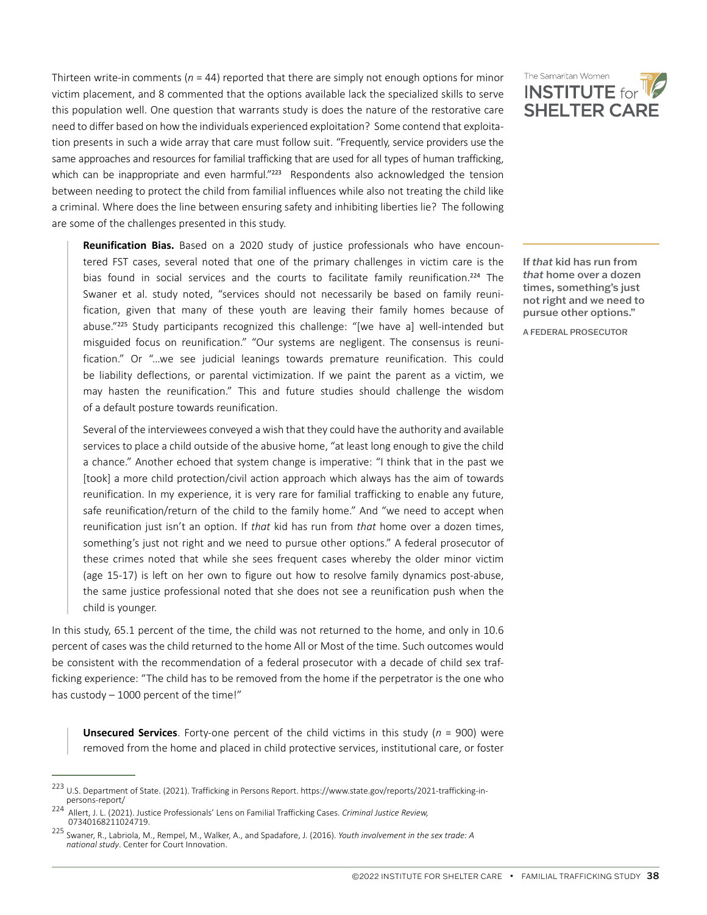Thirteen write-in comments (*n* = 44) reported that there are simply not enough options for minor victim placement, and 8 commented that the options available lack the specialized skills to serve this population well. One question that warrants study is does the nature of the restorative care need to differ based on how the individuals experienced exploitation? Some contend that exploitation presents in such a wide array that care must follow suit. "Frequently, service providers use the same approaches and resources for familial trafficking that are used for all types of human trafficking, which can be inappropriate and even harmful."[223] Respondents also acknowledged the tension between needing to protect the child from familial influences while also not treating the child like a criminal. Where does the line between ensuring safety and inhibiting liberties lie? The following are some of the challenges presented in this study.

> **Reunification Bias.** Based on a 2020 study of justice professionals who have encountered FST cases, several noted that one of the primary challenges in victim care is the bias found in social services and the courts to facilitate family reunification.[224] The Swaner et al. study noted, "services should not necessarily be based on family reunification, given that many of these youth are leaving their family homes because of abuse."[225] Study participants recognized this challenge: "[we have a] well-intended but misguided focus on reunification." "Our systems are negligent. The consensus is reunification." Or "…we see judicial leanings towards premature reunification. This could be liability deflections, or parental victimization. If we paint the parent as a victim, we may hasten the reunification." This and future studies should challenge the wisdom of a default posture towards reunification.
>
> Several of the interviewees conveyed a wish that they could have the authority and available services to place a child outside of the abusive home, "at least long enough to give the child a chance." Another echoed that system change is imperative: "I think that in the past we [took] a more child protection/civil action approach which always has the aim of towards reunification. In my experience, it is very rare for familial trafficking to enable any future, safe reunification/return of the child to the family home." And "we need to accept when reunification just isn't an option. If *that* kid has run from *that* home over a dozen times, something's just not right and we need to pursue other options." A federal prosecutor of these crimes noted that while she sees frequent cases whereby the older minor victim (age 15-17) is left on her own to figure out how to resolve family dynamics post-abuse, the same justice professional noted that she does not see a reunification push when the child is younger.

**If *that* kid has run from *that* home over a dozen times, something's just not right and we need to pursue other options."**

A FEDERAL PROSECUTOR

In this study, 65.1 percent of the time, the child was not returned to the home, and only in 10.6 percent of cases was the child returned to the home All or Most of the time. Such outcomes would be consistent with the recommendation of a federal prosecutor with a decade of child sex trafficking experience: "The child has to be removed from the home if the perpetrator is the one who has custody – 1000 percent of the time!"

> **Unsecured Services**. Forty-one percent of the child victims in this study (*n* = 900) were removed from the home and placed in child protective services, institutional care, or foster

---

[223] U.S. Department of State. (2021). Trafficking in Persons Report. https://www.state.gov/reports/2021-trafficking-in-persons-report/

[224] Allert, J. L. (2021). Justice Professionals' Lens on Familial Trafficking Cases. *Criminal Justice Review,* 07340168211024719.

[225] Swaner, R., Labriola, M., Rempel, M., Walker, A., and Spadafore, J. (2016). *Youth involvement in the sex trade: A national study*. Center for Court Innovation.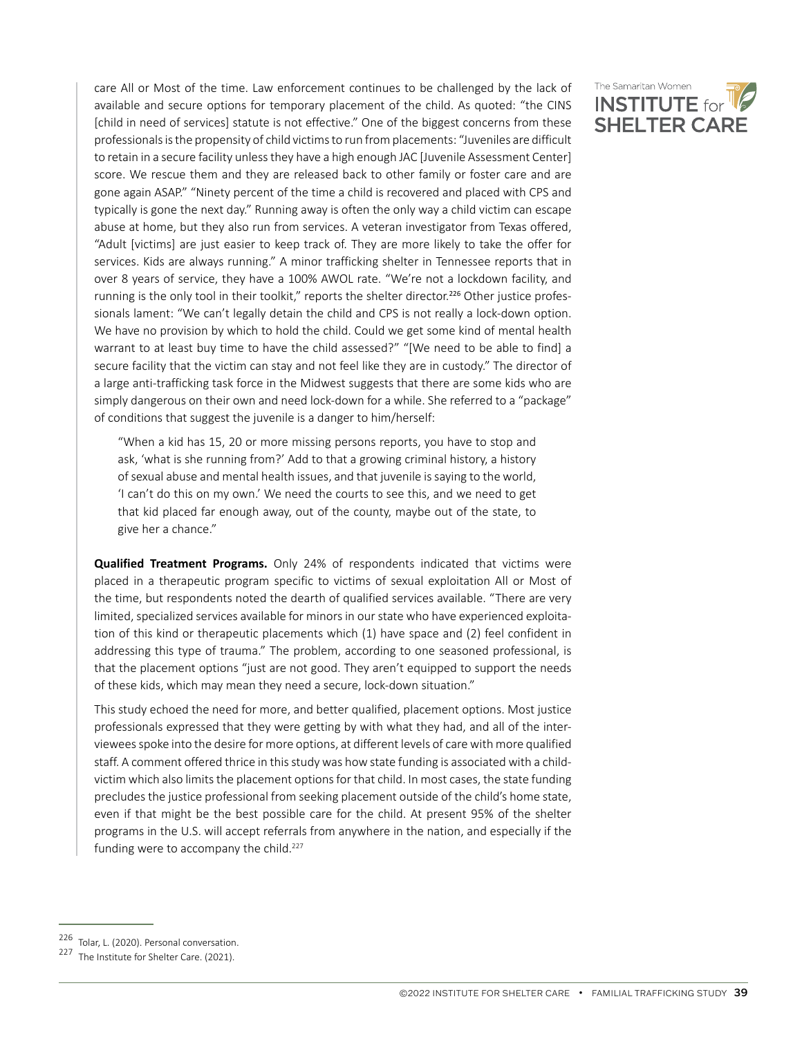care All or Most of the time. Law enforcement continues to be challenged by the lack of available and secure options for temporary placement of the child. As quoted: "the CINS [child in need of services] statute is not effective." One of the biggest concerns from these professionals is the propensity of child victims to run from placements: "Juveniles are difficult to retain in a secure facility unless they have a high enough JAC [Juvenile Assessment Center] score. We rescue them and they are released back to other family or foster care and are gone again ASAP." "Ninety percent of the time a child is recovered and placed with CPS and typically is gone the next day." Running away is often the only way a child victim can escape abuse at home, but they also run from services. A veteran investigator from Texas offered, "Adult [victims] are just easier to keep track of. They are more likely to take the offer for services. Kids are always running." A minor trafficking shelter in Tennessee reports that in over 8 years of service, they have a 100% AWOL rate. "We're not a lockdown facility, and running is the only tool in their toolkit," reports the shelter director.[226] Other justice professionals lament: "We can't legally detain the child and CPS is not really a lock-down option. We have no provision by which to hold the child. Could we get some kind of mental health warrant to at least buy time to have the child assessed?" "[We need to be able to find] a secure facility that the victim can stay and not feel like they are in custody." The director of a large anti-trafficking task force in the Midwest suggests that there are some kids who are simply dangerous on their own and need lock-down for a while. She referred to a "package" of conditions that suggest the juvenile is a danger to him/herself:

> "When a kid has 15, 20 or more missing persons reports, you have to stop and ask, 'what is she running from?' Add to that a growing criminal history, a history of sexual abuse and mental health issues, and that juvenile is saying to the world, 'I can't do this on my own.' We need the courts to see this, and we need to get that kid placed far enough away, out of the county, maybe out of the state, to give her a chance."

**Qualified Treatment Programs.** Only 24% of respondents indicated that victims were placed in a therapeutic program specific to victims of sexual exploitation All or Most of the time, but respondents noted the dearth of qualified services available. "There are very limited, specialized services available for minors in our state who have experienced exploitation of this kind or therapeutic placements which (1) have space and (2) feel confident in addressing this type of trauma." The problem, according to one seasoned professional, is that the placement options "just are not good. They aren't equipped to support the needs of these kids, which may mean they need a secure, lock-down situation."

This study echoed the need for more, and better qualified, placement options. Most justice professionals expressed that they were getting by with what they had, and all of the interviewees spoke into the desire for more options, at different levels of care with more qualified staff. A comment offered thrice in this study was how state funding is associated with a child-victim which also limits the placement options for that child. In most cases, the state funding precludes the justice professional from seeking placement outside of the child's home state, even if that might be the best possible care for the child. At present 95% of the shelter programs in the U.S. will accept referrals from anywhere in the nation, and especially if the funding were to accompany the child.[227]

[226] Tolar, L. (2020). Personal conversation.

[227] The Institute for Shelter Care. (2021).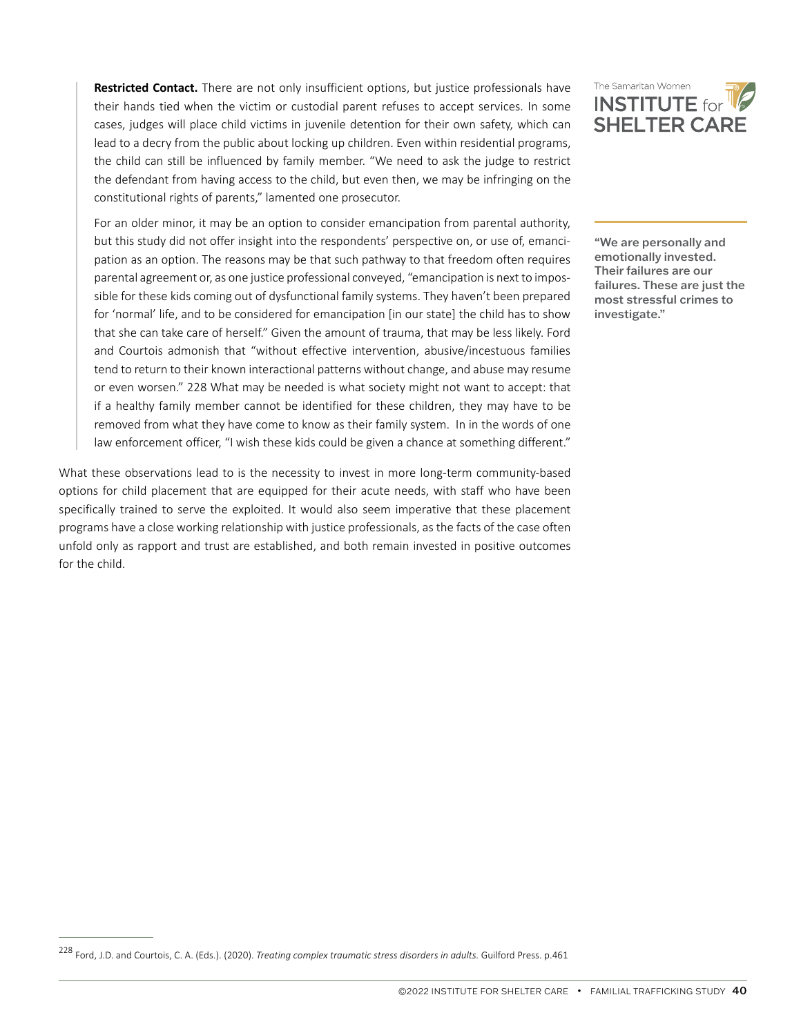**Restricted Contact.** There are not only insufficient options, but justice professionals have their hands tied when the victim or custodial parent refuses to accept services. In some cases, judges will place child victims in juvenile detention for their own safety, which can lead to a decry from the public about locking up children. Even within residential programs, the child can still be influenced by family member. "We need to ask the judge to restrict the defendant from having access to the child, but even then, we may be infringing on the constitutional rights of parents," lamented one prosecutor.

For an older minor, it may be an option to consider emancipation from parental authority, but this study did not offer insight into the respondents' perspective on, or use of, emancipation as an option. The reasons may be that such pathway to that freedom often requires parental agreement or, as one justice professional conveyed, "emancipation is next to impossible for these kids coming out of dysfunctional family systems. They haven't been prepared for 'normal' life, and to be considered for emancipation [in our state] the child has to show that she can take care of herself." Given the amount of trauma, that may be less likely. Ford and Courtois admonish that "without effective intervention, abusive/incestuous families tend to return to their known interactional patterns without change, and abuse may resume or even worsen." 228 What may be needed is what society might not want to accept: that if a healthy family member cannot be identified for these children, they may have to be removed from what they have come to know as their family system. In in the words of one law enforcement officer, "I wish these kids could be given a chance at something different."

**"We are personally and emotionally invested. Their failures are our failures. These are just the most stressful crimes to investigate."**

What these observations lead to is the necessity to invest in more long-term community-based options for child placement that are equipped for their acute needs, with staff who have been specifically trained to serve the exploited. It would also seem imperative that these placement programs have a close working relationship with justice professionals, as the facts of the case often unfold only as rapport and trust are established, and both remain invested in positive outcomes for the child.

[228] Ford, J.D. and Courtois, C. A. (Eds.). (2020). *Treating complex traumatic stress disorders in adults.* Guilford Press. p.461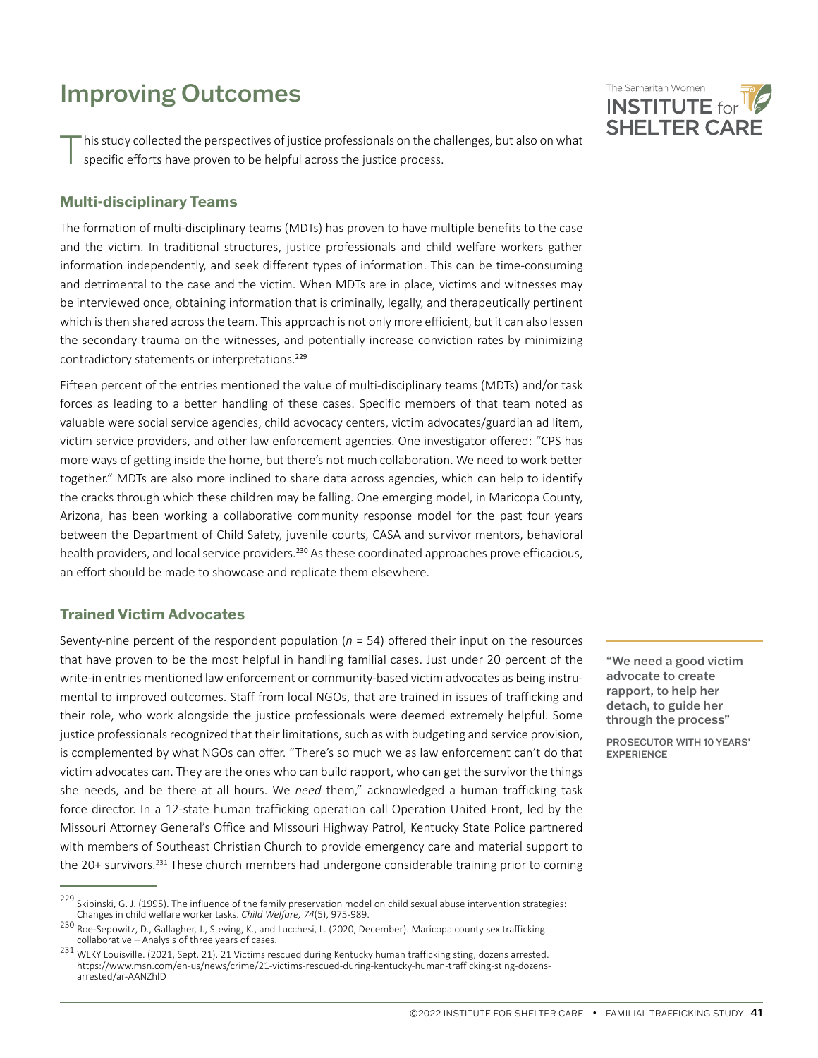# Improving Outcomes

This study collected the perspectives of justice professionals on the challenges, but also on what specific efforts have proven to be helpful across the justice process.

## Multi-disciplinary Teams

The formation of multi-disciplinary teams (MDTs) has proven to have multiple benefits to the case and the victim. In traditional structures, justice professionals and child welfare workers gather information independently, and seek different types of information. This can be time-consuming and detrimental to the case and the victim. When MDTs are in place, victims and witnesses may be interviewed once, obtaining information that is criminally, legally, and therapeutically pertinent which is then shared across the team. This approach is not only more efficient, but it can also lessen the secondary trauma on the witnesses, and potentially increase conviction rates by minimizing contradictory statements or interpretations.[229]

Fifteen percent of the entries mentioned the value of multi-disciplinary teams (MDTs) and/or task forces as leading to a better handling of these cases. Specific members of that team noted as valuable were social service agencies, child advocacy centers, victim advocates/guardian ad litem, victim service providers, and other law enforcement agencies. One investigator offered: "CPS has more ways of getting inside the home, but there's not much collaboration. We need to work better together." MDTs are also more inclined to share data across agencies, which can help to identify the cracks through which these children may be falling. One emerging model, in Maricopa County, Arizona, has been working a collaborative community response model for the past four years between the Department of Child Safety, juvenile courts, CASA and survivor mentors, behavioral health providers, and local service providers.[230] As these coordinated approaches prove efficacious, an effort should be made to showcase and replicate them elsewhere.

## Trained Victim Advocates

Seventy-nine percent of the respondent population ($n$ = 54) offered their input on the resources that have proven to be the most helpful in handling familial cases. Just under 20 percent of the write-in entries mentioned law enforcement or community-based victim advocates as being instrumental to improved outcomes. Staff from local NGOs, that are trained in issues of trafficking and their role, who work alongside the justice professionals were deemed extremely helpful. Some justice professionals recognized that their limitations, such as with budgeting and service provision, is complemented by what NGOs can offer. "There's so much we as law enforcement can't do that victim advocates can. They are the ones who can build rapport, who can get the survivor the things she needs, and be there at all hours. We *need* them," acknowledged a human trafficking task force director. In a 12-state human trafficking operation call Operation United Front, led by the Missouri Attorney General's Office and Missouri Highway Patrol, Kentucky State Police partnered with members of Southeast Christian Church to provide emergency care and material support to the 20+ survivors.[231] These church members had undergone considerable training prior to coming

> **"We need a good victim advocate to create rapport, to help her detach, to guide her through the process"**
>
> PROSECUTOR WITH 10 YEARS' EXPERIENCE

---

[229] Skibinski, G. J. (1995). The influence of the family preservation model on child sexual abuse intervention strategies: Changes in child welfare worker tasks. *Child Welfare, 74*(5), 975-989.

[230] Roe-Sepowitz, D., Gallagher, J., Steving, K., and Lucchesi, L. (2020, December). Maricopa county sex trafficking collaborative – Analysis of three years of cases.

[231] WLKY Louisville. (2021, Sept. 21). 21 Victims rescued during Kentucky human trafficking sting, dozens arrested. https://www.msn.com/en-us/news/crime/21-victims-rescued-during-kentucky-human-trafficking-sting-dozens-arrested/ar-AANZhID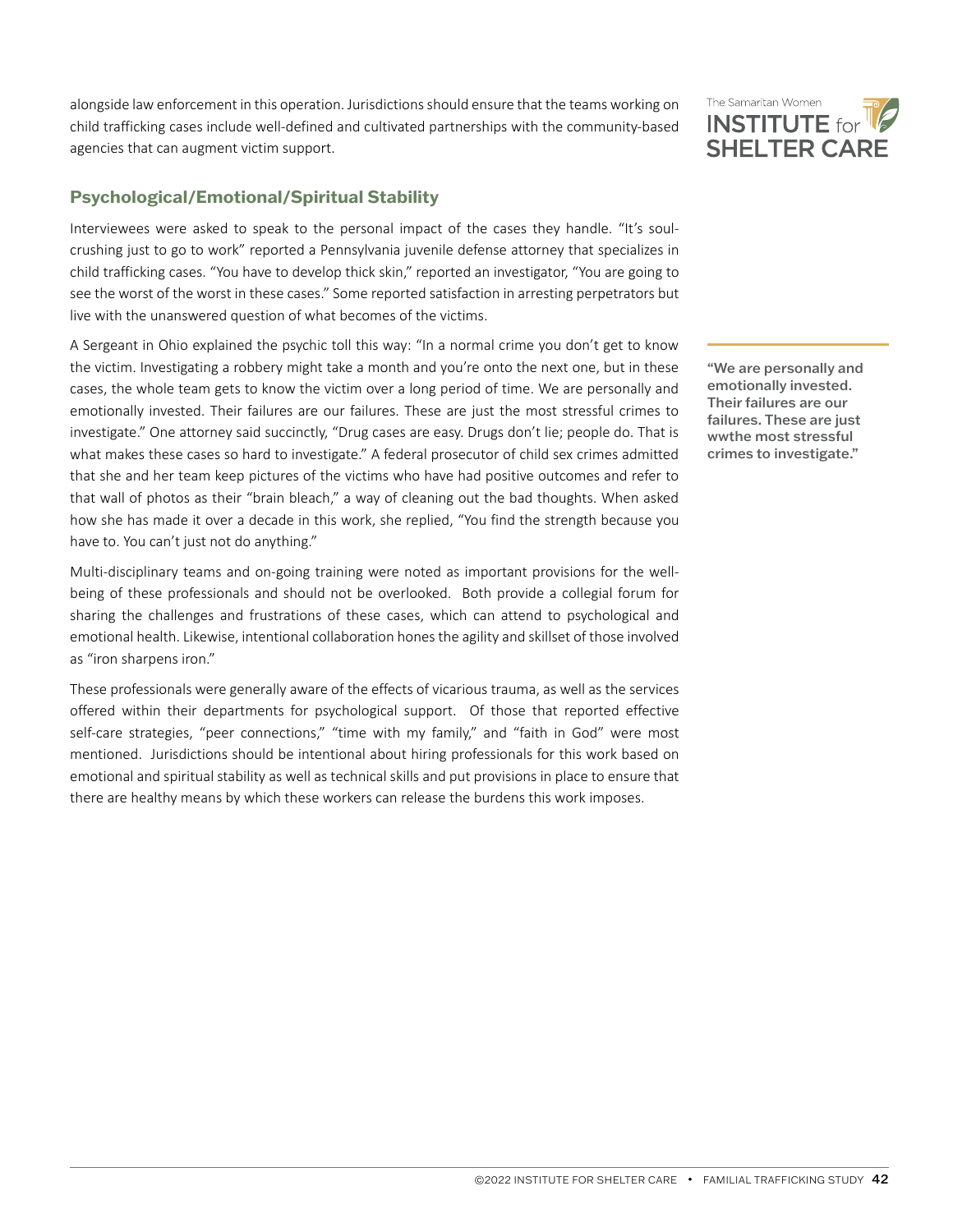alongside law enforcement in this operation. Jurisdictions should ensure that the teams working on child trafficking cases include well-defined and cultivated partnerships with the community-based agencies that can augment victim support.

## Psychological/Emotional/Spiritual Stability

Interviewees were asked to speak to the personal impact of the cases they handle. "It's soul-crushing just to go to work" reported a Pennsylvania juvenile defense attorney that specializes in child trafficking cases. "You have to develop thick skin," reported an investigator, "You are going to see the worst of the worst in these cases." Some reported satisfaction in arresting perpetrators but live with the unanswered question of what becomes of the victims.

A Sergeant in Ohio explained the psychic toll this way: "In a normal crime you don't get to know the victim. Investigating a robbery might take a month and you're onto the next one, but in these cases, the whole team gets to know the victim over a long period of time. We are personally and emotionally invested. Their failures are our failures. These are just the most stressful crimes to investigate." One attorney said succinctly, "Drug cases are easy. Drugs don't lie; people do. That is what makes these cases so hard to investigate." A federal prosecutor of child sex crimes admitted that she and her team keep pictures of the victims who have had positive outcomes and refer to that wall of photos as their "brain bleach," a way of cleaning out the bad thoughts. When asked how she has made it over a decade in this work, she replied, "You find the strength because you have to. You can't just not do anything."

> **"We are personally and emotionally invested. Their failures are our failures. These are just wwthe most stressful crimes to investigate."**

Multi-disciplinary teams and on-going training were noted as important provisions for the well-being of these professionals and should not be overlooked. Both provide a collegial forum for sharing the challenges and frustrations of these cases, which can attend to psychological and emotional health. Likewise, intentional collaboration hones the agility and skillset of those involved as "iron sharpens iron."

These professionals were generally aware of the effects of vicarious trauma, as well as the services offered within their departments for psychological support. Of those that reported effective self-care strategies, "peer connections," "time with my family," and "faith in God" were most mentioned. Jurisdictions should be intentional about hiring professionals for this work based on emotional and spiritual stability as well as technical skills and put provisions in place to ensure that there are healthy means by which these workers can release the burdens this work imposes.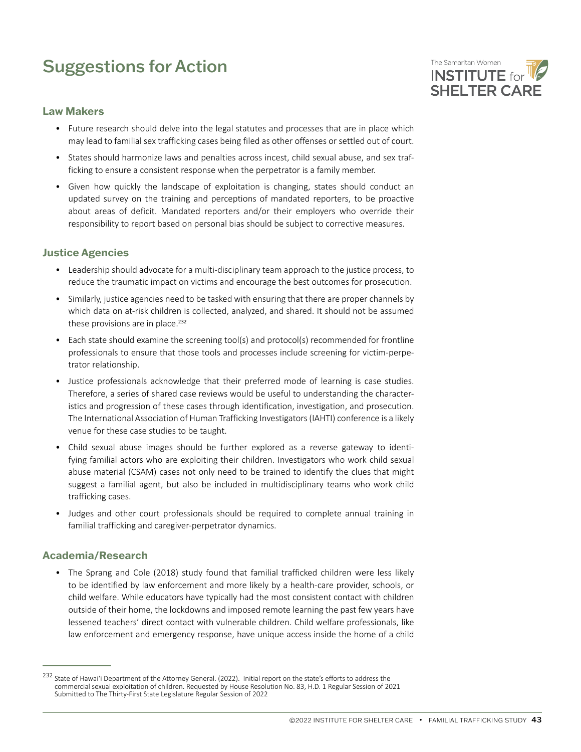# Suggestions for Action

### Law Makers

- Future research should delve into the legal statutes and processes that are in place which may lead to familial sex trafficking cases being filed as other offenses or settled out of court.
- States should harmonize laws and penalties across incest, child sexual abuse, and sex trafficking to ensure a consistent response when the perpetrator is a family member.
- Given how quickly the landscape of exploitation is changing, states should conduct an updated survey on the training and perceptions of mandated reporters, to be proactive about areas of deficit. Mandated reporters and/or their employers who override their responsibility to report based on personal bias should be subject to corrective measures.

### Justice Agencies

- Leadership should advocate for a multi-disciplinary team approach to the justice process, to reduce the traumatic impact on victims and encourage the best outcomes for prosecution.
- Similarly, justice agencies need to be tasked with ensuring that there are proper channels by which data on at-risk children is collected, analyzed, and shared. It should not be assumed these provisions are in place.[232]
- Each state should examine the screening tool(s) and protocol(s) recommended for frontline professionals to ensure that those tools and processes include screening for victim-perpetrator relationship.
- Justice professionals acknowledge that their preferred mode of learning is case studies. Therefore, a series of shared case reviews would be useful to understanding the characteristics and progression of these cases through identification, investigation, and prosecution. The International Association of Human Trafficking Investigators (IAHTI) conference is a likely venue for these case studies to be taught.
- Child sexual abuse images should be further explored as a reverse gateway to identifying familial actors who are exploiting their children. Investigators who work child sexual abuse material (CSAM) cases not only need to be trained to identify the clues that might suggest a familial agent, but also be included in multidisciplinary teams who work child trafficking cases.
- Judges and other court professionals should be required to complete annual training in familial trafficking and caregiver-perpetrator dynamics.

### Academia/Research

- The Sprang and Cole (2018) study found that familial trafficked children were less likely to be identified by law enforcement and more likely by a health-care provider, schools, or child welfare. While educators have typically had the most consistent contact with children outside of their home, the lockdowns and imposed remote learning the past few years have lessened teachers' direct contact with vulnerable children. Child welfare professionals, like law enforcement and emergency response, have unique access inside the home of a child

---

[232] State of Hawai'i Department of the Attorney General. (2022). Initial report on the state's efforts to address the commercial sexual exploitation of children. Requested by House Resolution No. 83, H.D. 1 Regular Session of 2021 Submitted to The Thirty-First State Legislature Regular Session of 2022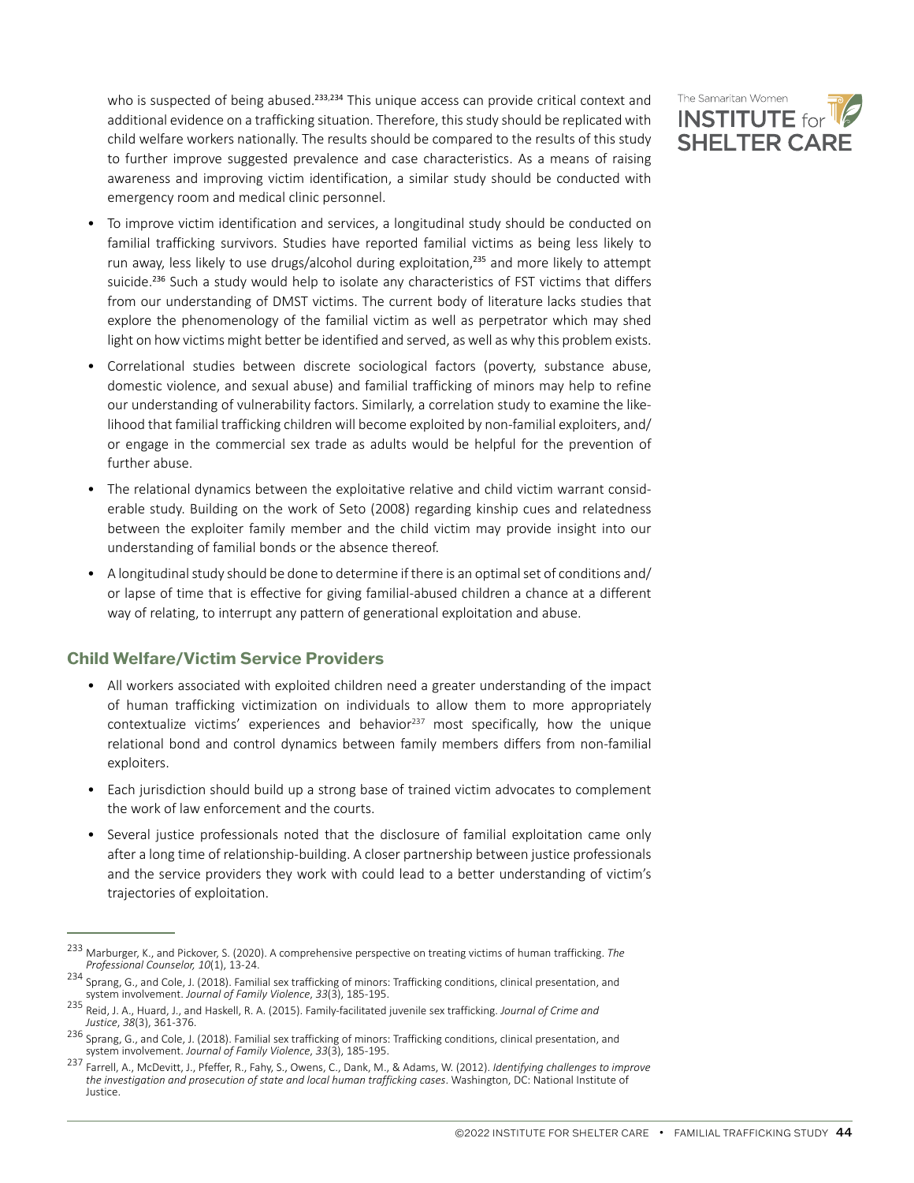who is suspected of being abused.[233,234] This unique access can provide critical context and additional evidence on a trafficking situation. Therefore, this study should be replicated with child welfare workers nationally. The results should be compared to the results of this study to further improve suggested prevalence and case characteristics. As a means of raising awareness and improving victim identification, a similar study should be conducted with emergency room and medical clinic personnel.

- To improve victim identification and services, a longitudinal study should be conducted on familial trafficking survivors. Studies have reported familial victims as being less likely to run away, less likely to use drugs/alcohol during exploitation,[235] and more likely to attempt suicide.[236] Such a study would help to isolate any characteristics of FST victims that differs from our understanding of DMST victims. The current body of literature lacks studies that explore the phenomenology of the familial victim as well as perpetrator which may shed light on how victims might better be identified and served, as well as why this problem exists.
- Correlational studies between discrete sociological factors (poverty, substance abuse, domestic violence, and sexual abuse) and familial trafficking of minors may help to refine our understanding of vulnerability factors. Similarly, a correlation study to examine the likelihood that familial trafficking children will become exploited by non-familial exploiters, and/or engage in the commercial sex trade as adults would be helpful for the prevention of further abuse.
- The relational dynamics between the exploitative relative and child victim warrant considerable study. Building on the work of Seto (2008) regarding kinship cues and relatedness between the exploiter family member and the child victim may provide insight into our understanding of familial bonds or the absence thereof.
- A longitudinal study should be done to determine if there is an optimal set of conditions and/or lapse of time that is effective for giving familial-abused children a chance at a different way of relating, to interrupt any pattern of generational exploitation and abuse.

### Child Welfare/Victim Service Providers

- All workers associated with exploited children need a greater understanding of the impact of human trafficking victimization on individuals to allow them to more appropriately contextualize victims' experiences and behavior[237] most specifically, how the unique relational bond and control dynamics between family members differs from non-familial exploiters.
- Each jurisdiction should build up a strong base of trained victim advocates to complement the work of law enforcement and the courts.
- Several justice professionals noted that the disclosure of familial exploitation came only after a long time of relationship-building. A closer partnership between justice professionals and the service providers they work with could lead to a better understanding of victim's trajectories of exploitation.

---

[233] Marburger, K., and Pickover, S. (2020). A comprehensive perspective on treating victims of human trafficking. *The Professional Counselor, 10*(1), 13-24.

[234] Sprang, G., and Cole, J. (2018). Familial sex trafficking of minors: Trafficking conditions, clinical presentation, and system involvement. *Journal of Family Violence*, *33*(3), 185-195.

[235] Reid, J. A., Huard, J., and Haskell, R. A. (2015). Family-facilitated juvenile sex trafficking. *Journal of Crime and Justice*, *38*(3), 361-376.

[236] Sprang, G., and Cole, J. (2018). Familial sex trafficking of minors: Trafficking conditions, clinical presentation, and system involvement. *Journal of Family Violence*, *33*(3), 185-195.

[237] Farrell, A., McDevitt, J., Pfeffer, R., Fahy, S., Owens, C., Dank, M., & Adams, W. (2012). *Identifying challenges to improve the investigation and prosecution of state and local human trafficking cases*. Washington, DC: National Institute of Justice.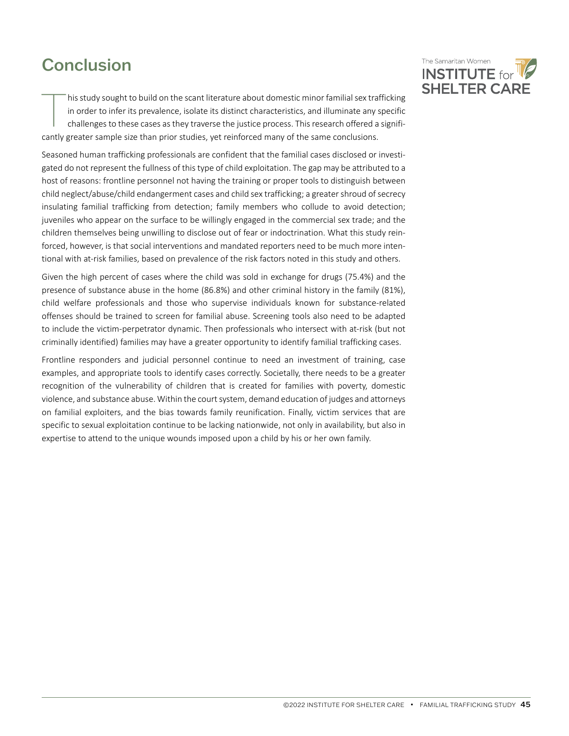# Conclusion

This study sought to build on the scant literature about domestic minor familial sex trafficking in order to infer its prevalence, isolate its distinct characteristics, and illuminate any specific challenges to these cases as they traverse the justice process. This research offered a significantly greater sample size than prior studies, yet reinforced many of the same conclusions.

Seasoned human trafficking professionals are confident that the familial cases disclosed or investigated do not represent the fullness of this type of child exploitation. The gap may be attributed to a host of reasons: frontline personnel not having the training or proper tools to distinguish between child neglect/abuse/child endangerment cases and child sex trafficking; a greater shroud of secrecy insulating familial trafficking from detection; family members who collude to avoid detection; juveniles who appear on the surface to be willingly engaged in the commercial sex trade; and the children themselves being unwilling to disclose out of fear or indoctrination. What this study reinforced, however, is that social interventions and mandated reporters need to be much more intentional with at-risk families, based on prevalence of the risk factors noted in this study and others.

Given the high percent of cases where the child was sold in exchange for drugs (75.4%) and the presence of substance abuse in the home (86.8%) and other criminal history in the family (81%), child welfare professionals and those who supervise individuals known for substance-related offenses should be trained to screen for familial abuse. Screening tools also need to be adapted to include the victim-perpetrator dynamic. Then professionals who intersect with at-risk (but not criminally identified) families may have a greater opportunity to identify familial trafficking cases.

Frontline responders and judicial personnel continue to need an investment of training, case examples, and appropriate tools to identify cases correctly. Societally, there needs to be a greater recognition of the vulnerability of children that is created for families with poverty, domestic violence, and substance abuse. Within the court system, demand education of judges and attorneys on familial exploiters, and the bias towards family reunification. Finally, victim services that are specific to sexual exploitation continue to be lacking nationwide, not only in availability, but also in expertise to attend to the unique wounds imposed upon a child by his or her own family.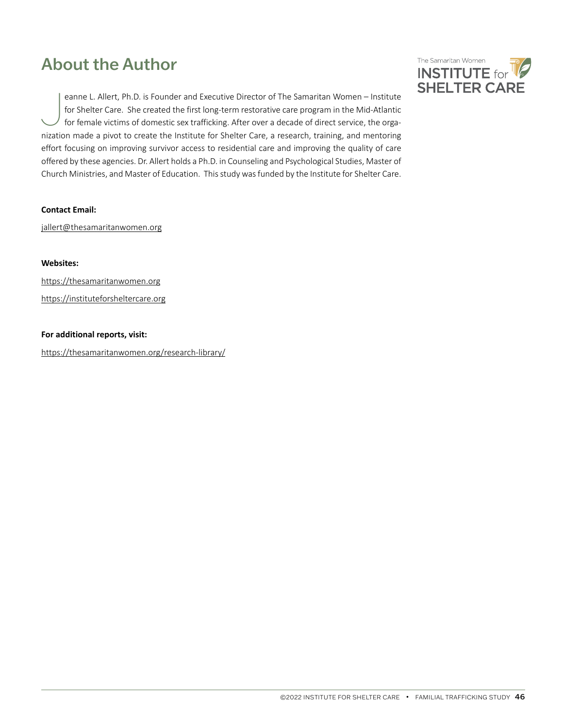## About the Author

The Samaritan Women INSTITUTE for SHELTER CARE

Jeanne L. Allert, Ph.D. is Founder and Executive Director of The Samaritan Women – Institute for Shelter Care. She created the first long-term restorative care program in the Mid-Atlantic for female victims of domestic sex trafficking. After over a decade of direct service, the organization made a pivot to create the Institute for Shelter Care, a research, training, and mentoring effort focusing on improving survivor access to residential care and improving the quality of care offered by these agencies. Dr. Allert holds a Ph.D. in Counseling and Psychological Studies, Master of Church Ministries, and Master of Education. This study was funded by the Institute for Shelter Care.

**Contact Email:**

jallert@thesamaritanwomen.org

**Websites:**

https://thesamaritanwomen.org

https://instituteforsheltercare.org

**For additional reports, visit:**

https://thesamaritanwomen.org/research-library/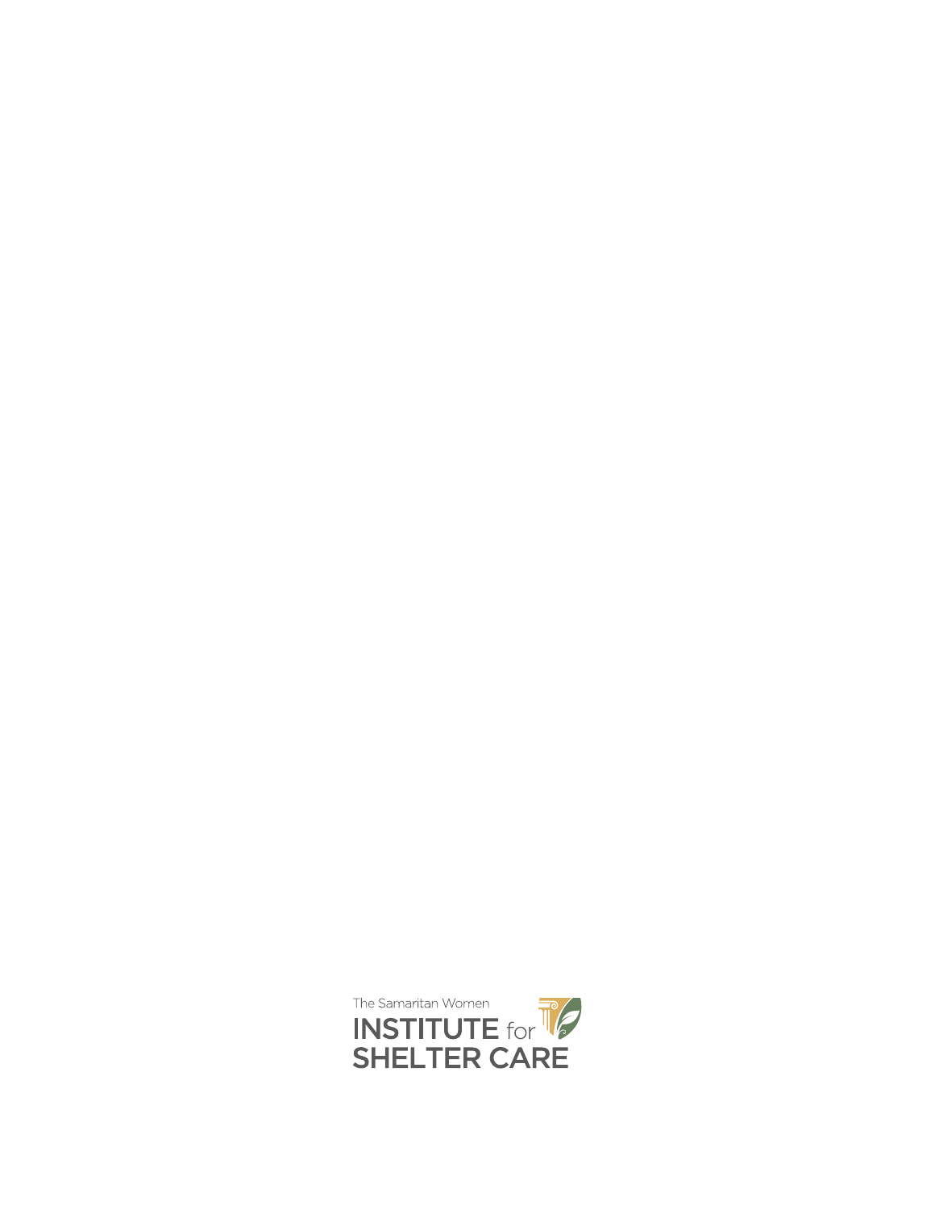The Samaritan Women

INSTITUTE for SHELTER CARE